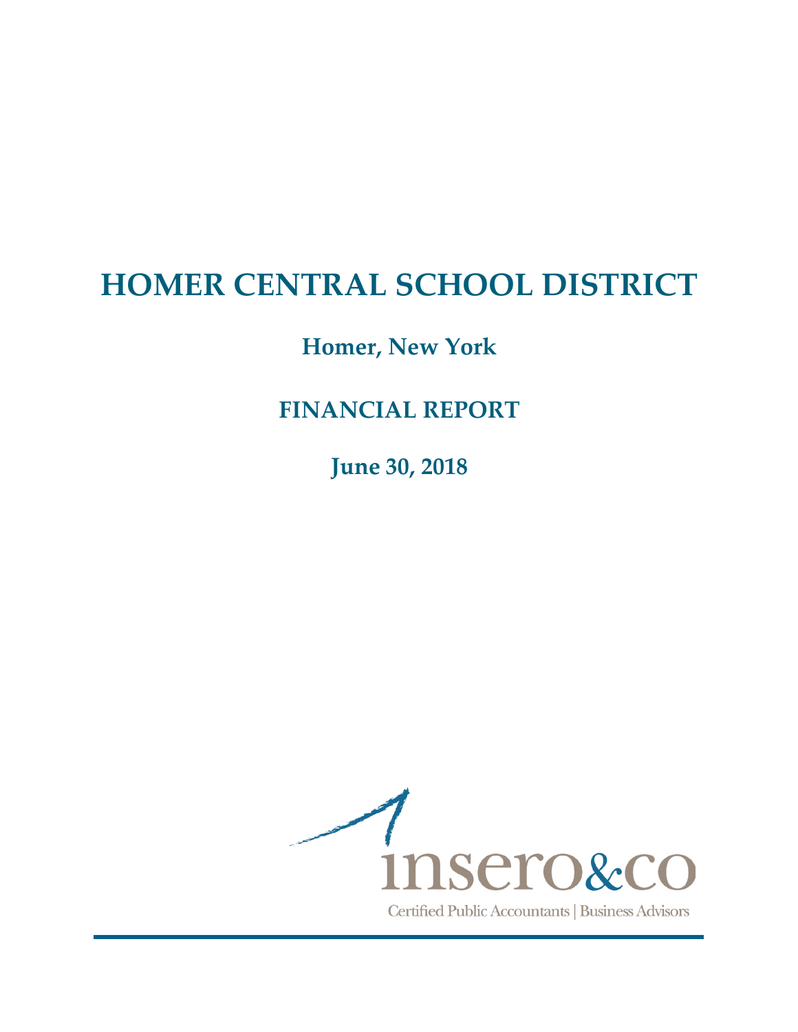# HOMER CENTRAL SCHOOL DISTRICT

## Homer, New York

## FINANCIAL REPORT

## June 30, 2018

insero&co

Certified Public Accountants | Business Advisors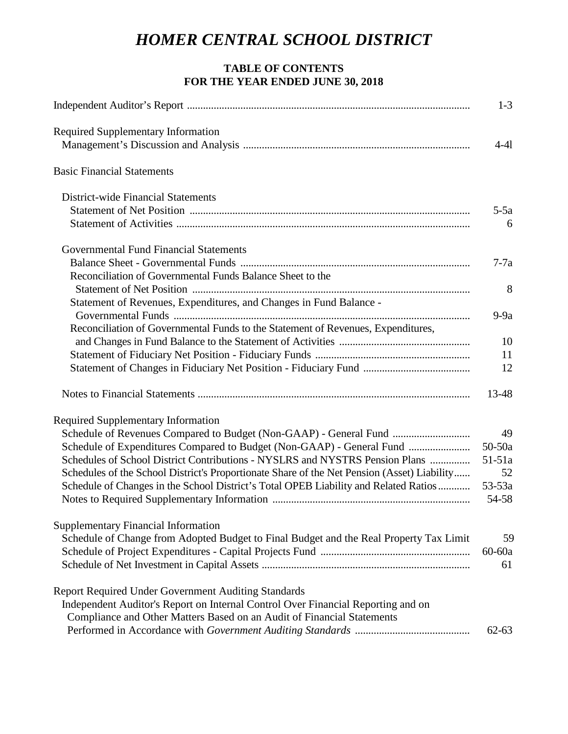# *HOMER CENTRAL SCHOOL DISTRICT*

## TABLE OF CONTENTS
## FOR THE YEAR ENDED JUNE 30, 2018

| | |
|---|---|
| Independent Auditor's Report | 1-3 |
| **Required Supplementary Information** | |
| Management's Discussion and Analysis | 4-4l |
| **Basic Financial Statements** | |
| District-wide Financial Statements | |
| Statement of Net Position | 5-5a |
| Statement of Activities | 6 |
| Governmental Fund Financial Statements | |
| Balance Sheet - Governmental Funds | 7-7a |
| Reconciliation of Governmental Funds Balance Sheet to the Statement of Net Position | 8 |
| Statement of Revenues, Expenditures, and Changes in Fund Balance - Governmental Funds | 9-9a |
| Reconciliation of Governmental Funds to the Statement of Revenues, Expenditures, and Changes in Fund Balance to the Statement of Activities | 10 |
| Statement of Fiduciary Net Position - Fiduciary Funds | 11 |
| Statement of Changes in Fiduciary Net Position - Fiduciary Fund | 12 |
| Notes to Financial Statements | 13-48 |
| **Required Supplementary Information** | |
| Schedule of Revenues Compared to Budget (Non-GAAP) - General Fund | 49 |
| Schedule of Expenditures Compared to Budget (Non-GAAP) - General Fund | 50-50a |
| Schedules of School District Contributions - NYSLRS and NYSTRS Pension Plans | 51-51a |
| Schedules of the School District's Proportionate Share of the Net Pension (Asset) Liability | 52 |
| Schedule of Changes in the School District's Total OPEB Liability and Related Ratios | 53-53a |
| Notes to Required Supplementary Information | 54-58 |
| **Supplementary Financial Information** | |
| Schedule of Change from Adopted Budget to Final Budget and the Real Property Tax Limit | 59 |
| Schedule of Project Expenditures - Capital Projects Fund | 60-60a |
| Schedule of Net Investment in Capital Assets | 61 |
| **Report Required Under Government Auditing Standards** | |
| Independent Auditor's Report on Internal Control Over Financial Reporting and on Compliance and Other Matters Based on an Audit of Financial Statements Performed in Accordance with *Government Auditing Standards* | 62-63 |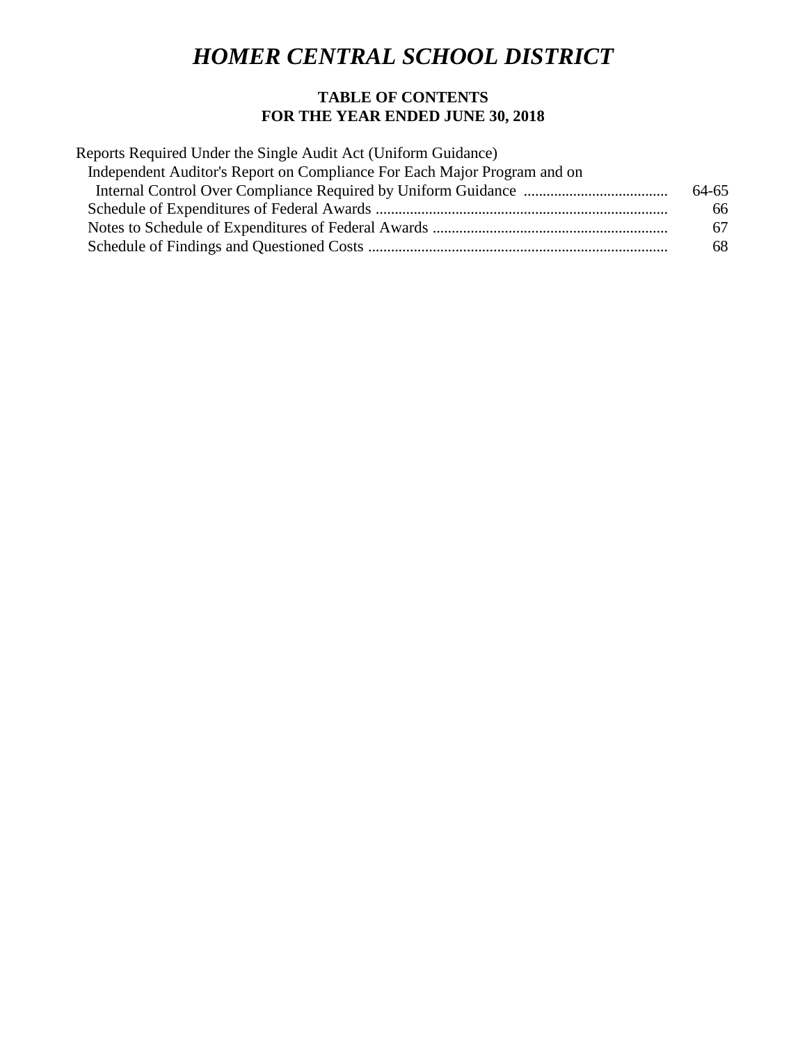# *HOMER CENTRAL SCHOOL DISTRICT*

**TABLE OF CONTENTS**
**FOR THE YEAR ENDED JUNE 30, 2018**

| | |
|---|---|
| Reports Required Under the Single Audit Act (Uniform Guidance) | |
| Independent Auditor's Report on Compliance For Each Major Program and on Internal Control Over Compliance Required by Uniform Guidance | 64-65 |
| Schedule of Expenditures of Federal Awards | 66 |
| Notes to Schedule of Expenditures of Federal Awards | 67 |
| Schedule of Findings and Questioned Costs | 68 |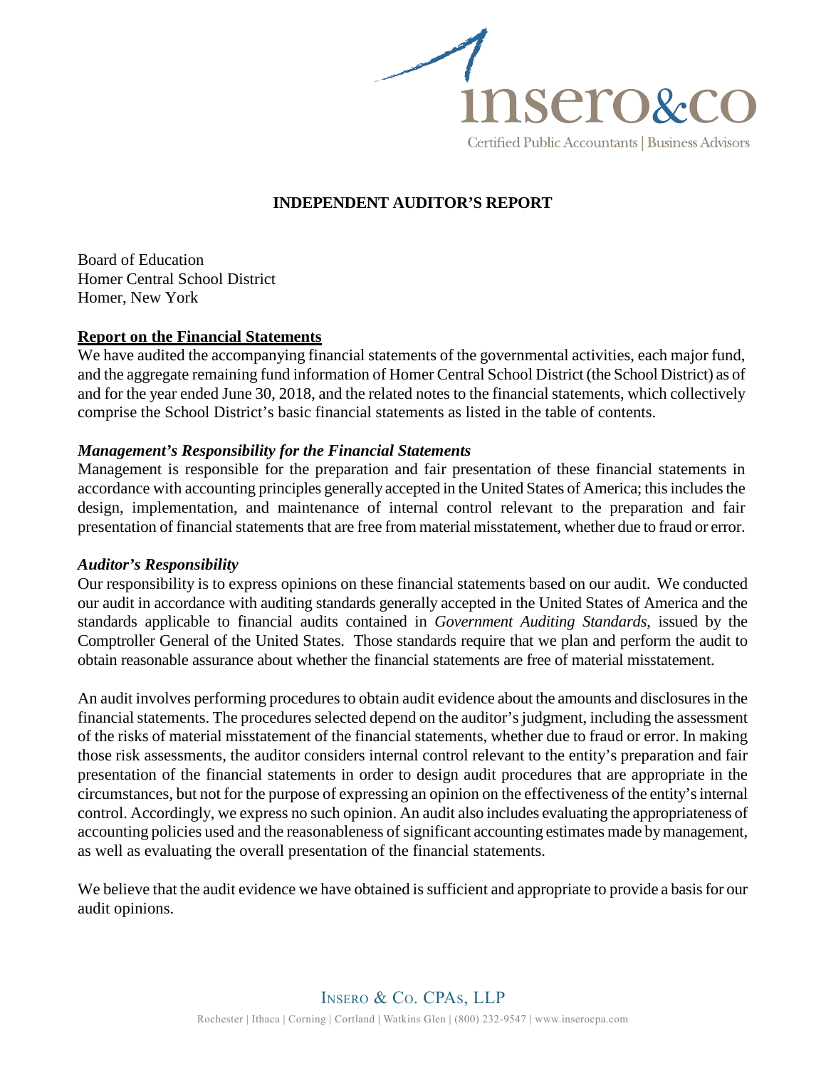# INDEPENDENT AUDITOR'S REPORT

Board of Education
Homer Central School District
Homer, New York

## Report on the Financial Statements

We have audited the accompanying financial statements of the governmental activities, each major fund, and the aggregate remaining fund information of Homer Central School District (the School District) as of and for the year ended June 30, 2018, and the related notes to the financial statements, which collectively comprise the School District's basic financial statements as listed in the table of contents.

### *Management's Responsibility for the Financial Statements*

Management is responsible for the preparation and fair presentation of these financial statements in accordance with accounting principles generally accepted in the United States of America; this includes the design, implementation, and maintenance of internal control relevant to the preparation and fair presentation of financial statements that are free from material misstatement, whether due to fraud or error.

### *Auditor's Responsibility*

Our responsibility is to express opinions on these financial statements based on our audit. We conducted our audit in accordance with auditing standards generally accepted in the United States of America and the standards applicable to financial audits contained in *Government Auditing Standards*, issued by the Comptroller General of the United States. Those standards require that we plan and perform the audit to obtain reasonable assurance about whether the financial statements are free of material misstatement.

An audit involves performing procedures to obtain audit evidence about the amounts and disclosures in the financial statements. The procedures selected depend on the auditor's judgment, including the assessment of the risks of material misstatement of the financial statements, whether due to fraud or error. In making those risk assessments, the auditor considers internal control relevant to the entity's preparation and fair presentation of the financial statements in order to design audit procedures that are appropriate in the circumstances, but not for the purpose of expressing an opinion on the effectiveness of the entity's internal control. Accordingly, we express no such opinion. An audit also includes evaluating the appropriateness of accounting policies used and the reasonableness of significant accounting estimates made by management, as well as evaluating the overall presentation of the financial statements.

We believe that the audit evidence we have obtained is sufficient and appropriate to provide a basis for our audit opinions.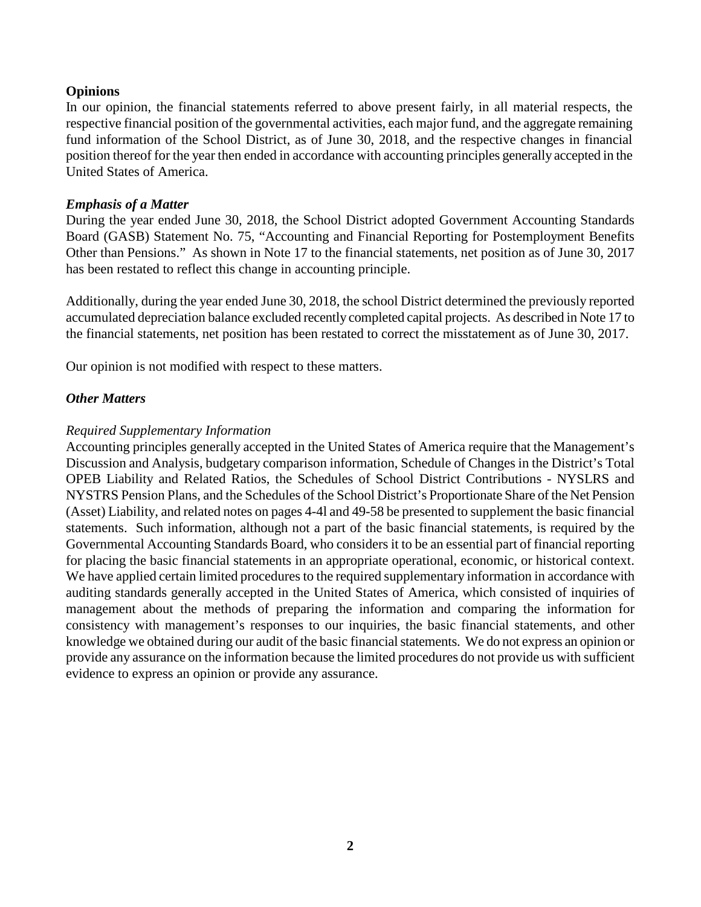**Opinions**

In our opinion, the financial statements referred to above present fairly, in all material respects, the respective financial position of the governmental activities, each major fund, and the aggregate remaining fund information of the School District, as of June 30, 2018, and the respective changes in financial position thereof for the year then ended in accordance with accounting principles generally accepted in the United States of America.

***Emphasis of a Matter***

During the year ended June 30, 2018, the School District adopted Government Accounting Standards Board (GASB) Statement No. 75, "Accounting and Financial Reporting for Postemployment Benefits Other than Pensions." As shown in Note 17 to the financial statements, net position as of June 30, 2017 has been restated to reflect this change in accounting principle.

Additionally, during the year ended June 30, 2018, the school District determined the previously reported accumulated depreciation balance excluded recently completed capital projects. As described in Note 17 to the financial statements, net position has been restated to correct the misstatement as of June 30, 2017.

Our opinion is not modified with respect to these matters.

***Other Matters***

*Required Supplementary Information*

Accounting principles generally accepted in the United States of America require that the Management's Discussion and Analysis, budgetary comparison information, Schedule of Changes in the District's Total OPEB Liability and Related Ratios, the Schedules of School District Contributions - NYSLRS and NYSTRS Pension Plans, and the Schedules of the School District's Proportionate Share of the Net Pension (Asset) Liability, and related notes on pages 4-4l and 49-58 be presented to supplement the basic financial statements. Such information, although not a part of the basic financial statements, is required by the Governmental Accounting Standards Board, who considers it to be an essential part of financial reporting for placing the basic financial statements in an appropriate operational, economic, or historical context. We have applied certain limited procedures to the required supplementary information in accordance with auditing standards generally accepted in the United States of America, which consisted of inquiries of management about the methods of preparing the information and comparing the information for consistency with management's responses to our inquiries, the basic financial statements, and other knowledge we obtained during our audit of the basic financial statements. We do not express an opinion or provide any assurance on the information because the limited procedures do not provide us with sufficient evidence to express an opinion or provide any assurance.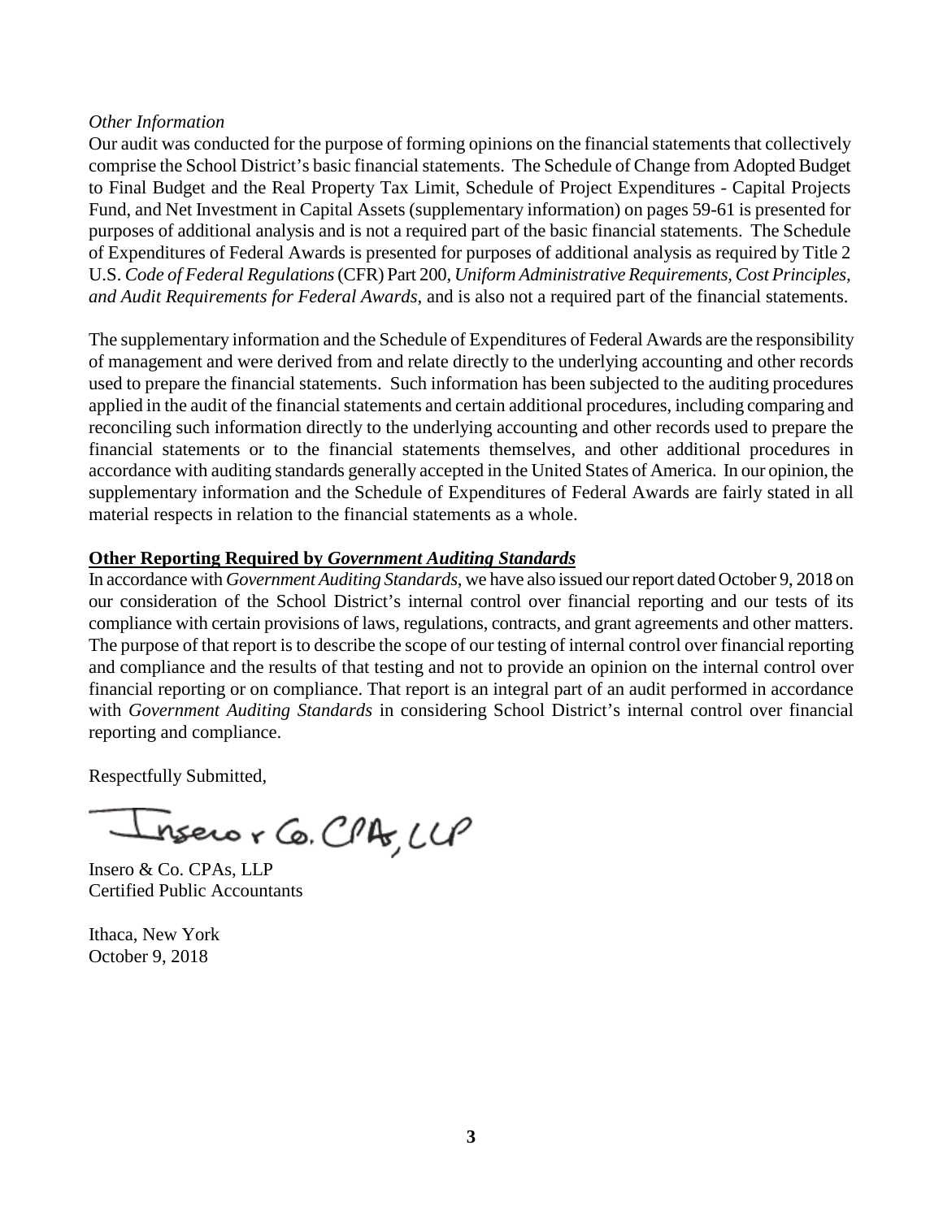*Other Information*

Our audit was conducted for the purpose of forming opinions on the financial statements that collectively comprise the School District's basic financial statements. The Schedule of Change from Adopted Budget to Final Budget and the Real Property Tax Limit, Schedule of Project Expenditures - Capital Projects Fund, and Net Investment in Capital Assets (supplementary information) on pages 59-61 is presented for purposes of additional analysis and is not a required part of the basic financial statements. The Schedule of Expenditures of Federal Awards is presented for purposes of additional analysis as required by Title 2 U.S. *Code of Federal Regulations* (CFR) Part 200, *Uniform Administrative Requirements, Cost Principles, and Audit Requirements for Federal Awards*, and is also not a required part of the financial statements.

The supplementary information and the Schedule of Expenditures of Federal Awards are the responsibility of management and were derived from and relate directly to the underlying accounting and other records used to prepare the financial statements. Such information has been subjected to the auditing procedures applied in the audit of the financial statements and certain additional procedures, including comparing and reconciling such information directly to the underlying accounting and other records used to prepare the financial statements or to the financial statements themselves, and other additional procedures in accordance with auditing standards generally accepted in the United States of America. In our opinion, the supplementary information and the Schedule of Expenditures of Federal Awards are fairly stated in all material respects in relation to the financial statements as a whole.

**Other Reporting Required by *Government Auditing Standards***

In accordance with *Government Auditing Standards*, we have also issued our report dated October 9, 2018 on our consideration of the School District's internal control over financial reporting and our tests of its compliance with certain provisions of laws, regulations, contracts, and grant agreements and other matters. The purpose of that report is to describe the scope of our testing of internal control over financial reporting and compliance and the results of that testing and not to provide an opinion on the internal control over financial reporting or on compliance. That report is an integral part of an audit performed in accordance with *Government Auditing Standards* in considering School District's internal control over financial reporting and compliance.

Respectfully Submitted,

Insero & Co. CPAs, LLP

Insero & Co. CPAs, LLP
Certified Public Accountants

Ithaca, New York
October 9, 2018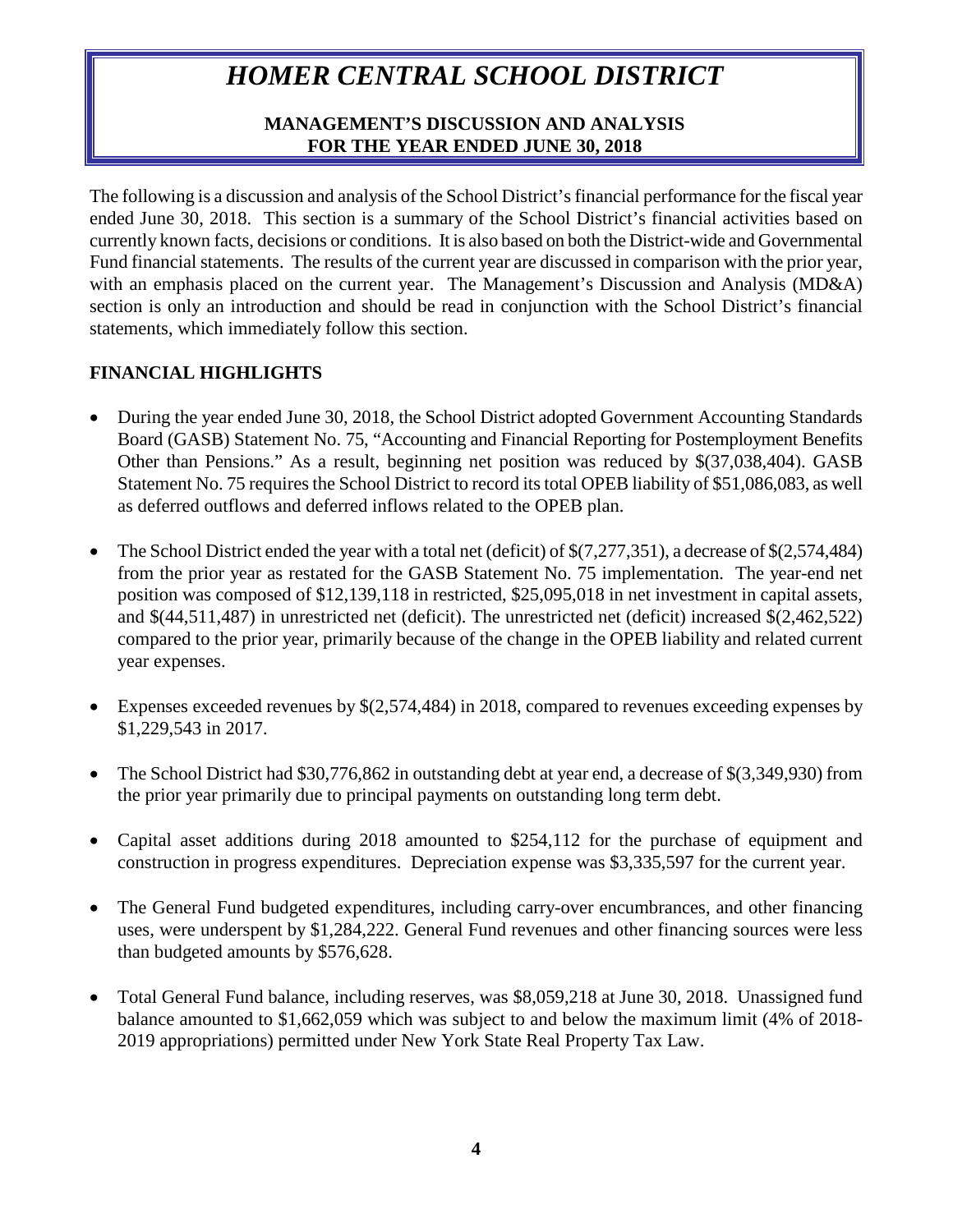# *HOMER CENTRAL SCHOOL DISTRICT*

**MANAGEMENT'S DISCUSSION AND ANALYSIS**
**FOR THE YEAR ENDED JUNE 30, 2018**

The following is a discussion and analysis of the School District's financial performance for the fiscal year ended June 30, 2018. This section is a summary of the School District's financial activities based on currently known facts, decisions or conditions. It is also based on both the District-wide and Governmental Fund financial statements. The results of the current year are discussed in comparison with the prior year, with an emphasis placed on the current year. The Management's Discussion and Analysis (MD&A) section is only an introduction and should be read in conjunction with the School District's financial statements, which immediately follow this section.

## FINANCIAL HIGHLIGHTS

- During the year ended June 30, 2018, the School District adopted Government Accounting Standards Board (GASB) Statement No. 75, "Accounting and Financial Reporting for Postemployment Benefits Other than Pensions." As a result, beginning net position was reduced by \$(37,038,404). GASB Statement No. 75 requires the School District to record its total OPEB liability of \$51,086,083, as well as deferred outflows and deferred inflows related to the OPEB plan.

- The School District ended the year with a total net (deficit) of \$(7,277,351), a decrease of \$(2,574,484) from the prior year as restated for the GASB Statement No. 75 implementation. The year-end net position was composed of \$12,139,118 in restricted, \$25,095,018 in net investment in capital assets, and \$(44,511,487) in unrestricted net (deficit). The unrestricted net (deficit) increased \$(2,462,522) compared to the prior year, primarily because of the change in the OPEB liability and related current year expenses.

- Expenses exceeded revenues by \$(2,574,484) in 2018, compared to revenues exceeding expenses by \$1,229,543 in 2017.

- The School District had \$30,776,862 in outstanding debt at year end, a decrease of \$(3,349,930) from the prior year primarily due to principal payments on outstanding long term debt.

- Capital asset additions during 2018 amounted to \$254,112 for the purchase of equipment and construction in progress expenditures. Depreciation expense was \$3,335,597 for the current year.

- The General Fund budgeted expenditures, including carry-over encumbrances, and other financing uses, were underspent by \$1,284,222. General Fund revenues and other financing sources were less than budgeted amounts by \$576,628.

- Total General Fund balance, including reserves, was \$8,059,218 at June 30, 2018. Unassigned fund balance amounted to \$1,662,059 which was subject to and below the maximum limit (4% of 2018-2019 appropriations) permitted under New York State Real Property Tax Law.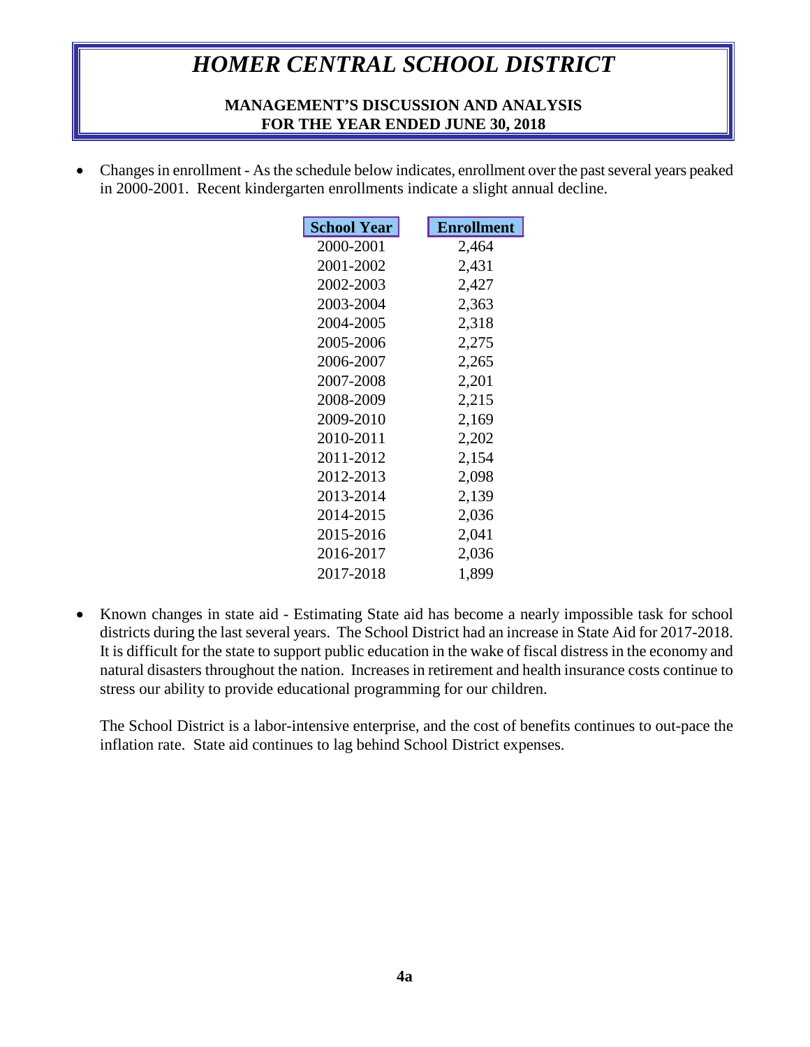# *HOMER CENTRAL SCHOOL DISTRICT*

**MANAGEMENT'S DISCUSSION AND ANALYSIS**
**FOR THE YEAR ENDED JUNE 30, 2018**

- Changes in enrollment - As the schedule below indicates, enrollment over the past several years peaked in 2000-2001. Recent kindergarten enrollments indicate a slight annual decline.

| School Year | Enrollment |
|---|---|
| 2000-2001 | 2,464 |
| 2001-2002 | 2,431 |
| 2002-2003 | 2,427 |
| 2003-2004 | 2,363 |
| 2004-2005 | 2,318 |
| 2005-2006 | 2,275 |
| 2006-2007 | 2,265 |
| 2007-2008 | 2,201 |
| 2008-2009 | 2,215 |
| 2009-2010 | 2,169 |
| 2010-2011 | 2,202 |
| 2011-2012 | 2,154 |
| 2012-2013 | 2,098 |
| 2013-2014 | 2,139 |
| 2014-2015 | 2,036 |
| 2015-2016 | 2,041 |
| 2016-2017 | 2,036 |
| 2017-2018 | 1,899 |

- Known changes in state aid - Estimating State aid has become a nearly impossible task for school districts during the last several years. The School District had an increase in State Aid for 2017-2018. It is difficult for the state to support public education in the wake of fiscal distress in the economy and natural disasters throughout the nation. Increases in retirement and health insurance costs continue to stress our ability to provide educational programming for our children.

  The School District is a labor-intensive enterprise, and the cost of benefits continues to out-pace the inflation rate. State aid continues to lag behind School District expenses.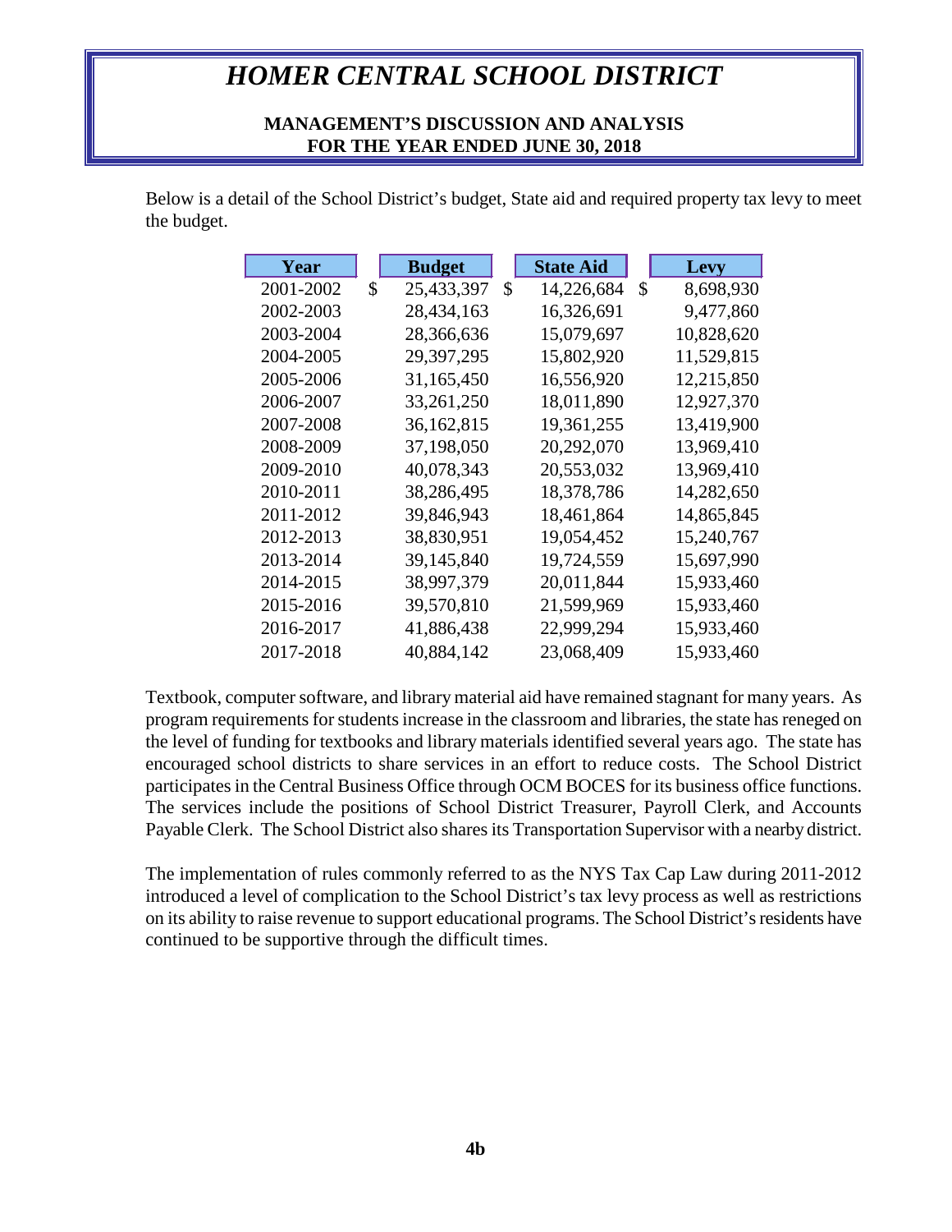# HOMER CENTRAL SCHOOL DISTRICT

## MANAGEMENT'S DISCUSSION AND ANALYSIS
## FOR THE YEAR ENDED JUNE 30, 2018

Below is a detail of the School District's budget, State aid and required property tax levy to meet the budget.

| Year | Budget | State Aid | Levy |
|---|---|---|---|
| 2001-2002 | $ 25,433,397 | $ 14,226,684 | $ 8,698,930 |
| 2002-2003 | 28,434,163 | 16,326,691 | 9,477,860 |
| 2003-2004 | 28,366,636 | 15,079,697 | 10,828,620 |
| 2004-2005 | 29,397,295 | 15,802,920 | 11,529,815 |
| 2005-2006 | 31,165,450 | 16,556,920 | 12,215,850 |
| 2006-2007 | 33,261,250 | 18,011,890 | 12,927,370 |
| 2007-2008 | 36,162,815 | 19,361,255 | 13,419,900 |
| 2008-2009 | 37,198,050 | 20,292,070 | 13,969,410 |
| 2009-2010 | 40,078,343 | 20,553,032 | 13,969,410 |
| 2010-2011 | 38,286,495 | 18,378,786 | 14,282,650 |
| 2011-2012 | 39,846,943 | 18,461,864 | 14,865,845 |
| 2012-2013 | 38,830,951 | 19,054,452 | 15,240,767 |
| 2013-2014 | 39,145,840 | 19,724,559 | 15,697,990 |
| 2014-2015 | 38,997,379 | 20,011,844 | 15,933,460 |
| 2015-2016 | 39,570,810 | 21,599,969 | 15,933,460 |
| 2016-2017 | 41,886,438 | 22,999,294 | 15,933,460 |
| 2017-2018 | 40,884,142 | 23,068,409 | 15,933,460 |

Textbook, computer software, and library material aid have remained stagnant for many years. As program requirements for students increase in the classroom and libraries, the state has reneged on the level of funding for textbooks and library materials identified several years ago. The state has encouraged school districts to share services in an effort to reduce costs. The School District participates in the Central Business Office through OCM BOCES for its business office functions. The services include the positions of School District Treasurer, Payroll Clerk, and Accounts Payable Clerk. The School District also shares its Transportation Supervisor with a nearby district.

The implementation of rules commonly referred to as the NYS Tax Cap Law during 2011-2012 introduced a level of complication to the School District's tax levy process as well as restrictions on its ability to raise revenue to support educational programs. The School District's residents have continued to be supportive through the difficult times.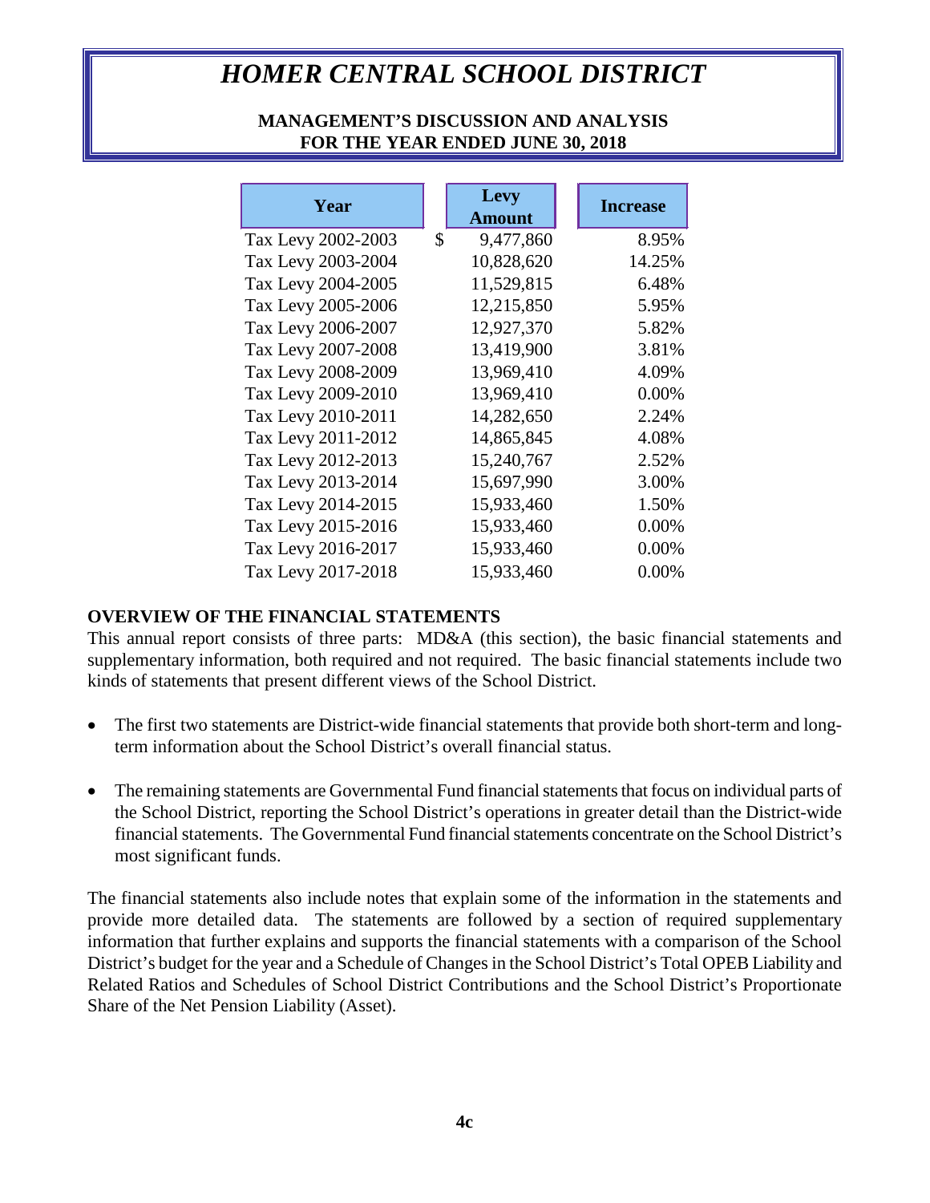# HOMER CENTRAL SCHOOL DISTRICT

## MANAGEMENT'S DISCUSSION AND ANALYSIS
## FOR THE YEAR ENDED JUNE 30, 2018

| Year | Levy Amount | Increase |
|---|---|---|
| Tax Levy 2002-2003 | $ 9,477,860 | 8.95% |
| Tax Levy 2003-2004 | 10,828,620 | 14.25% |
| Tax Levy 2004-2005 | 11,529,815 | 6.48% |
| Tax Levy 2005-2006 | 12,215,850 | 5.95% |
| Tax Levy 2006-2007 | 12,927,370 | 5.82% |
| Tax Levy 2007-2008 | 13,419,900 | 3.81% |
| Tax Levy 2008-2009 | 13,969,410 | 4.09% |
| Tax Levy 2009-2010 | 13,969,410 | 0.00% |
| Tax Levy 2010-2011 | 14,282,650 | 2.24% |
| Tax Levy 2011-2012 | 14,865,845 | 4.08% |
| Tax Levy 2012-2013 | 15,240,767 | 2.52% |
| Tax Levy 2013-2014 | 15,697,990 | 3.00% |
| Tax Levy 2014-2015 | 15,933,460 | 1.50% |
| Tax Levy 2015-2016 | 15,933,460 | 0.00% |
| Tax Levy 2016-2017 | 15,933,460 | 0.00% |
| Tax Levy 2017-2018 | 15,933,460 | 0.00% |

**OVERVIEW OF THE FINANCIAL STATEMENTS**

This annual report consists of three parts: MD&A (this section), the basic financial statements and supplementary information, both required and not required. The basic financial statements include two kinds of statements that present different views of the School District.

- The first two statements are District-wide financial statements that provide both short-term and long-term information about the School District's overall financial status.
- The remaining statements are Governmental Fund financial statements that focus on individual parts of the School District, reporting the School District's operations in greater detail than the District-wide financial statements. The Governmental Fund financial statements concentrate on the School District's most significant funds.

The financial statements also include notes that explain some of the information in the statements and provide more detailed data. The statements are followed by a section of required supplementary information that further explains and supports the financial statements with a comparison of the School District's budget for the year and a Schedule of Changes in the School District's Total OPEB Liability and Related Ratios and Schedules of School District Contributions and the School District's Proportionate Share of the Net Pension Liability (Asset).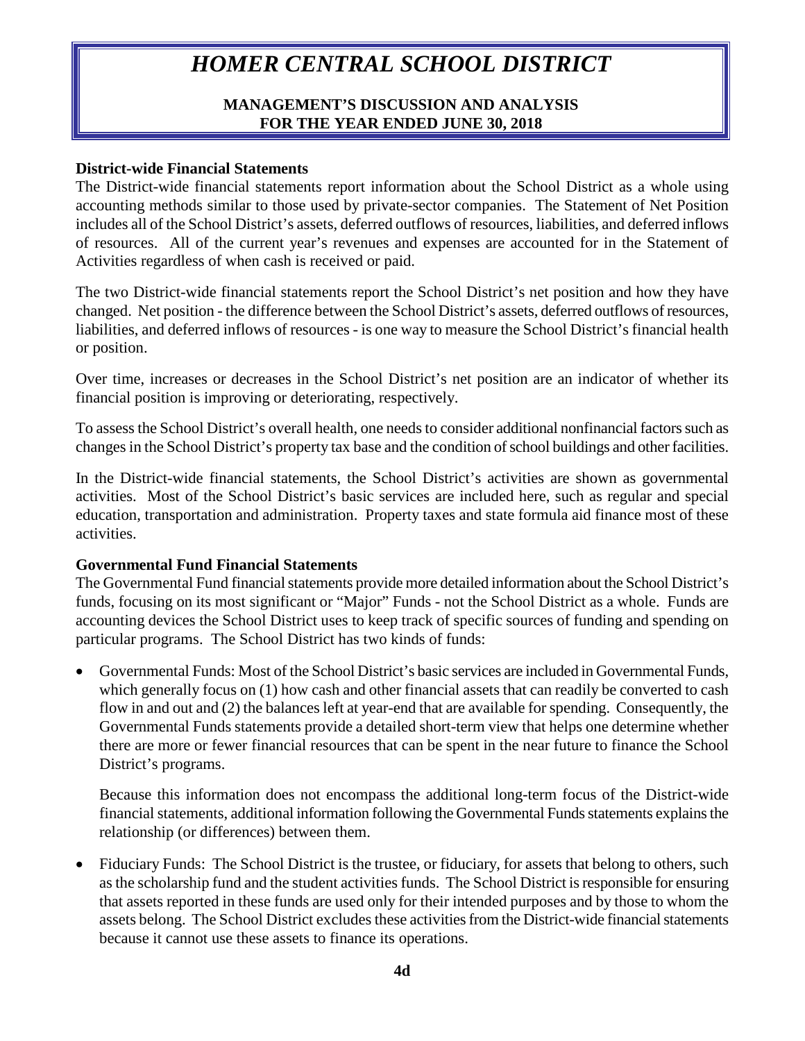### District-wide Financial Statements

The District-wide financial statements report information about the School District as a whole using accounting methods similar to those used by private-sector companies. The Statement of Net Position includes all of the School District's assets, deferred outflows of resources, liabilities, and deferred inflows of resources. All of the current year's revenues and expenses are accounted for in the Statement of Activities regardless of when cash is received or paid.

The two District-wide financial statements report the School District's net position and how they have changed. Net position - the difference between the School District's assets, deferred outflows of resources, liabilities, and deferred inflows of resources - is one way to measure the School District's financial health or position.

Over time, increases or decreases in the School District's net position are an indicator of whether its financial position is improving or deteriorating, respectively.

To assess the School District's overall health, one needs to consider additional nonfinancial factors such as changes in the School District's property tax base and the condition of school buildings and other facilities.

In the District-wide financial statements, the School District's activities are shown as governmental activities. Most of the School District's basic services are included here, such as regular and special education, transportation and administration. Property taxes and state formula aid finance most of these activities.

### Governmental Fund Financial Statements

The Governmental Fund financial statements provide more detailed information about the School District's funds, focusing on its most significant or "Major" Funds - not the School District as a whole. Funds are accounting devices the School District uses to keep track of specific sources of funding and spending on particular programs. The School District has two kinds of funds:

- Governmental Funds: Most of the School District's basic services are included in Governmental Funds, which generally focus on (1) how cash and other financial assets that can readily be converted to cash flow in and out and (2) the balances left at year-end that are available for spending. Consequently, the Governmental Funds statements provide a detailed short-term view that helps one determine whether there are more or fewer financial resources that can be spent in the near future to finance the School District's programs.

  Because this information does not encompass the additional long-term focus of the District-wide financial statements, additional information following the Governmental Funds statements explains the relationship (or differences) between them.

- Fiduciary Funds: The School District is the trustee, or fiduciary, for assets that belong to others, such as the scholarship fund and the student activities funds. The School District is responsible for ensuring that assets reported in these funds are used only for their intended purposes and by those to whom the assets belong. The School District excludes these activities from the District-wide financial statements because it cannot use these assets to finance its operations.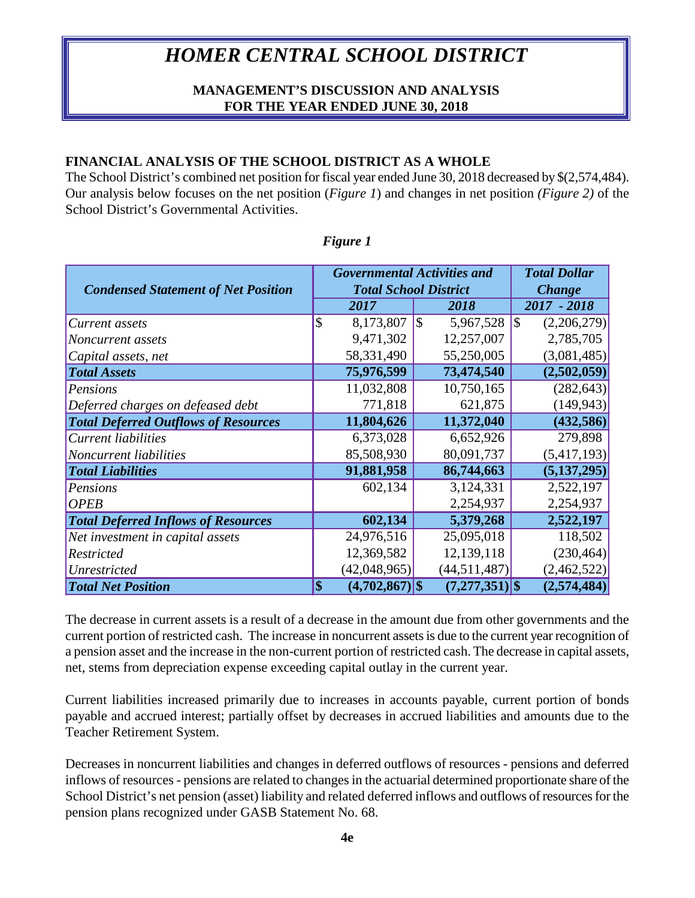# HOMER CENTRAL SCHOOL DISTRICT

## MANAGEMENT'S DISCUSSION AND ANALYSIS
## FOR THE YEAR ENDED JUNE 30, 2018

### FINANCIAL ANALYSIS OF THE SCHOOL DISTRICT AS A WHOLE

The School District's combined net position for fiscal year ended June 30, 2018 decreased by $(2,574,484). Our analysis below focuses on the net position (*Figure 1*) and changes in net position *(Figure 2)* of the School District's Governmental Activities.

*Figure 1*

| *Condensed Statement of Net Position* | *Governmental Activities and Total School District* | | *Total Dollar Change* |
|---|---|---|---|
| | *2017* | *2018* | *2017 - 2018* |
| *Current assets* | $ 8,173,807 | $ 5,967,528 | $ (2,206,279) |
| *Noncurrent assets* | 9,471,302 | 12,257,007 | 2,785,705 |
| *Capital assets, net* | 58,331,490 | 55,250,005 | (3,081,485) |
| ***Total Assets*** | **75,976,599** | **73,474,540** | **(2,502,059)** |
| *Pensions* | 11,032,808 | 10,750,165 | (282,643) |
| *Deferred charges on defeased debt* | 771,818 | 621,875 | (149,943) |
| ***Total Deferred Outflows of Resources*** | **11,804,626** | **11,372,040** | **(432,586)** |
| *Current liabilities* | 6,373,028 | 6,652,926 | 279,898 |
| *Noncurrent liabilities* | 85,508,930 | 80,091,737 | (5,417,193) |
| ***Total Liabilities*** | **91,881,958** | **86,744,663** | **(5,137,295)** |
| *Pensions* | 602,134 | 3,124,331 | 2,522,197 |
| *OPEB* | | 2,254,937 | 2,254,937 |
| ***Total Deferred Inflows of Resources*** | **602,134** | **5,379,268** | **2,522,197** |
| *Net investment in capital assets* | 24,976,516 | 25,095,018 | 118,502 |
| *Restricted* | 12,369,582 | 12,139,118 | (230,464) |
| *Unrestricted* | (42,048,965) | (44,511,487) | (2,462,522) |
| ***Total Net Position*** | **$ (4,702,867)** | **$ (7,277,351)** | **$ (2,574,484)** |

The decrease in current assets is a result of a decrease in the amount due from other governments and the current portion of restricted cash. The increase in noncurrent assets is due to the current year recognition of a pension asset and the increase in the non-current portion of restricted cash. The decrease in capital assets, net, stems from depreciation expense exceeding capital outlay in the current year.

Current liabilities increased primarily due to increases in accounts payable, current portion of bonds payable and accrued interest; partially offset by decreases in accrued liabilities and amounts due to the Teacher Retirement System.

Decreases in noncurrent liabilities and changes in deferred outflows of resources - pensions and deferred inflows of resources - pensions are related to changes in the actuarial determined proportionate share of the School District's net pension (asset) liability and related deferred inflows and outflows of resources for the pension plans recognized under GASB Statement No. 68.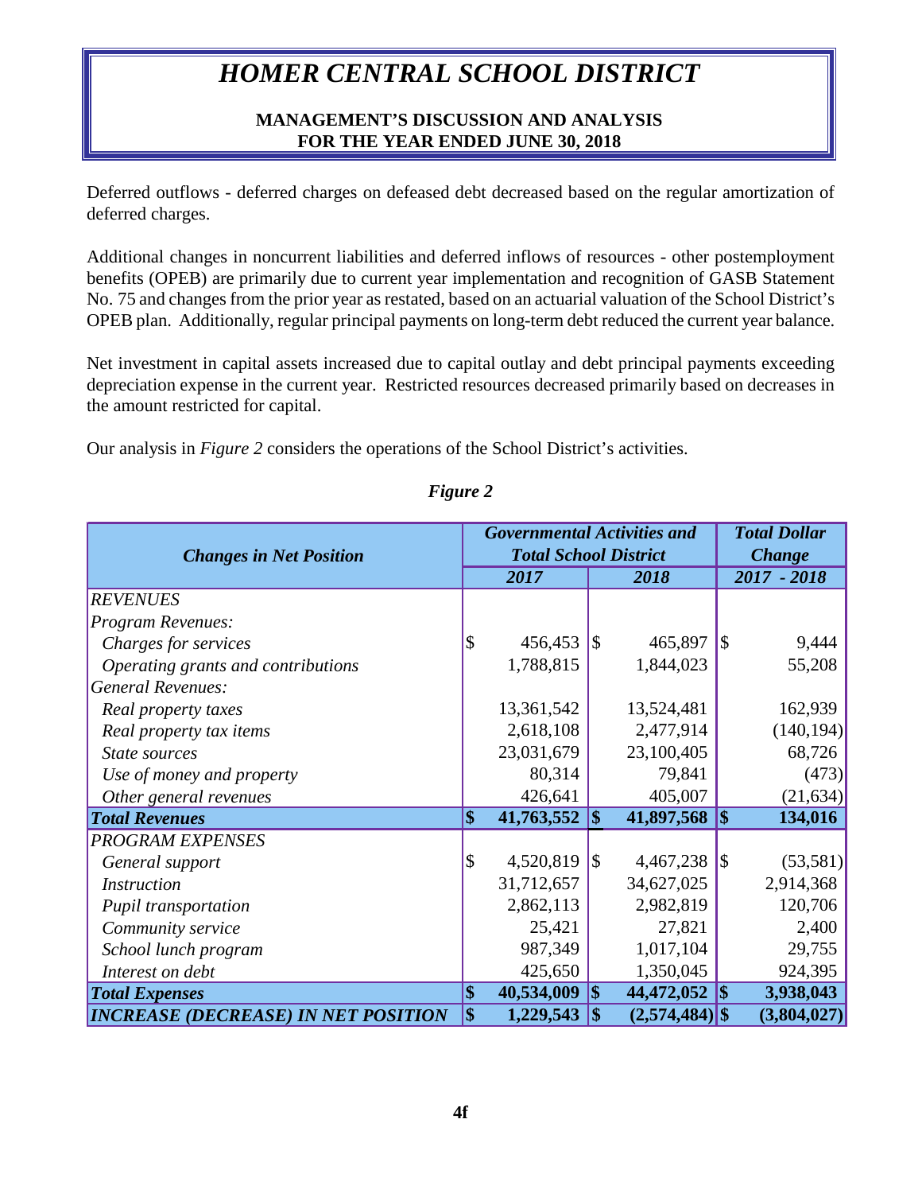Deferred outflows - deferred charges on defeased debt decreased based on the regular amortization of deferred charges.

Additional changes in noncurrent liabilities and deferred inflows of resources - other postemployment benefits (OPEB) are primarily due to current year implementation and recognition of GASB Statement No. 75 and changes from the prior year as restated, based on an actuarial valuation of the School District's OPEB plan. Additionally, regular principal payments on long-term debt reduced the current year balance.

Net investment in capital assets increased due to capital outlay and debt principal payments exceeding depreciation expense in the current year. Restricted resources decreased primarily based on decreases in the amount restricted for capital.

Our analysis in *Figure 2* considers the operations of the School District's activities.

*Figure 2*

| ***Changes in Net Position*** | ***Governmental Activities and Total School District*** | | ***Total Dollar Change*** |
|---|---|---|---|
| | ***2017*** | ***2018*** | ***2017 - 2018*** |
| *REVENUES* | | | |
| *Program Revenues:* | | | |
| *Charges for services* | $ 456,453 | $ 465,897 | $ 9,444 |
| *Operating grants and contributions* | 1,788,815 | 1,844,023 | 55,208 |
| *General Revenues:* | | | |
| *Real property taxes* | 13,361,542 | 13,524,481 | 162,939 |
| *Real property tax items* | 2,618,108 | 2,477,914 | (140,194) |
| *State sources* | 23,031,679 | 23,100,405 | 68,726 |
| *Use of money and property* | 80,314 | 79,841 | (473) |
| *Other general revenues* | 426,641 | 405,007 | (21,634) |
| ***Total Revenues*** | **$ 41,763,552** | **$ 41,897,568** | **$ 134,016** |
| *PROGRAM EXPENSES* | | | |
| *General support* | $ 4,520,819 | $ 4,467,238 | $ (53,581) |
| *Instruction* | 31,712,657 | 34,627,025 | 2,914,368 |
| *Pupil transportation* | 2,862,113 | 2,982,819 | 120,706 |
| *Community service* | 25,421 | 27,821 | 2,400 |
| *School lunch program* | 987,349 | 1,017,104 | 29,755 |
| *Interest on debt* | 425,650 | 1,350,045 | 924,395 |
| ***Total Expenses*** | **$ 40,534,009** | **$ 44,472,052** | **$ 3,938,043** |
| ***INCREASE (DECREASE) IN NET POSITION*** | **$ 1,229,543** | **$ (2,574,484)** | **$ (3,804,027)** |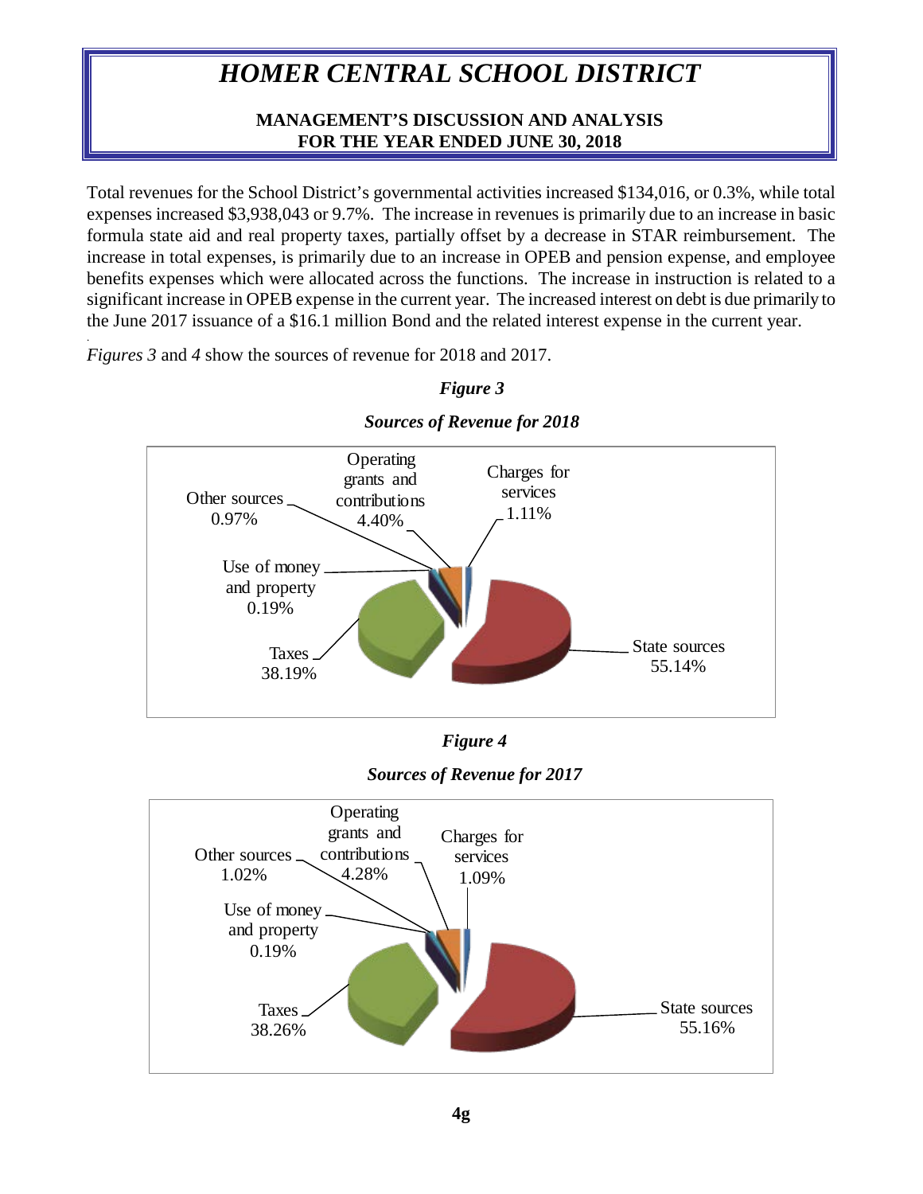# HOMER CENTRAL SCHOOL DISTRICT

**MANAGEMENT'S DISCUSSION AND ANALYSIS**
**FOR THE YEAR ENDED JUNE 30, 2018**

Total revenues for the School District's governmental activities increased $134,016, or 0.3%, while total expenses increased $3,938,043 or 9.7%. The increase in revenues is primarily due to an increase in basic formula state aid and real property taxes, partially offset by a decrease in STAR reimbursement. The increase in total expenses, is primarily due to an increase in OPEB and pension expense, and employee benefits expenses which were allocated across the functions. The increase in instruction is related to a significant increase in OPEB expense in the current year. The increased interest on debt is due primarily to the June 2017 issuance of a $16.1 million Bond and the related interest expense in the current year.

*Figures 3* and *4* show the sources of revenue for 2018 and 2017.

***Figure 3***

***Sources of Revenue for 2018***

| Source | Percentage |
|---|---|
| Other sources | 0.97% |
| Operating grants and contributions | 4.40% |
| Charges for services | 1.11% |
| Use of money and property | 0.19% |
| Taxes | 38.19% |
| State sources | 55.14% |

***Figure 4***

***Sources of Revenue for 2017***

| Source | Percentage |
|---|---|
| Other sources | 1.02% |
| Operating grants and contributions | 4.28% |
| Charges for services | 1.09% |
| Use of money and property | 0.19% |
| Taxes | 38.26% |
| State sources | 55.16% |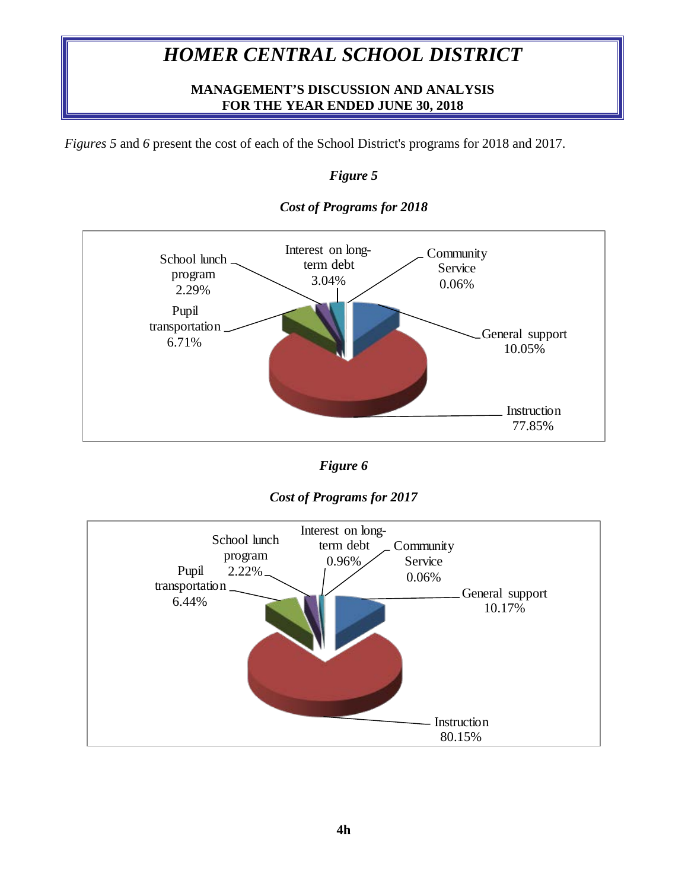# HOMER CENTRAL SCHOOL DISTRICT

**MANAGEMENT'S DISCUSSION AND ANALYSIS**
**FOR THE YEAR ENDED JUNE 30, 2018**

*Figures 5* and *6* present the cost of each of the School District's programs for 2018 and 2017.

***Figure 5***

***Cost of Programs for 2018***

| Program | Percentage |
|---|---|
| Instruction | 77.85% |
| General support | 10.05% |
| Pupil transportation | 6.71% |
| Interest on long-term debt | 3.04% |
| School lunch program | 2.29% |
| Community Service | 0.06% |

***Figure 6***

***Cost of Programs for 2017***

| Program | Percentage |
|---|---|
| Instruction | 80.15% |
| General support | 10.17% |
| Pupil transportation | 6.44% |
| School lunch program | 2.22% |
| Interest on long-term debt | 0.96% |
| Community Service | 0.06% |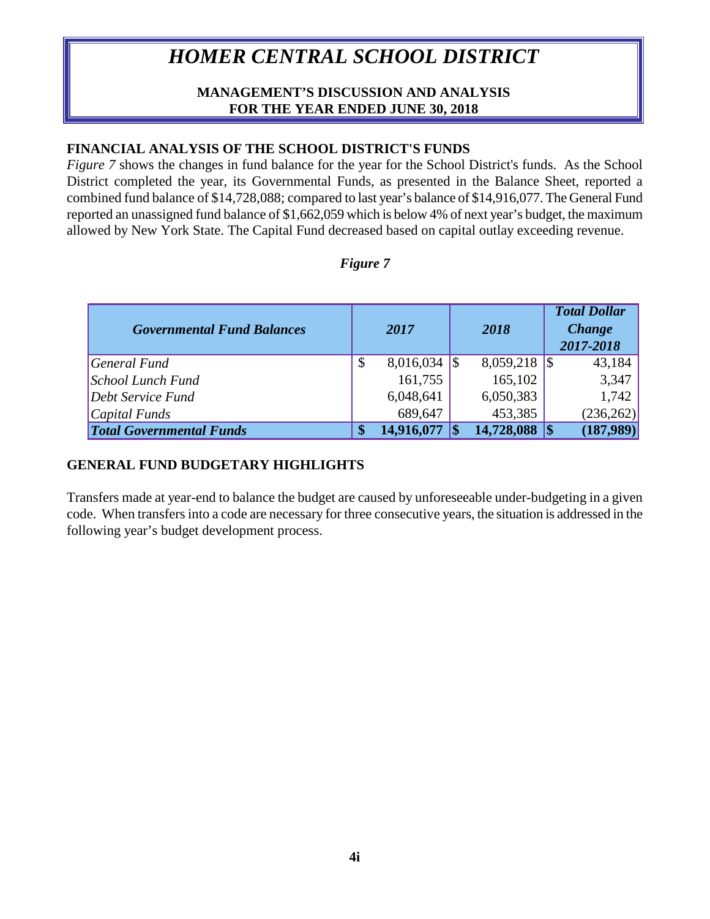# *HOMER CENTRAL SCHOOL DISTRICT*

**MANAGEMENT'S DISCUSSION AND ANALYSIS**
**FOR THE YEAR ENDED JUNE 30, 2018**

## FINANCIAL ANALYSIS OF THE SCHOOL DISTRICT'S FUNDS

*Figure 7* shows the changes in fund balance for the year for the School District's funds. As the School District completed the year, its Governmental Funds, as presented in the Balance Sheet, reported a combined fund balance of $14,728,088; compared to last year's balance of $14,916,077. The General Fund reported an unassigned fund balance of $1,662,059 which is below 4% of next year's budget, the maximum allowed by New York State. The Capital Fund decreased based on capital outlay exceeding revenue.

*Figure 7*

| *Governmental Fund Balances* | *2017* | *2018* | *Total Dollar Change 2017-2018* |
|---|---|---|---|
| *General Fund* | $ 8,016,034 | $ 8,059,218 | $ 43,184 |
| *School Lunch Fund* | 161,755 | 165,102 | 3,347 |
| *Debt Service Fund* | 6,048,641 | 6,050,383 | 1,742 |
| *Capital Funds* | 689,647 | 453,385 | (236,262) |
| ***Total Governmental Funds*** | **$ 14,916,077** | **$ 14,728,088** | **$ (187,989)** |

## GENERAL FUND BUDGETARY HIGHLIGHTS

Transfers made at year-end to balance the budget are caused by unforeseeable under-budgeting in a given code. When transfers into a code are necessary for three consecutive years, the situation is addressed in the following year's budget development process.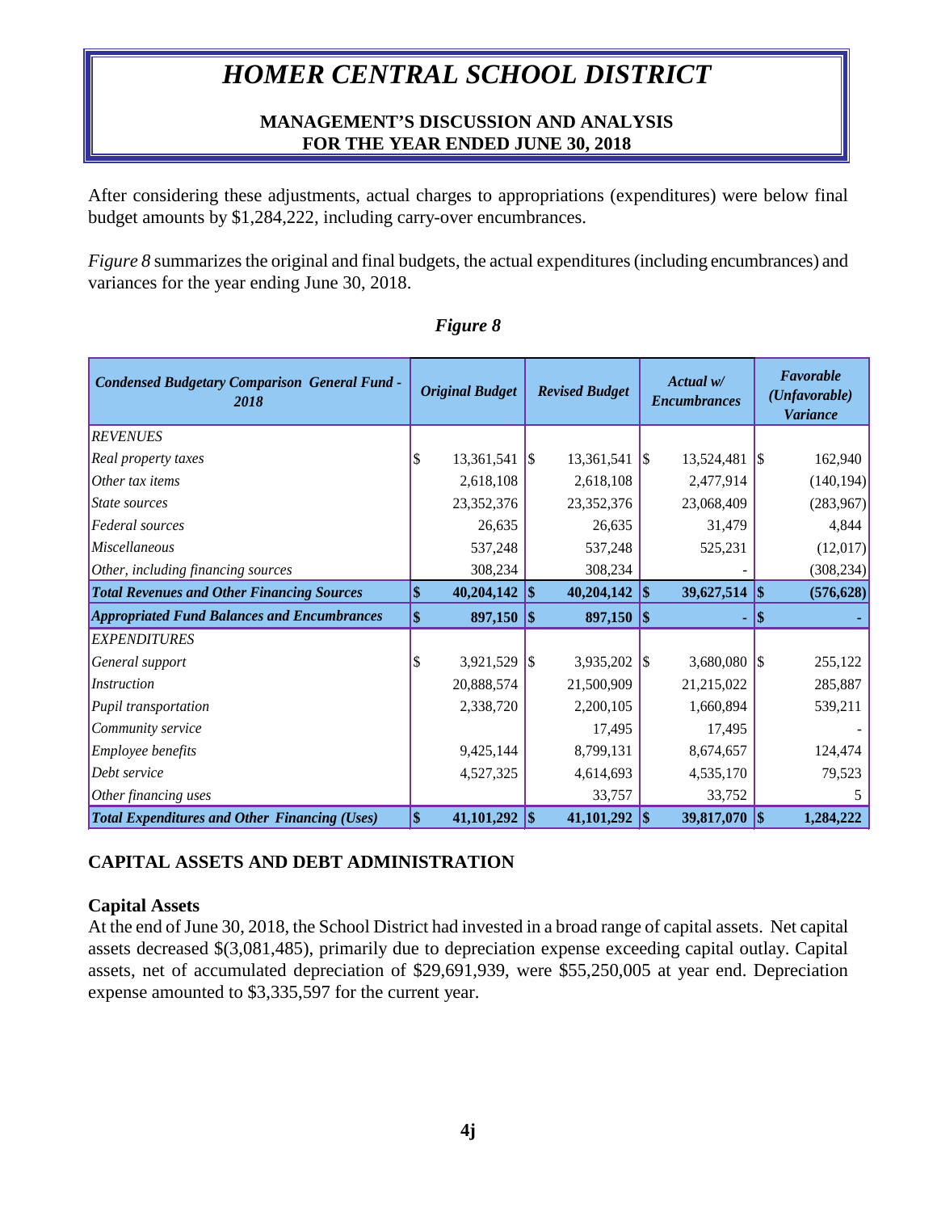After considering these adjustments, actual charges to appropriations (expenditures) were below final budget amounts by $1,284,222, including carry-over encumbrances.

*Figure 8* summarizes the original and final budgets, the actual expenditures (including encumbrances) and variances for the year ending June 30, 2018.

*Figure 8*

| *Condensed Budgetary Comparison General Fund - 2018* | *Original Budget* | *Revised Budget* | *Actual w/ Encumbrances* | *Favorable (Unfavorable) Variance* |
|---|---|---|---|---|
| *REVENUES* | | | | |
| *Real property taxes* | $ 13,361,541 | $ 13,361,541 | $ 13,524,481 | $ 162,940 |
| *Other tax items* | 2,618,108 | 2,618,108 | 2,477,914 | (140,194) |
| *State sources* | 23,352,376 | 23,352,376 | 23,068,409 | (283,967) |
| *Federal sources* | 26,635 | 26,635 | 31,479 | 4,844 |
| *Miscellaneous* | 537,248 | 537,248 | 525,231 | (12,017) |
| *Other, including financing sources* | 308,234 | 308,234 | - | (308,234) |
| ***Total Revenues and Other Financing Sources*** | **$ 40,204,142** | **$ 40,204,142** | **$ 39,627,514** | **$ (576,628)** |
| ***Appropriated Fund Balances and Encumbrances*** | **$ 897,150** | **$ 897,150** | **$ -** | **$ -** |
| *EXPENDITURES* | | | | |
| *General support* | $ 3,921,529 | $ 3,935,202 | $ 3,680,080 | $ 255,122 |
| *Instruction* | 20,888,574 | 21,500,909 | 21,215,022 | 285,887 |
| *Pupil transportation* | 2,338,720 | 2,200,105 | 1,660,894 | 539,211 |
| *Community service* | | 17,495 | 17,495 | - |
| *Employee benefits* | 9,425,144 | 8,799,131 | 8,674,657 | 124,474 |
| *Debt service* | 4,527,325 | 4,614,693 | 4,535,170 | 79,523 |
| *Other financing uses* | | 33,757 | 33,752 | 5 |
| ***Total Expenditures and Other Financing (Uses)*** | **$ 41,101,292** | **$ 41,101,292** | **$ 39,817,070** | **$ 1,284,222** |

## CAPITAL ASSETS AND DEBT ADMINISTRATION

### Capital Assets

At the end of June 30, 2018, the School District had invested in a broad range of capital assets. Net capital assets decreased $(3,081,485), primarily due to depreciation expense exceeding capital outlay. Capital assets, net of accumulated depreciation of $29,691,939, were $55,250,005 at year end. Depreciation expense amounted to $3,335,597 for the current year.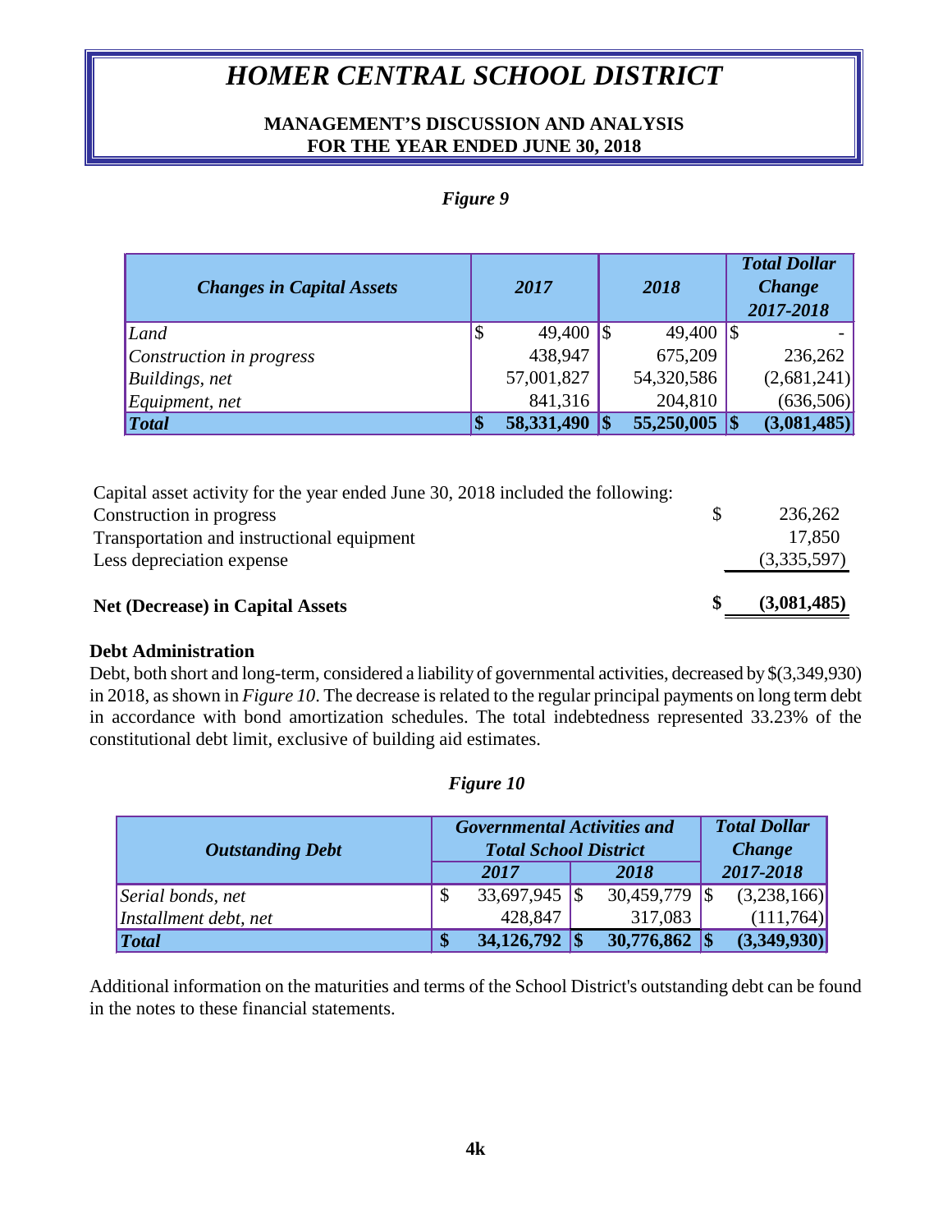# *HOMER CENTRAL SCHOOL DISTRICT*

**MANAGEMENT'S DISCUSSION AND ANALYSIS**
**FOR THE YEAR ENDED JUNE 30, 2018**

*Figure 9*

| *Changes in Capital Assets* | *2017* | *2018* | *Total Dollar Change 2017-2018* |
|---|---|---|---|
| *Land* | $ 49,400 | $ 49,400 | $ - |
| *Construction in progress* | 438,947 | 675,209 | 236,262 |
| *Buildings, net* | 57,001,827 | 54,320,586 | (2,681,241) |
| *Equipment, net* | 841,316 | 204,810 | (636,506) |
| ***Total*** | **$ 58,331,490** | **$ 55,250,005** | **$ (3,081,485)** |

| Capital asset activity for the year ended June 30, 2018 included the following: | |
|---|---|
| Construction in progress | $ 236,262 |
| Transportation and instructional equipment | 17,850 |
| Less depreciation expense | (3,335,597) |
| **Net (Decrease) in Capital Assets** | **$ (3,081,485)** |

**Debt Administration**

Debt, both short and long-term, considered a liability of governmental activities, decreased by $(3,349,930) in 2018, as shown in *Figure 10*. The decrease is related to the regular principal payments on long term debt in accordance with bond amortization schedules. The total indebtedness represented 33.23% of the constitutional debt limit, exclusive of building aid estimates.

*Figure 10*

| *Outstanding Debt* | *Governmental Activities and Total School District* | | *Total Dollar Change* |
|---|---|---|---|
| | *2017* | *2018* | *2017-2018* |
| *Serial bonds, net* | $ 33,697,945 | $ 30,459,779 | $ (3,238,166) |
| *Installment debt, net* | 428,847 | 317,083 | (111,764) |
| ***Total*** | **$ 34,126,792** | **$ 30,776,862** | **$ (3,349,930)** |

Additional information on the maturities and terms of the School District's outstanding debt can be found in the notes to these financial statements.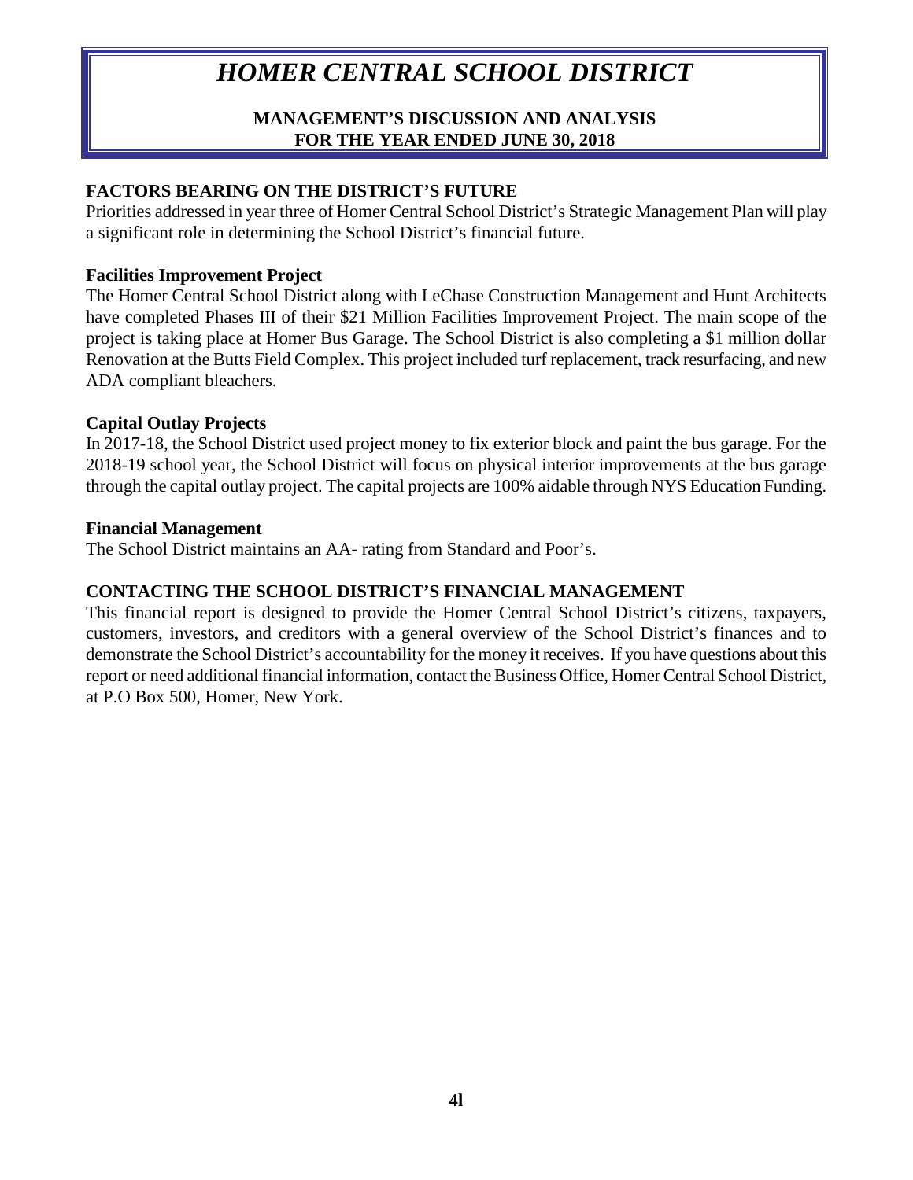# *HOMER CENTRAL SCHOOL DISTRICT*

**MANAGEMENT'S DISCUSSION AND ANALYSIS**
**FOR THE YEAR ENDED JUNE 30, 2018**

## FACTORS BEARING ON THE DISTRICT'S FUTURE

Priorities addressed in year three of Homer Central School District's Strategic Management Plan will play a significant role in determining the School District's financial future.

### Facilities Improvement Project

The Homer Central School District along with LeChase Construction Management and Hunt Architects have completed Phases III of their $21 Million Facilities Improvement Project. The main scope of the project is taking place at Homer Bus Garage. The School District is also completing a $1 million dollar Renovation at the Butts Field Complex. This project included turf replacement, track resurfacing, and new ADA compliant bleachers.

### Capital Outlay Projects

In 2017-18, the School District used project money to fix exterior block and paint the bus garage. For the 2018-19 school year, the School District will focus on physical interior improvements at the bus garage through the capital outlay project. The capital projects are 100% aidable through NYS Education Funding.

### Financial Management

The School District maintains an AA- rating from Standard and Poor's.

## CONTACTING THE SCHOOL DISTRICT'S FINANCIAL MANAGEMENT

This financial report is designed to provide the Homer Central School District's citizens, taxpayers, customers, investors, and creditors with a general overview of the School District's finances and to demonstrate the School District's accountability for the money it receives. If you have questions about this report or need additional financial information, contact the Business Office, Homer Central School District, at P.O Box 500, Homer, New York.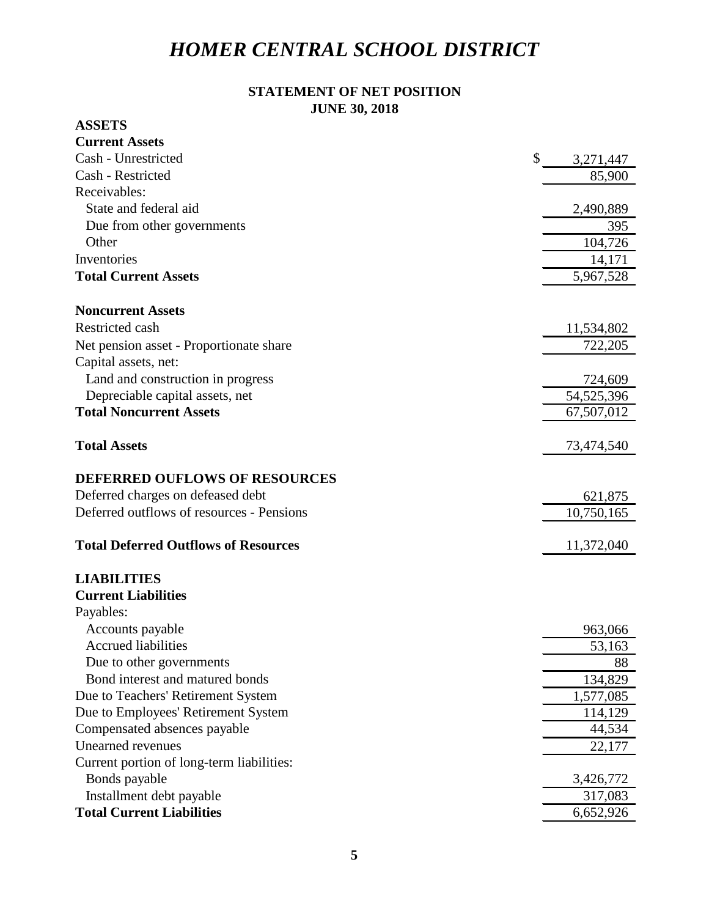# HOMER CENTRAL SCHOOL DISTRICT

## STATEMENT OF NET POSITION
## JUNE 30, 2018

| | |
|---|---|
| **ASSETS** | |
| **Current Assets** | |
| Cash - Unrestricted | $ 3,271,447 |
| Cash - Restricted | 85,900 |
| Receivables: | |
| State and federal aid | 2,490,889 |
| Due from other governments | 395 |
| Other | 104,726 |
| Inventories | 14,171 |
| **Total Current Assets** | 5,967,528 |
| | |
| **Noncurrent Assets** | |
| Restricted cash | 11,534,802 |
| Net pension asset - Proportionate share | 722,205 |
| Capital assets, net: | |
| Land and construction in progress | 724,609 |
| Depreciable capital assets, net | 54,525,396 |
| **Total Noncurrent Assets** | 67,507,012 |
| | |
| **Total Assets** | 73,474,540 |
| | |
| **DEFERRED OUFLOWS OF RESOURCES** | |
| Deferred charges on defeased debt | 621,875 |
| Deferred outflows of resources - Pensions | 10,750,165 |
| | |
| **Total Deferred Outflows of Resources** | 11,372,040 |
| | |
| **LIABILITIES** | |
| **Current Liabilities** | |
| Payables: | |
| Accounts payable | 963,066 |
| Accrued liabilities | 53,163 |
| Due to other governments | 88 |
| Bond interest and matured bonds | 134,829 |
| Due to Teachers' Retirement System | 1,577,085 |
| Due to Employees' Retirement System | 114,129 |
| Compensated absences payable | 44,534 |
| Unearned revenues | 22,177 |
| Current portion of long-term liabilities: | |
| Bonds payable | 3,426,772 |
| Installment debt payable | 317,083 |
| **Total Current Liabilities** | 6,652,926 |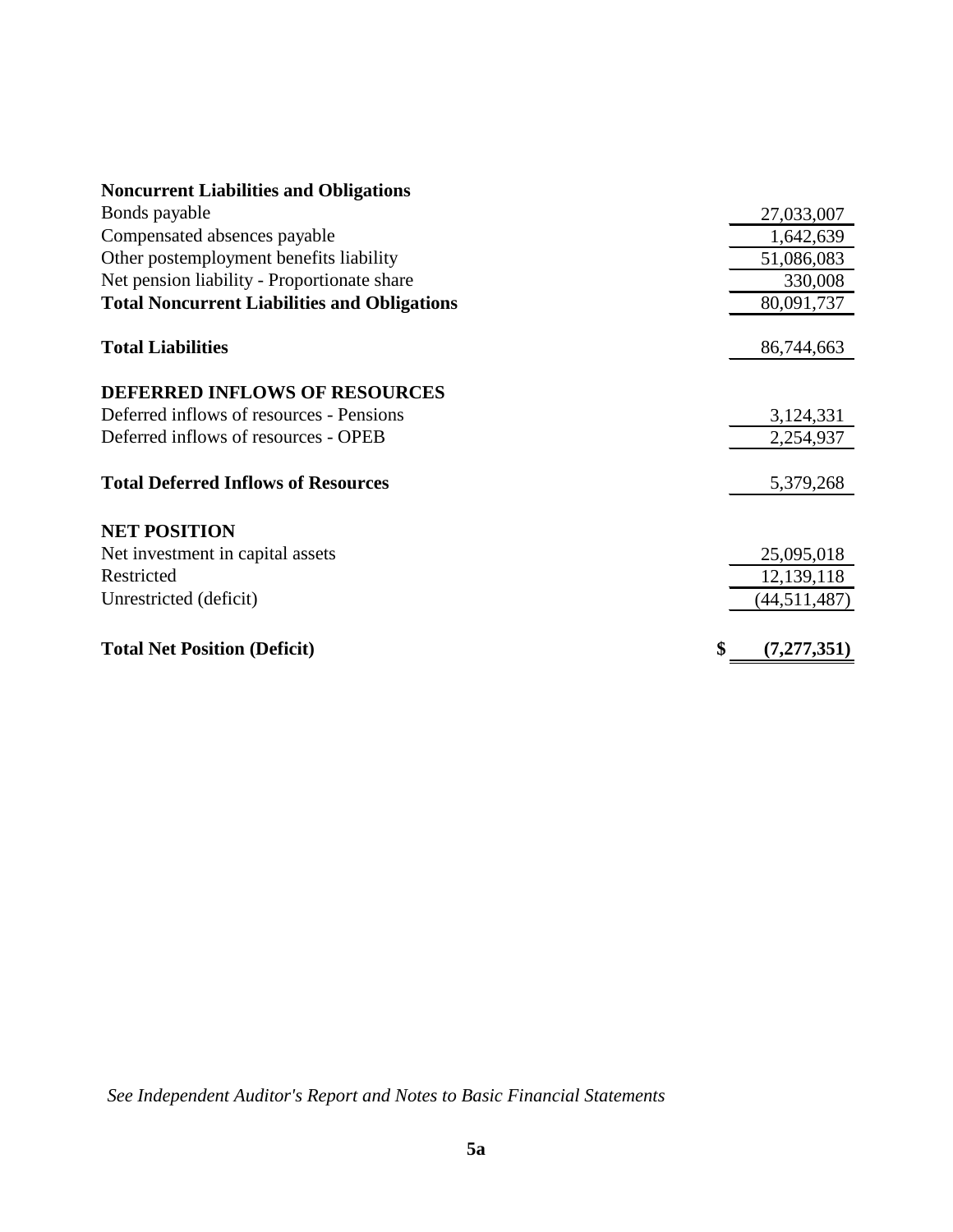| | |
|---|---|
| **Noncurrent Liabilities and Obligations** | |
| Bonds payable | 27,033,007 |
| Compensated absences payable | 1,642,639 |
| Other postemployment benefits liability | 51,086,083 |
| Net pension liability - Proportionate share | 330,008 |
| **Total Noncurrent Liabilities and Obligations** | 80,091,737 |
| | |
| **Total Liabilities** | 86,744,663 |
| | |
| **DEFERRED INFLOWS OF RESOURCES** | |
| Deferred inflows of resources - Pensions | 3,124,331 |
| Deferred inflows of resources - OPEB | 2,254,937 |
| | |
| **Total Deferred Inflows of Resources** | 5,379,268 |
| | |
| **NET POSITION** | |
| Net investment in capital assets | 25,095,018 |
| Restricted | 12,139,118 |
| Unrestricted (deficit) | (44,511,487) |
| | |
| **Total Net Position (Deficit)** | **$ (7,277,351)** |

*See Independent Auditor's Report and Notes to Basic Financial Statements*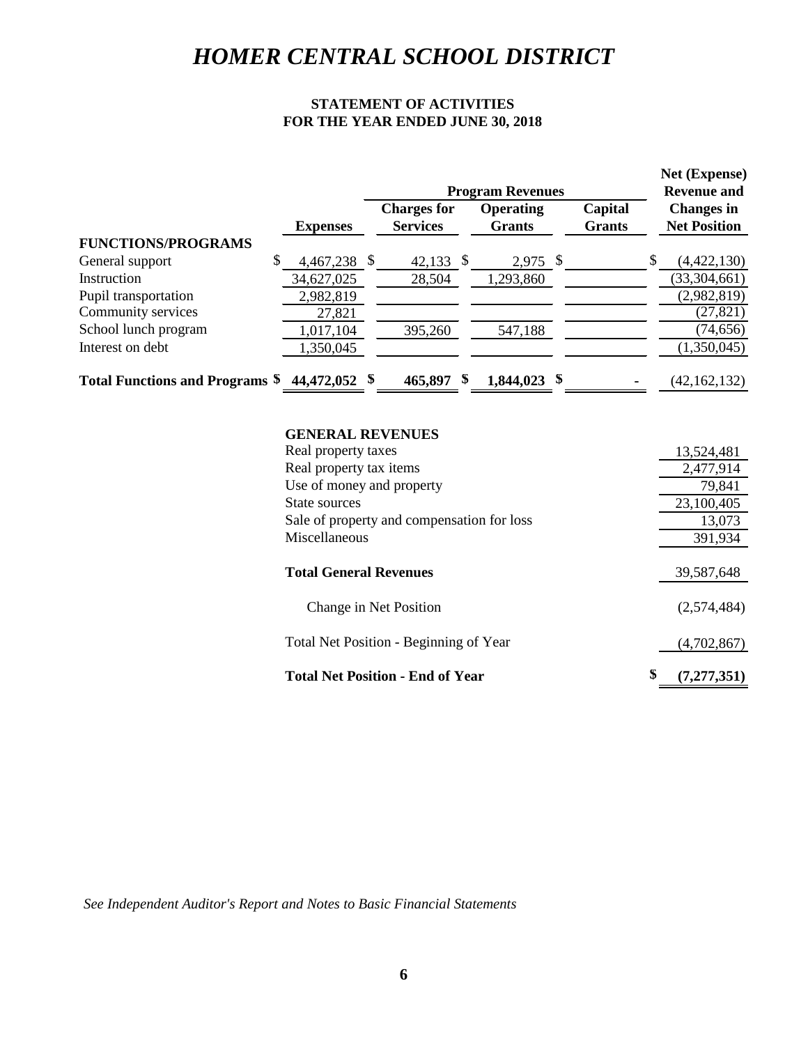# HOMER CENTRAL SCHOOL DISTRICT

## STATEMENT OF ACTIVITIES
## FOR THE YEAR ENDED JUNE 30, 2018

| | | Program Revenues | | | Net (Expense) Revenue and |
|---|---|---|---|---|---|
| | Expenses | Charges for Services | Operating Grants | Capital Grants | Changes in Net Position |
| **FUNCTIONS/PROGRAMS** | | | | | |
| General support | $ 4,467,238 | $ 42,133 | $ 2,975 | $ | $ (4,422,130) |
| Instruction | 34,627,025 | 28,504 | 1,293,860 | | (33,304,661) |
| Pupil transportation | 2,982,819 | | | | (2,982,819) |
| Community services | 27,821 | | | | (27,821) |
| School lunch program | 1,017,104 | 395,260 | 547,188 | | (74,656) |
| Interest on debt | 1,350,045 | | | | (1,350,045) |
| **Total Functions and Programs** | **$ 44,472,052** | **$ 465,897** | **$ 1,844,023** | **$ -** | (42,162,132) |

| | |
|---|---|
| **GENERAL REVENUES** | |
| Real property taxes | 13,524,481 |
| Real property tax items | 2,477,914 |
| Use of money and property | 79,841 |
| State sources | 23,100,405 |
| Sale of property and compensation for loss | 13,073 |
| Miscellaneous | 391,934 |
| **Total General Revenues** | 39,587,648 |
| Change in Net Position | (2,574,484) |
| Total Net Position - Beginning of Year | (4,702,867) |
| **Total Net Position - End of Year** | **$ (7,277,351)** |

*See Independent Auditor's Report and Notes to Basic Financial Statements*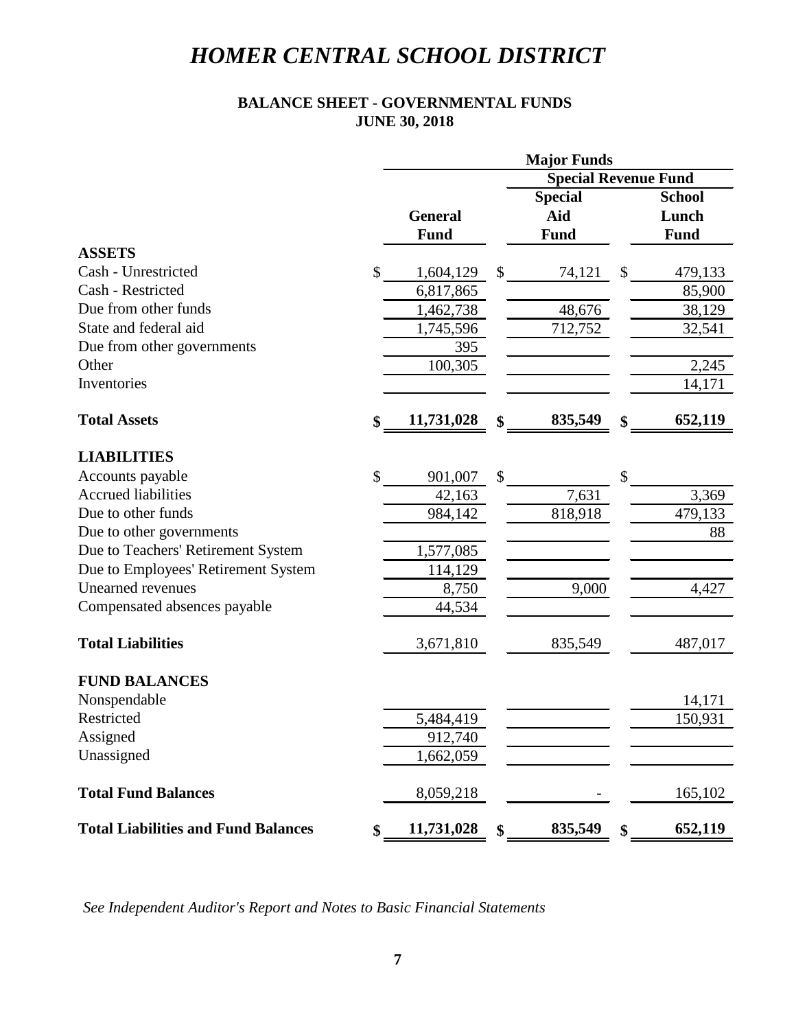# HOMER CENTRAL SCHOOL DISTRICT

## BALANCE SHEET - GOVERNMENTAL FUNDS
## JUNE 30, 2018

| | Major Funds | | |
|---|---|---|---|
| | | Special Revenue Fund | |
| | General Fund | Special Aid Fund | School Lunch Fund |
| **ASSETS** | | | |
| Cash - Unrestricted | $ 1,604,129 | $ 74,121 | $ 479,133 |
| Cash - Restricted | 6,817,865 | | 85,900 |
| Due from other funds | 1,462,738 | 48,676 | 38,129 |
| State and federal aid | 1,745,596 | 712,752 | 32,541 |
| Due from other governments | 395 | | |
| Other | 100,305 | | 2,245 |
| Inventories | | | 14,171 |
| **Total Assets** | **$ 11,731,028** | **$ 835,549** | **$ 652,119** |
| **LIABILITIES** | | | |
| Accounts payable | $ 901,007 | $ | $ |
| Accrued liabilities | 42,163 | 7,631 | 3,369 |
| Due to other funds | 984,142 | 818,918 | 479,133 |
| Due to other governments | | | 88 |
| Due to Teachers' Retirement System | 1,577,085 | | |
| Due to Employees' Retirement System | 114,129 | | |
| Unearned revenues | 8,750 | 9,000 | 4,427 |
| Compensated absences payable | 44,534 | | |
| **Total Liabilities** | 3,671,810 | 835,549 | 487,017 |
| **FUND BALANCES** | | | |
| Nonspendable | | | 14,171 |
| Restricted | 5,484,419 | | 150,931 |
| Assigned | 912,740 | | |
| Unassigned | 1,662,059 | | |
| **Total Fund Balances** | 8,059,218 | - | 165,102 |
| **Total Liabilities and Fund Balances** | **$ 11,731,028** | **$ 835,549** | **$ 652,119** |

*See Independent Auditor's Report and Notes to Basic Financial Statements*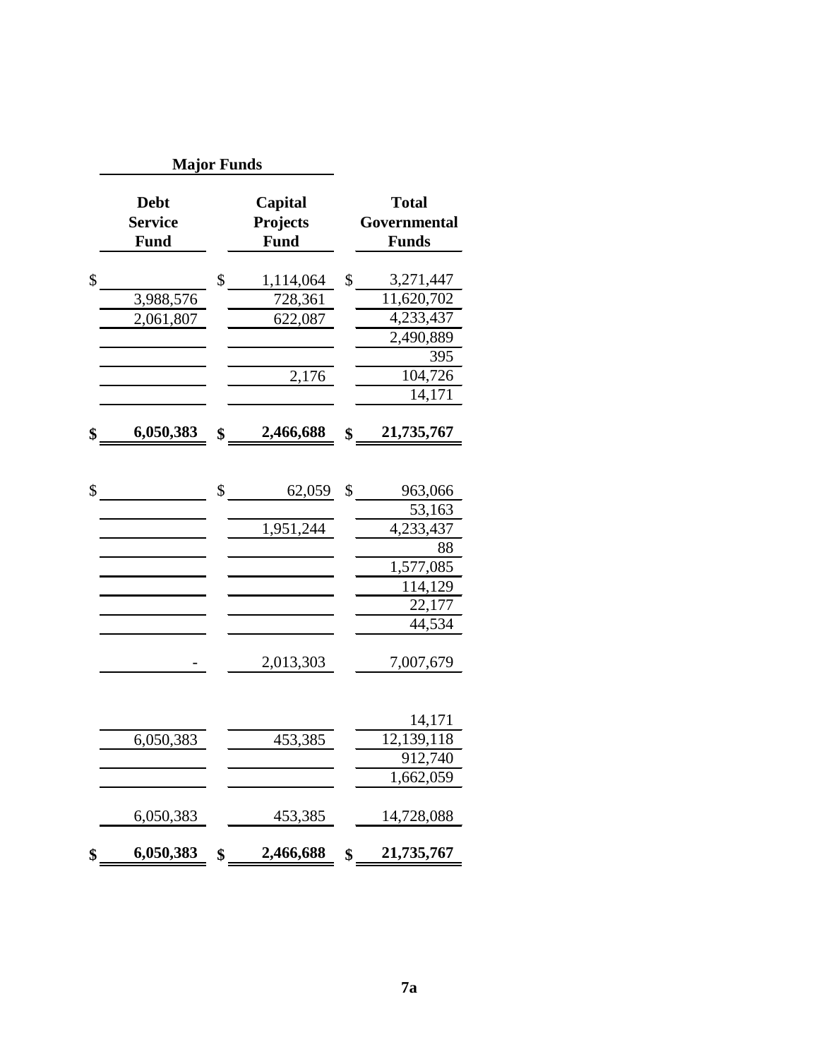| Major Funds | | |
|---|---|---|
| **Debt Service Fund** | **Capital Projects Fund** | **Total Governmental Funds** |
| $ | $ 1,114,064 | $ 3,271,447 |
| 3,988,576 | 728,361 | 11,620,702 |
| 2,061,807 | 622,087 | 4,233,437 |
| | | 2,490,889 |
| | | 395 |
| | 2,176 | 104,726 |
| | | 14,171 |
| **$ 6,050,383** | **$ 2,466,688** | **$ 21,735,767** |
| | | |
| $ | $ 62,059 | $ 963,066 |
| | | 53,163 |
| | 1,951,244 | 4,233,437 |
| | | 88 |
| | | 1,577,085 |
| | | 114,129 |
| | | 22,177 |
| | | 44,534 |
| - | 2,013,303 | 7,007,679 |
| | | |
| | | 14,171 |
| 6,050,383 | 453,385 | 12,139,118 |
| | | 912,740 |
| | | 1,662,059 |
| 6,050,383 | 453,385 | 14,728,088 |
| **$ 6,050,383** | **$ 2,466,688** | **$ 21,735,767** |

**7a**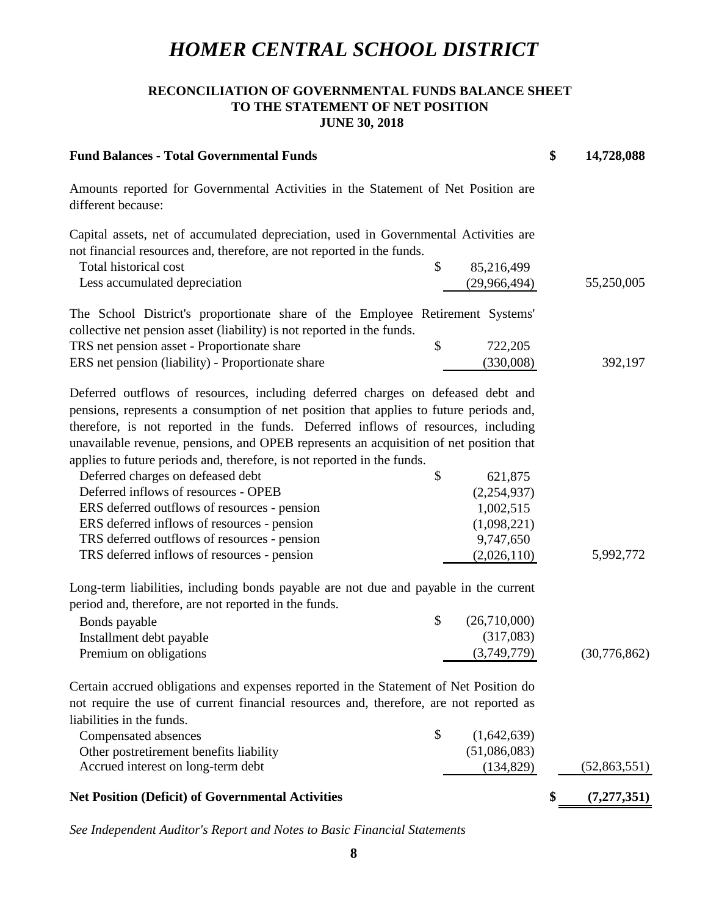# *HOMER CENTRAL SCHOOL DISTRICT*

## RECONCILIATION OF GOVERNMENTAL FUNDS BALANCE SHEET TO THE STATEMENT OF NET POSITION JUNE 30, 2018

| | | |
|---|---|---|
| **Fund Balances - Total Governmental Funds** | | **$ 14,728,088** |
| Amounts reported for Governmental Activities in the Statement of Net Position are different because: | | |
| Capital assets, net of accumulated depreciation, used in Governmental Activities are not financial resources and, therefore, are not reported in the funds. | | |
| Total historical cost | $ 85,216,499 | |
| Less accumulated depreciation | (29,966,494) | 55,250,005 |
| The School District's proportionate share of the Employee Retirement Systems' collective net pension asset (liability) is not reported in the funds. | | |
| TRS net pension asset - Proportionate share | $ 722,205 | |
| ERS net pension (liability) - Proportionate share | (330,008) | 392,197 |
| Deferred outflows of resources, including deferred charges on defeased debt and pensions, represents a consumption of net position that applies to future periods and, therefore, is not reported in the funds. Deferred inflows of resources, including unavailable revenue, pensions, and OPEB represents an acquisition of net position that applies to future periods and, therefore, is not reported in the funds. | | |
| Deferred charges on defeased debt | $ 621,875 | |
| Deferred inflows of resources - OPEB | (2,254,937) | |
| ERS deferred outflows of resources - pension | 1,002,515 | |
| ERS deferred inflows of resources - pension | (1,098,221) | |
| TRS deferred outflows of resources - pension | 9,747,650 | |
| TRS deferred inflows of resources - pension | (2,026,110) | 5,992,772 |
| Long-term liabilities, including bonds payable are not due and payable in the current period and, therefore, are not reported in the funds. | | |
| Bonds payable | $ (26,710,000) | |
| Installment debt payable | (317,083) | |
| Premium on obligations | (3,749,779) | (30,776,862) |
| Certain accrued obligations and expenses reported in the Statement of Net Position do not require the use of current financial resources and, therefore, are not reported as liabilities in the funds. | | |
| Compensated absences | $ (1,642,639) | |
| Other postretirement benefits liability | (51,086,083) | |
| Accrued interest on long-term debt | (134,829) | (52,863,551) |
| **Net Position (Deficit) of Governmental Activities** | | **$ (7,277,351)** |

*See Independent Auditor's Report and Notes to Basic Financial Statements*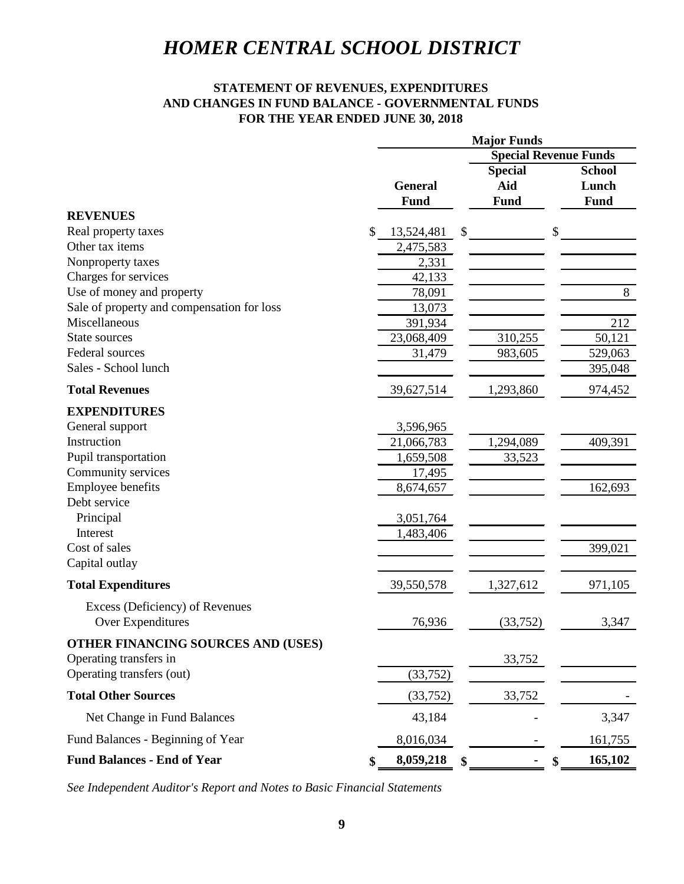# HOMER CENTRAL SCHOOL DISTRICT

### STATEMENT OF REVENUES, EXPENDITURES AND CHANGES IN FUND BALANCE - GOVERNMENTAL FUNDS FOR THE YEAR ENDED JUNE 30, 2018

| | Major Funds | | |
|---|---|---|---|
| | | Special Revenue Funds | |
| | General Fund | Special Aid Fund | School Lunch Fund |
| **REVENUES** | | | |
| Real property taxes | $ 13,524,481 | $ | $ |
| Other tax items | 2,475,583 | | |
| Nonproperty taxes | 2,331 | | |
| Charges for services | 42,133 | | |
| Use of money and property | 78,091 | | 8 |
| Sale of property and compensation for loss | 13,073 | | |
| Miscellaneous | 391,934 | | 212 |
| State sources | 23,068,409 | 310,255 | 50,121 |
| Federal sources | 31,479 | 983,605 | 529,063 |
| Sales - School lunch | | | 395,048 |
| **Total Revenues** | 39,627,514 | 1,293,860 | 974,452 |
| **EXPENDITURES** | | | |
| General support | 3,596,965 | | |
| Instruction | 21,066,783 | 1,294,089 | 409,391 |
| Pupil transportation | 1,659,508 | 33,523 | |
| Community services | 17,495 | | |
| Employee benefits | 8,674,657 | | 162,693 |
| Debt service | | | |
| Principal | 3,051,764 | | |
| Interest | 1,483,406 | | |
| Cost of sales | | | 399,021 |
| Capital outlay | | | |
| **Total Expenditures** | 39,550,578 | 1,327,612 | 971,105 |
| Excess (Deficiency) of Revenues Over Expenditures | 76,936 | (33,752) | 3,347 |
| **OTHER FINANCING SOURCES AND (USES)** | | | |
| Operating transfers in | | 33,752 | |
| Operating transfers (out) | (33,752) | | |
| **Total Other Sources** | (33,752) | 33,752 | - |
| Net Change in Fund Balances | 43,184 | - | 3,347 |
| Fund Balances - Beginning of Year | 8,016,034 | - | 161,755 |
| **Fund Balances - End of Year** | **$ 8,059,218** | **$ -** | **$ 165,102** |

*See Independent Auditor's Report and Notes to Basic Financial Statements*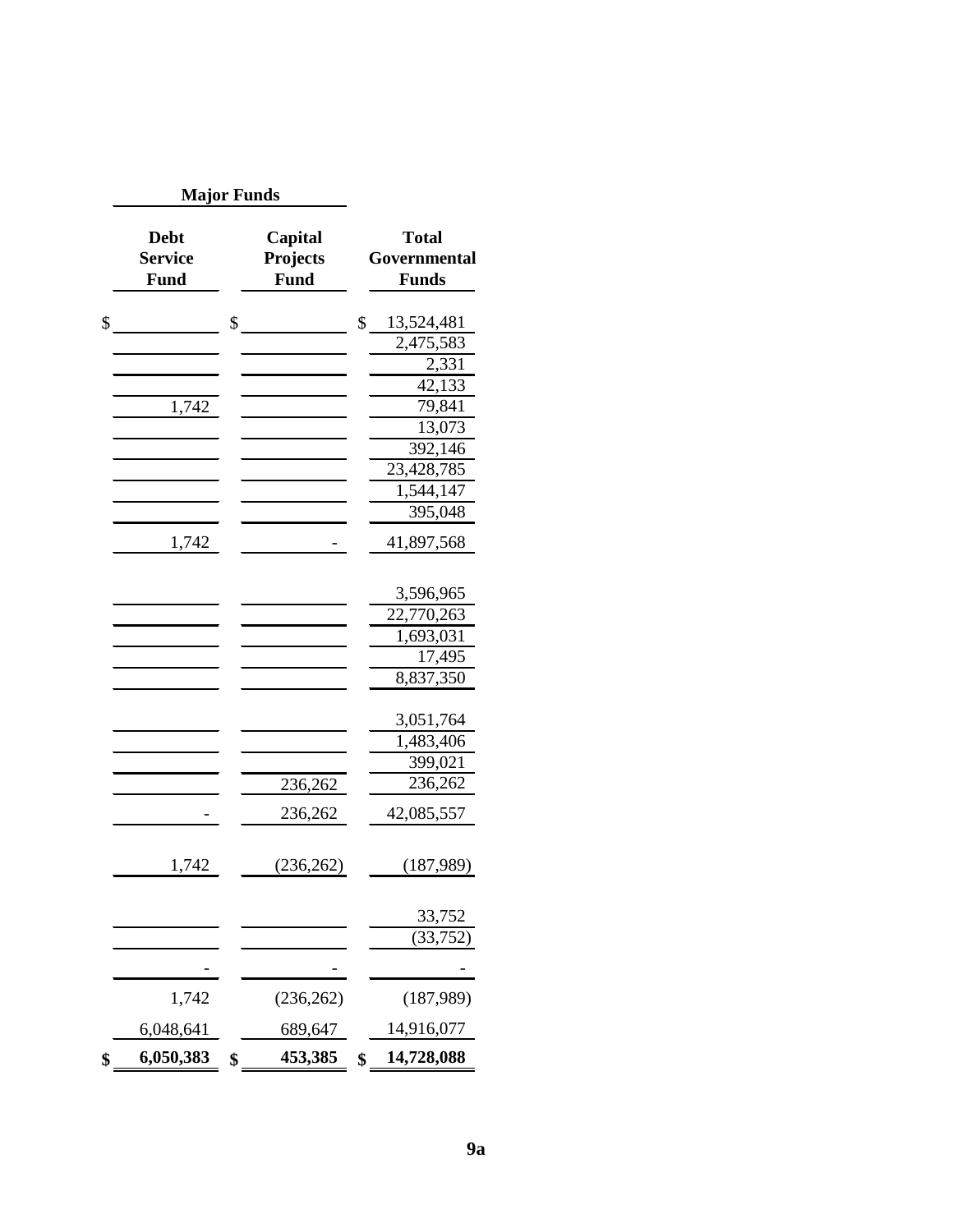| Major Funds | | |
|---|---|---|
| **Debt Service Fund** | **Capital Projects Fund** | **Total Governmental Funds** |
| $ | $ | $ 13,524,481 |
| | | 2,475,583 |
| | | 2,331 |
| | | 42,133 |
| 1,742 | | 79,841 |
| | | 13,073 |
| | | 392,146 |
| | | 23,428,785 |
| | | 1,544,147 |
| | | 395,048 |
| 1,742 | - | 41,897,568 |
| | | |
| | | 3,596,965 |
| | | 22,770,263 |
| | | 1,693,031 |
| | | 17,495 |
| | | 8,837,350 |
| | | |
| | | 3,051,764 |
| | | 1,483,406 |
| | | 399,021 |
| | 236,262 | 236,262 |
| - | 236,262 | 42,085,557 |
| | | |
| 1,742 | (236,262) | (187,989) |
| | | |
| | | 33,752 |
| | | (33,752) |
| - | - | - |
| 1,742 | (236,262) | (187,989) |
| 6,048,641 | 689,647 | 14,916,077 |
| **$ 6,050,383** | **$ 453,385** | **$ 14,728,088** |

**9a**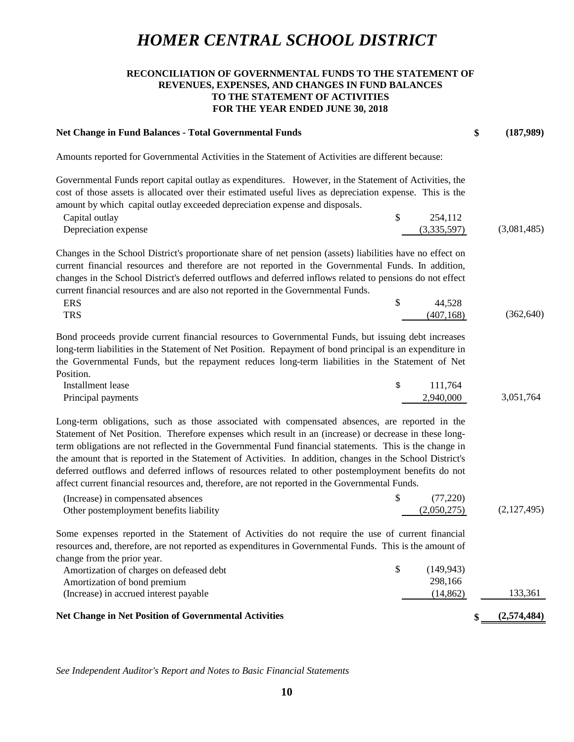# *HOMER CENTRAL SCHOOL DISTRICT*

**RECONCILIATION OF GOVERNMENTAL FUNDS TO THE STATEMENT OF REVENUES, EXPENSES, AND CHANGES IN FUND BALANCES TO THE STATEMENT OF ACTIVITIES FOR THE YEAR ENDED JUNE 30, 2018**

| | | |
|---|---|---|
| **Net Change in Fund Balances - Total Governmental Funds** | | **$ (187,989)** |
| Amounts reported for Governmental Activities in the Statement of Activities are different because: | | |
| Governmental Funds report capital outlay as expenditures. However, in the Statement of Activities, the cost of those assets is allocated over their estimated useful lives as depreciation expense. This is the amount by which capital outlay exceeded depreciation expense and disposals. | | |
| Capital outlay | $ 254,112 | |
| Depreciation expense | (3,335,597) | (3,081,485) |
| Changes in the School District's proportionate share of net pension (assets) liabilities have no effect on current financial resources and therefore are not reported in the Governmental Funds. In addition, changes in the School District's deferred outflows and deferred inflows related to pensions do not effect current financial resources and are also not reported in the Governmental Funds. | | |
| ERS | $ 44,528 | |
| TRS | (407,168) | (362,640) |
| Bond proceeds provide current financial resources to Governmental Funds, but issuing debt increases long-term liabilities in the Statement of Net Position. Repayment of bond principal is an expenditure in the Governmental Funds, but the repayment reduces long-term liabilities in the Statement of Net Position. | | |
| Installment lease | $ 111,764 | |
| Principal payments | 2,940,000 | 3,051,764 |
| Long-term obligations, such as those associated with compensated absences, are reported in the Statement of Net Position. Therefore expenses which result in an (increase) or decrease in these long-term obligations are not reflected in the Governmental Fund financial statements. This is the change in the amount that is reported in the Statement of Activities. In addition, changes in the School District's deferred outflows and deferred inflows of resources related to other postemployment benefits do not affect current financial resources and, therefore, are not reported in the Governmental Funds. | | |
| (Increase) in compensated absences | $ (77,220) | |
| Other postemployment benefits liability | (2,050,275) | (2,127,495) |
| Some expenses reported in the Statement of Activities do not require the use of current financial resources and, therefore, are not reported as expenditures in Governmental Funds. This is the amount of change from the prior year. | | |
| Amortization of charges on defeased debt | $ (149,943) | |
| Amortization of bond premium | 298,166 | |
| (Increase) in accrued interest payable | (14,862) | 133,361 |
| **Net Change in Net Position of Governmental Activities** | | **$ (2,574,484)** |

*See Independent Auditor's Report and Notes to Basic Financial Statements*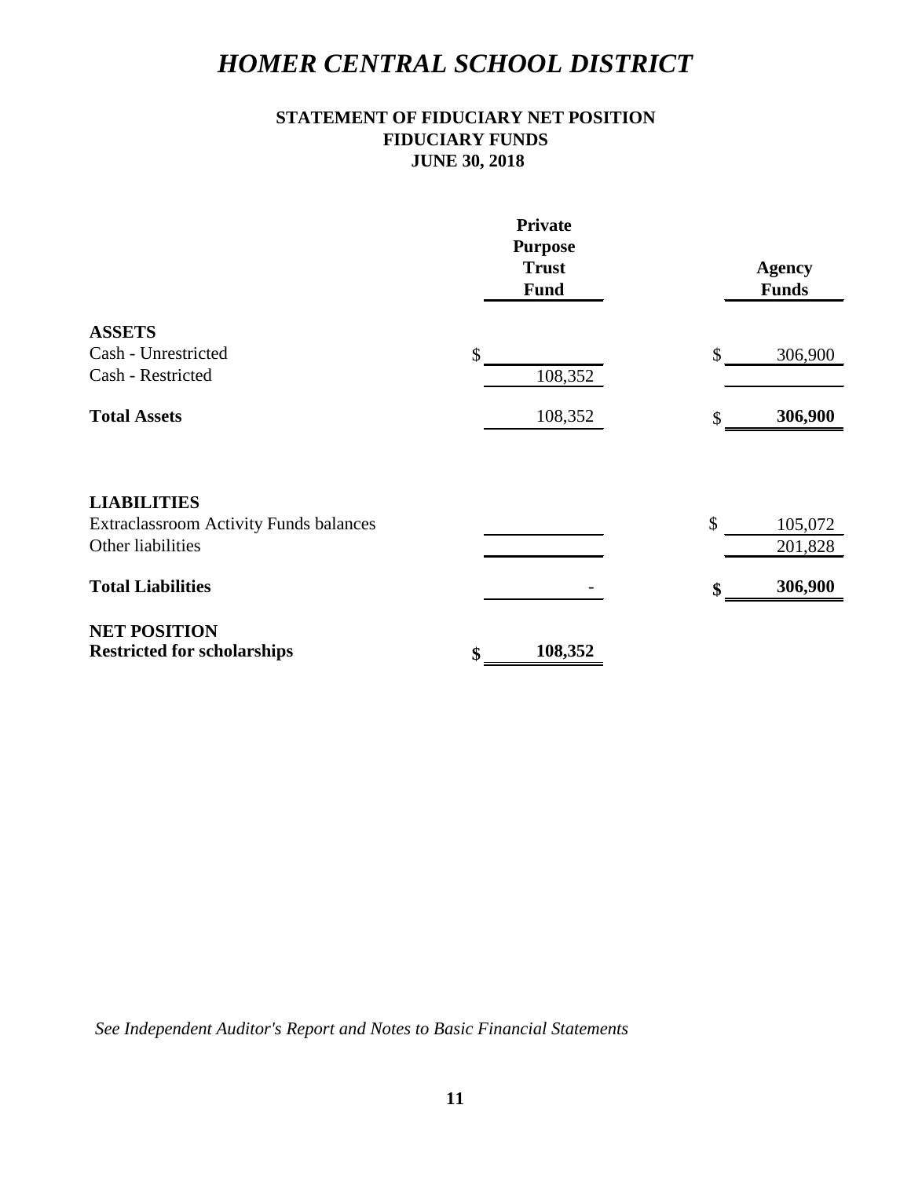# HOMER CENTRAL SCHOOL DISTRICT

### STATEMENT OF FIDUCIARY NET POSITION
### FIDUCIARY FUNDS
### JUNE 30, 2018

| | Private Purpose Trust Fund | Agency Funds |
|---|---|---|
| **ASSETS** | | |
| Cash - Unrestricted | $ | $ 306,900 |
| Cash - Restricted | 108,352 | |
| **Total Assets** | 108,352 | $ **306,900** |
| | | |
| **LIABILITIES** | | |
| Extraclassroom Activity Funds balances | | $ 105,072 |
| Other liabilities | | 201,828 |
| **Total Liabilities** | - | **$ 306,900** |
| **NET POSITION** | | |
| **Restricted for scholarships** | **$ 108,352** | |

*See Independent Auditor's Report and Notes to Basic Financial Statements*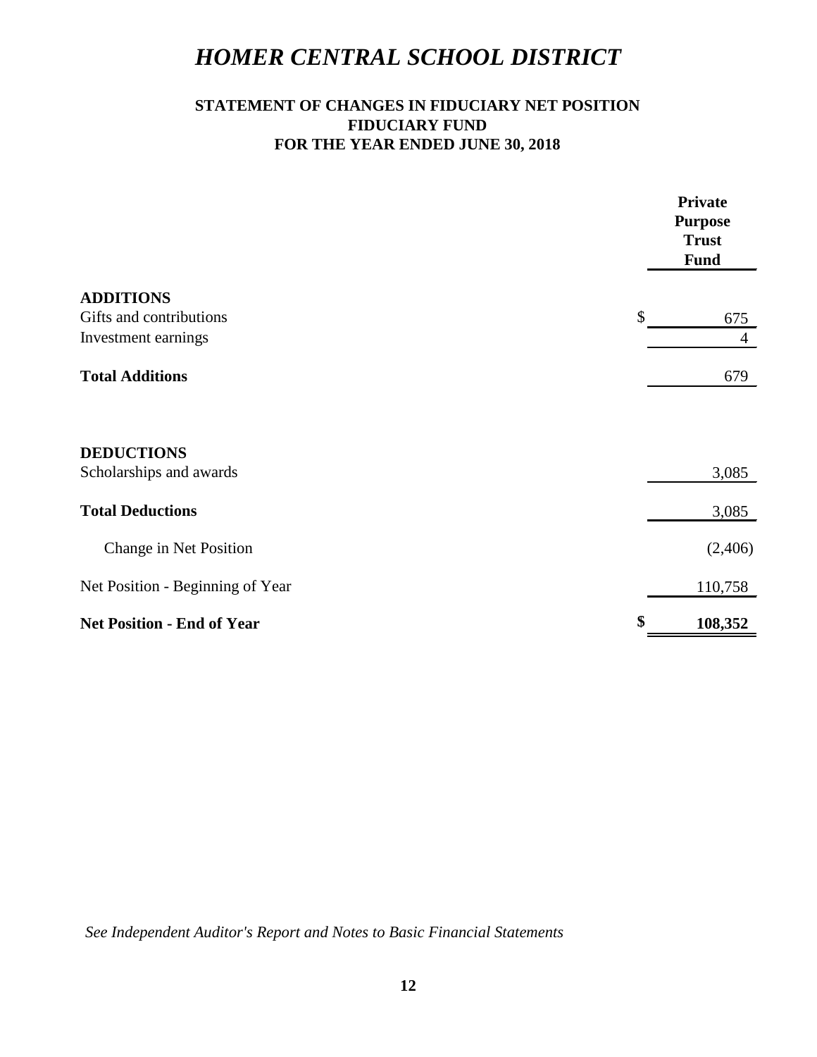# *HOMER CENTRAL SCHOOL DISTRICT*

## STATEMENT OF CHANGES IN FIDUCIARY NET POSITION
## FIDUCIARY FUND
## FOR THE YEAR ENDED JUNE 30, 2018

| | Private Purpose Trust Fund |
|---|---|
| **ADDITIONS** | |
| Gifts and contributions | $ 675 |
| Investment earnings | 4 |
| **Total Additions** | 679 |
| | |
| **DEDUCTIONS** | |
| Scholarships and awards | 3,085 |
| **Total Deductions** | 3,085 |
| Change in Net Position | (2,406) |
| Net Position - Beginning of Year | 110,758 |
| **Net Position - End of Year** | **$ 108,352** |

*See Independent Auditor's Report and Notes to Basic Financial Statements*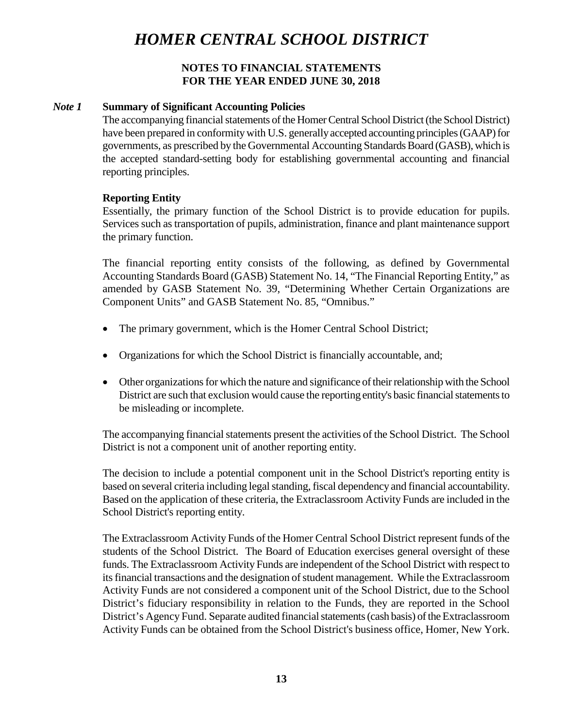# *HOMER CENTRAL SCHOOL DISTRICT*

## NOTES TO FINANCIAL STATEMENTS
## FOR THE YEAR ENDED JUNE 30, 2018

### *Note 1* Summary of Significant Accounting Policies

The accompanying financial statements of the Homer Central School District (the School District) have been prepared in conformity with U.S. generally accepted accounting principles (GAAP) for governments, as prescribed by the Governmental Accounting Standards Board (GASB), which is the accepted standard-setting body for establishing governmental accounting and financial reporting principles.

**Reporting Entity**

Essentially, the primary function of the School District is to provide education for pupils. Services such as transportation of pupils, administration, finance and plant maintenance support the primary function.

The financial reporting entity consists of the following, as defined by Governmental Accounting Standards Board (GASB) Statement No. 14, "The Financial Reporting Entity," as amended by GASB Statement No. 39, "Determining Whether Certain Organizations are Component Units" and GASB Statement No. 85, "Omnibus."

- The primary government, which is the Homer Central School District;
- Organizations for which the School District is financially accountable, and;
- Other organizations for which the nature and significance of their relationship with the School District are such that exclusion would cause the reporting entity's basic financial statements to be misleading or incomplete.

The accompanying financial statements present the activities of the School District. The School District is not a component unit of another reporting entity.

The decision to include a potential component unit in the School District's reporting entity is based on several criteria including legal standing, fiscal dependency and financial accountability. Based on the application of these criteria, the Extraclassroom Activity Funds are included in the School District's reporting entity.

The Extraclassroom Activity Funds of the Homer Central School District represent funds of the students of the School District. The Board of Education exercises general oversight of these funds. The Extraclassroom Activity Funds are independent of the School District with respect to its financial transactions and the designation of student management. While the Extraclassroom Activity Funds are not considered a component unit of the School District, due to the School District's fiduciary responsibility in relation to the Funds, they are reported in the School District's Agency Fund. Separate audited financial statements (cash basis) of the Extraclassroom Activity Funds can be obtained from the School District's business office, Homer, New York.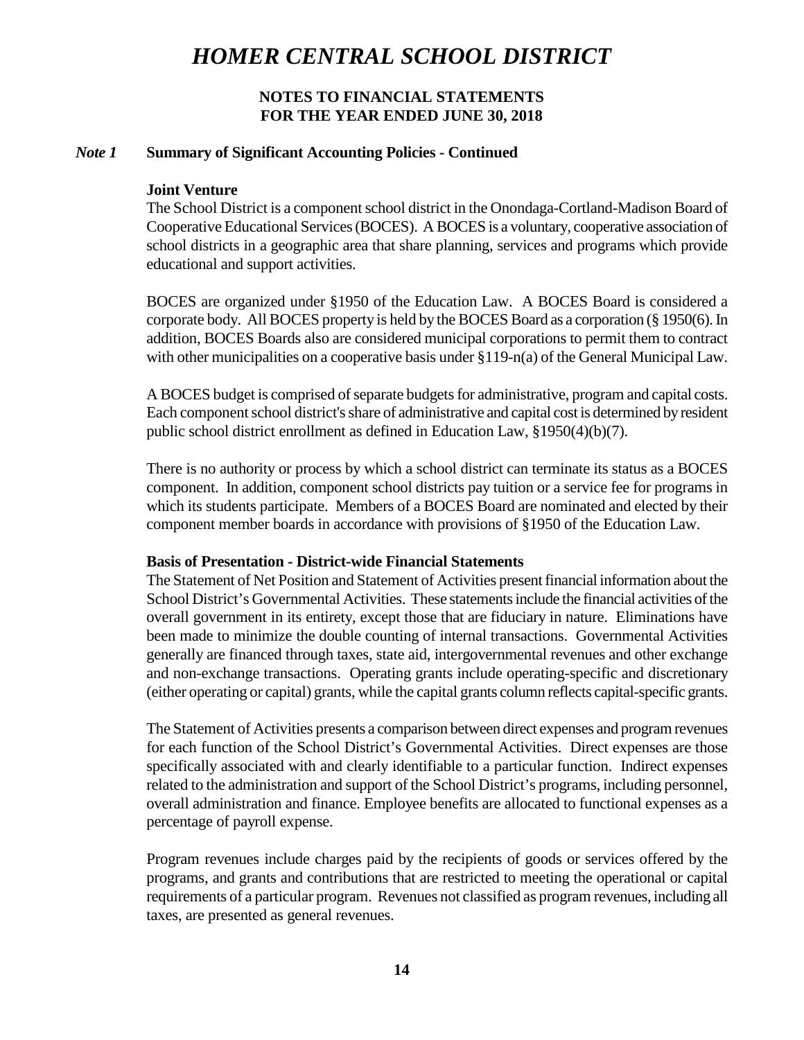# HOMER CENTRAL SCHOOL DISTRICT

**NOTES TO FINANCIAL STATEMENTS**
**FOR THE YEAR ENDED JUNE 30, 2018**

## *Note 1* Summary of Significant Accounting Policies - Continued

### Joint Venture

The School District is a component school district in the Onondaga-Cortland-Madison Board of Cooperative Educational Services (BOCES). A BOCES is a voluntary, cooperative association of school districts in a geographic area that share planning, services and programs which provide educational and support activities.

BOCES are organized under §1950 of the Education Law. A BOCES Board is considered a corporate body. All BOCES property is held by the BOCES Board as a corporation (§ 1950(6). In addition, BOCES Boards also are considered municipal corporations to permit them to contract with other municipalities on a cooperative basis under §119-n(a) of the General Municipal Law.

A BOCES budget is comprised of separate budgets for administrative, program and capital costs. Each component school district's share of administrative and capital cost is determined by resident public school district enrollment as defined in Education Law, §1950(4)(b)(7).

There is no authority or process by which a school district can terminate its status as a BOCES component. In addition, component school districts pay tuition or a service fee for programs in which its students participate. Members of a BOCES Board are nominated and elected by their component member boards in accordance with provisions of §1950 of the Education Law.

### Basis of Presentation - District-wide Financial Statements

The Statement of Net Position and Statement of Activities present financial information about the School District's Governmental Activities. These statements include the financial activities of the overall government in its entirety, except those that are fiduciary in nature. Eliminations have been made to minimize the double counting of internal transactions. Governmental Activities generally are financed through taxes, state aid, intergovernmental revenues and other exchange and non-exchange transactions. Operating grants include operating-specific and discretionary (either operating or capital) grants, while the capital grants column reflects capital-specific grants.

The Statement of Activities presents a comparison between direct expenses and program revenues for each function of the School District's Governmental Activities. Direct expenses are those specifically associated with and clearly identifiable to a particular function. Indirect expenses related to the administration and support of the School District's programs, including personnel, overall administration and finance. Employee benefits are allocated to functional expenses as a percentage of payroll expense.

Program revenues include charges paid by the recipients of goods or services offered by the programs, and grants and contributions that are restricted to meeting the operational or capital requirements of a particular program. Revenues not classified as program revenues, including all taxes, are presented as general revenues.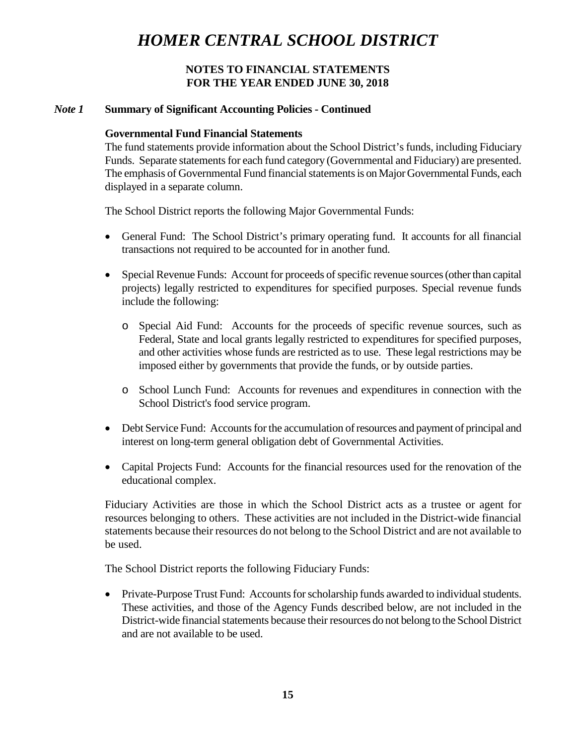# *HOMER CENTRAL SCHOOL DISTRICT*

**NOTES TO FINANCIAL STATEMENTS**
**FOR THE YEAR ENDED JUNE 30, 2018**

## *Note 1* Summary of Significant Accounting Policies - Continued

**Governmental Fund Financial Statements**

The fund statements provide information about the School District's funds, including Fiduciary Funds. Separate statements for each fund category (Governmental and Fiduciary) are presented. The emphasis of Governmental Fund financial statements is on Major Governmental Funds, each displayed in a separate column.

The School District reports the following Major Governmental Funds:

- General Fund: The School District's primary operating fund. It accounts for all financial transactions not required to be accounted for in another fund.

- Special Revenue Funds: Account for proceeds of specific revenue sources (other than capital projects) legally restricted to expenditures for specified purposes. Special revenue funds include the following:

  - Special Aid Fund: Accounts for the proceeds of specific revenue sources, such as Federal, State and local grants legally restricted to expenditures for specified purposes, and other activities whose funds are restricted as to use. These legal restrictions may be imposed either by governments that provide the funds, or by outside parties.

  - School Lunch Fund: Accounts for revenues and expenditures in connection with the School District's food service program.

- Debt Service Fund: Accounts for the accumulation of resources and payment of principal and interest on long-term general obligation debt of Governmental Activities.

- Capital Projects Fund: Accounts for the financial resources used for the renovation of the educational complex.

Fiduciary Activities are those in which the School District acts as a trustee or agent for resources belonging to others. These activities are not included in the District-wide financial statements because their resources do not belong to the School District and are not available to be used.

The School District reports the following Fiduciary Funds:

- Private-Purpose Trust Fund: Accounts for scholarship funds awarded to individual students. These activities, and those of the Agency Funds described below, are not included in the District-wide financial statements because their resources do not belong to the School District and are not available to be used.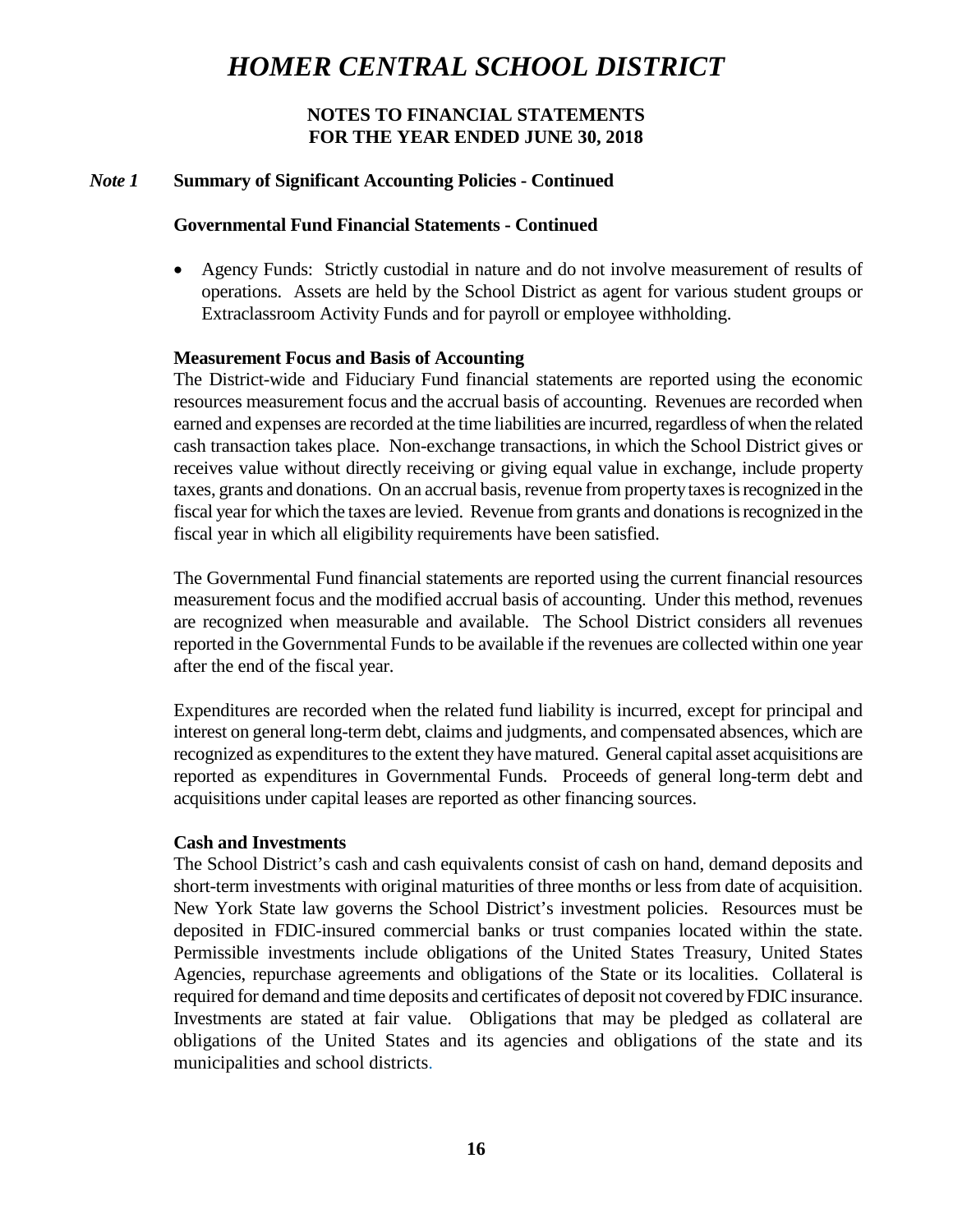# HOMER CENTRAL SCHOOL DISTRICT

## NOTES TO FINANCIAL STATEMENTS
## FOR THE YEAR ENDED JUNE 30, 2018

### *Note 1* Summary of Significant Accounting Policies - Continued

**Governmental Fund Financial Statements - Continued**

- Agency Funds: Strictly custodial in nature and do not involve measurement of results of operations. Assets are held by the School District as agent for various student groups or Extraclassroom Activity Funds and for payroll or employee withholding.

**Measurement Focus and Basis of Accounting**

The District-wide and Fiduciary Fund financial statements are reported using the economic resources measurement focus and the accrual basis of accounting. Revenues are recorded when earned and expenses are recorded at the time liabilities are incurred, regardless of when the related cash transaction takes place. Non-exchange transactions, in which the School District gives or receives value without directly receiving or giving equal value in exchange, include property taxes, grants and donations. On an accrual basis, revenue from property taxes is recognized in the fiscal year for which the taxes are levied. Revenue from grants and donations is recognized in the fiscal year in which all eligibility requirements have been satisfied.

The Governmental Fund financial statements are reported using the current financial resources measurement focus and the modified accrual basis of accounting. Under this method, revenues are recognized when measurable and available. The School District considers all revenues reported in the Governmental Funds to be available if the revenues are collected within one year after the end of the fiscal year.

Expenditures are recorded when the related fund liability is incurred, except for principal and interest on general long-term debt, claims and judgments, and compensated absences, which are recognized as expenditures to the extent they have matured. General capital asset acquisitions are reported as expenditures in Governmental Funds. Proceeds of general long-term debt and acquisitions under capital leases are reported as other financing sources.

**Cash and Investments**

The School District's cash and cash equivalents consist of cash on hand, demand deposits and short-term investments with original maturities of three months or less from date of acquisition. New York State law governs the School District's investment policies. Resources must be deposited in FDIC-insured commercial banks or trust companies located within the state. Permissible investments include obligations of the United States Treasury, United States Agencies, repurchase agreements and obligations of the State or its localities. Collateral is required for demand and time deposits and certificates of deposit not covered by FDIC insurance. Investments are stated at fair value. Obligations that may be pledged as collateral are obligations of the United States and its agencies and obligations of the state and its municipalities and school districts.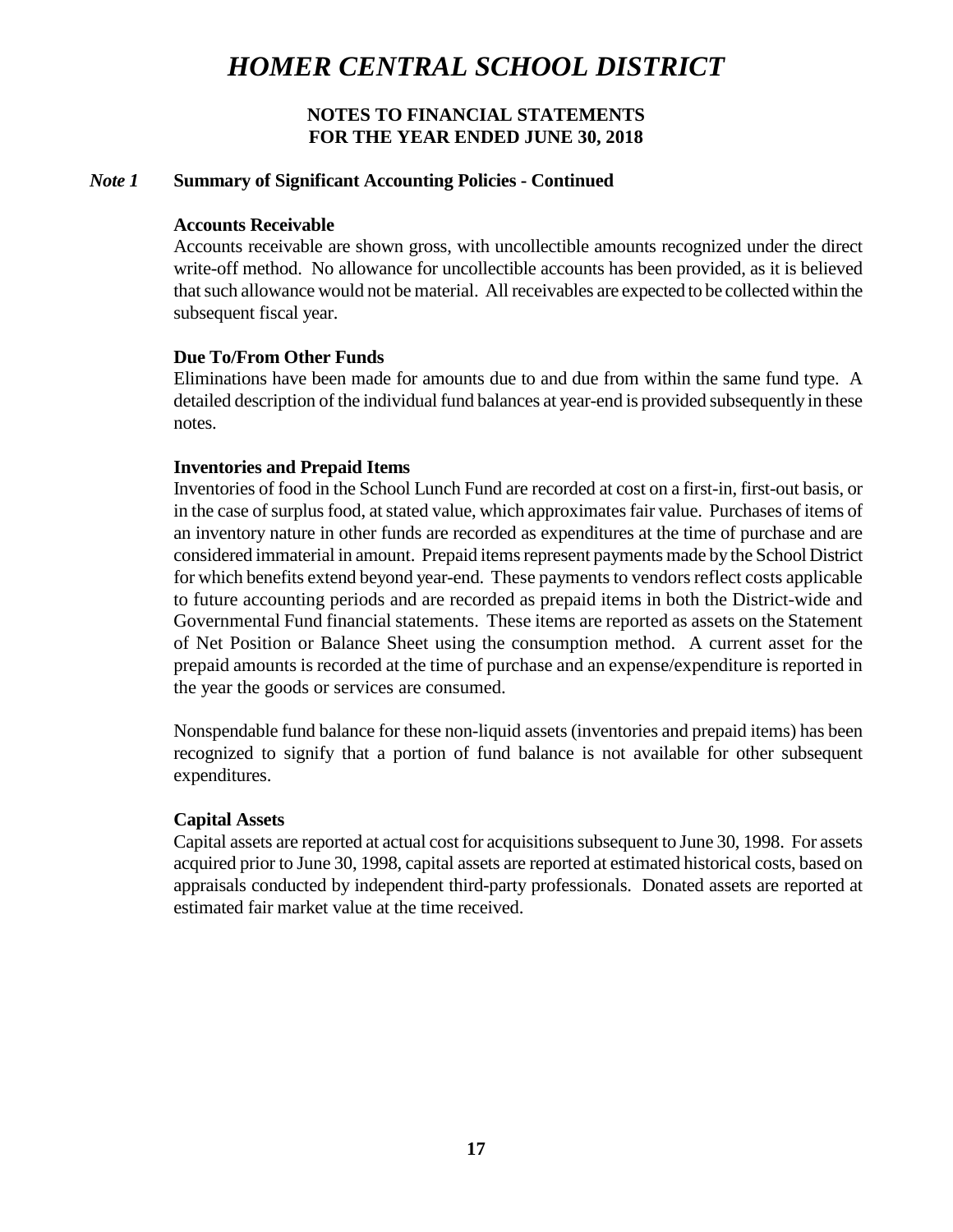# HOMER CENTRAL SCHOOL DISTRICT

## NOTES TO FINANCIAL STATEMENTS
## FOR THE YEAR ENDED JUNE 30, 2018

***Note 1*** **Summary of Significant Accounting Policies - Continued**

**Accounts Receivable**

Accounts receivable are shown gross, with uncollectible amounts recognized under the direct write-off method. No allowance for uncollectible accounts has been provided, as it is believed that such allowance would not be material. All receivables are expected to be collected within the subsequent fiscal year.

**Due To/From Other Funds**

Eliminations have been made for amounts due to and due from within the same fund type. A detailed description of the individual fund balances at year-end is provided subsequently in these notes.

**Inventories and Prepaid Items**

Inventories of food in the School Lunch Fund are recorded at cost on a first-in, first-out basis, or in the case of surplus food, at stated value, which approximates fair value. Purchases of items of an inventory nature in other funds are recorded as expenditures at the time of purchase and are considered immaterial in amount. Prepaid items represent payments made by the School District for which benefits extend beyond year-end. These payments to vendors reflect costs applicable to future accounting periods and are recorded as prepaid items in both the District-wide and Governmental Fund financial statements. These items are reported as assets on the Statement of Net Position or Balance Sheet using the consumption method. A current asset for the prepaid amounts is recorded at the time of purchase and an expense/expenditure is reported in the year the goods or services are consumed.

Nonspendable fund balance for these non-liquid assets (inventories and prepaid items) has been recognized to signify that a portion of fund balance is not available for other subsequent expenditures.

**Capital Assets**

Capital assets are reported at actual cost for acquisitions subsequent to June 30, 1998. For assets acquired prior to June 30, 1998, capital assets are reported at estimated historical costs, based on appraisals conducted by independent third-party professionals. Donated assets are reported at estimated fair market value at the time received.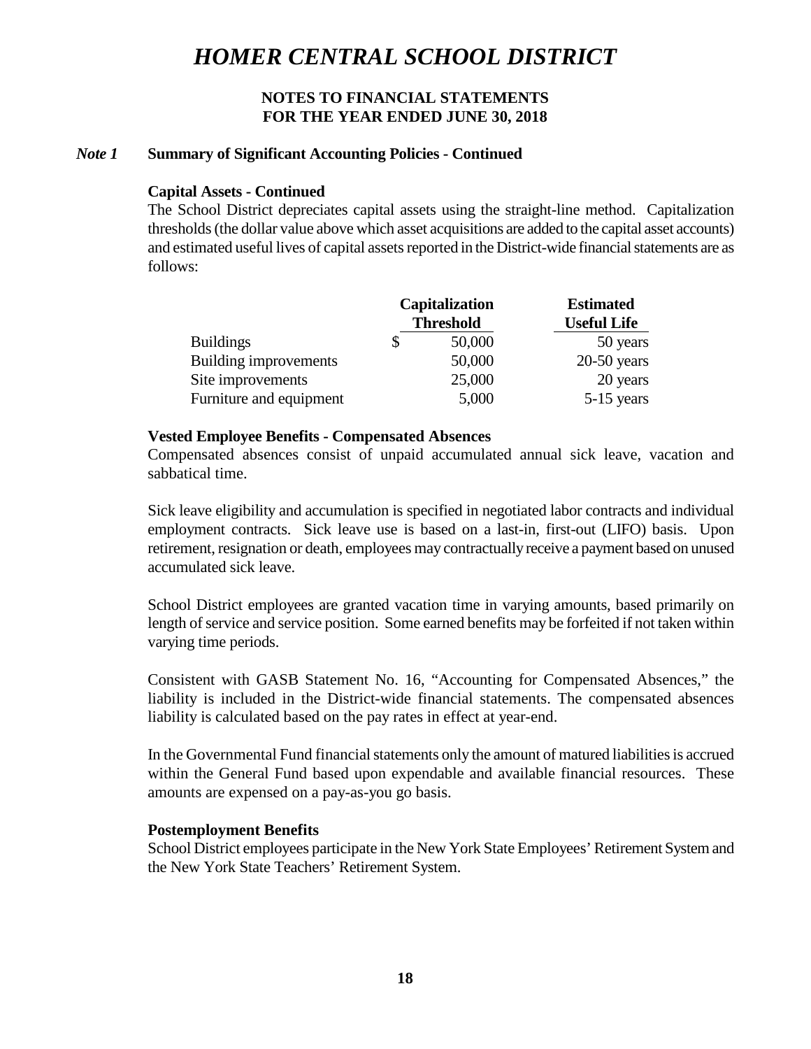# HOMER CENTRAL SCHOOL DISTRICT

**NOTES TO FINANCIAL STATEMENTS**
**FOR THE YEAR ENDED JUNE 30, 2018**

## *Note 1* Summary of Significant Accounting Policies - Continued

### Capital Assets - Continued

The School District depreciates capital assets using the straight-line method. Capitalization thresholds (the dollar value above which asset acquisitions are added to the capital asset accounts) and estimated useful lives of capital assets reported in the District-wide financial statements are as follows:

| | Capitalization Threshold | Estimated Useful Life |
|---|---|---|
| Buildings | $ 50,000 | 50 years |
| Building improvements | 50,000 | 20-50 years |
| Site improvements | 25,000 | 20 years |
| Furniture and equipment | 5,000 | 5-15 years |

### Vested Employee Benefits - Compensated Absences

Compensated absences consist of unpaid accumulated annual sick leave, vacation and sabbatical time.

Sick leave eligibility and accumulation is specified in negotiated labor contracts and individual employment contracts. Sick leave use is based on a last-in, first-out (LIFO) basis. Upon retirement, resignation or death, employees may contractually receive a payment based on unused accumulated sick leave.

School District employees are granted vacation time in varying amounts, based primarily on length of service and service position. Some earned benefits may be forfeited if not taken within varying time periods.

Consistent with GASB Statement No. 16, "Accounting for Compensated Absences," the liability is included in the District-wide financial statements. The compensated absences liability is calculated based on the pay rates in effect at year-end.

In the Governmental Fund financial statements only the amount of matured liabilities is accrued within the General Fund based upon expendable and available financial resources. These amounts are expensed on a pay-as-you go basis.

### Postemployment Benefits

School District employees participate in the New York State Employees' Retirement System and the New York State Teachers' Retirement System.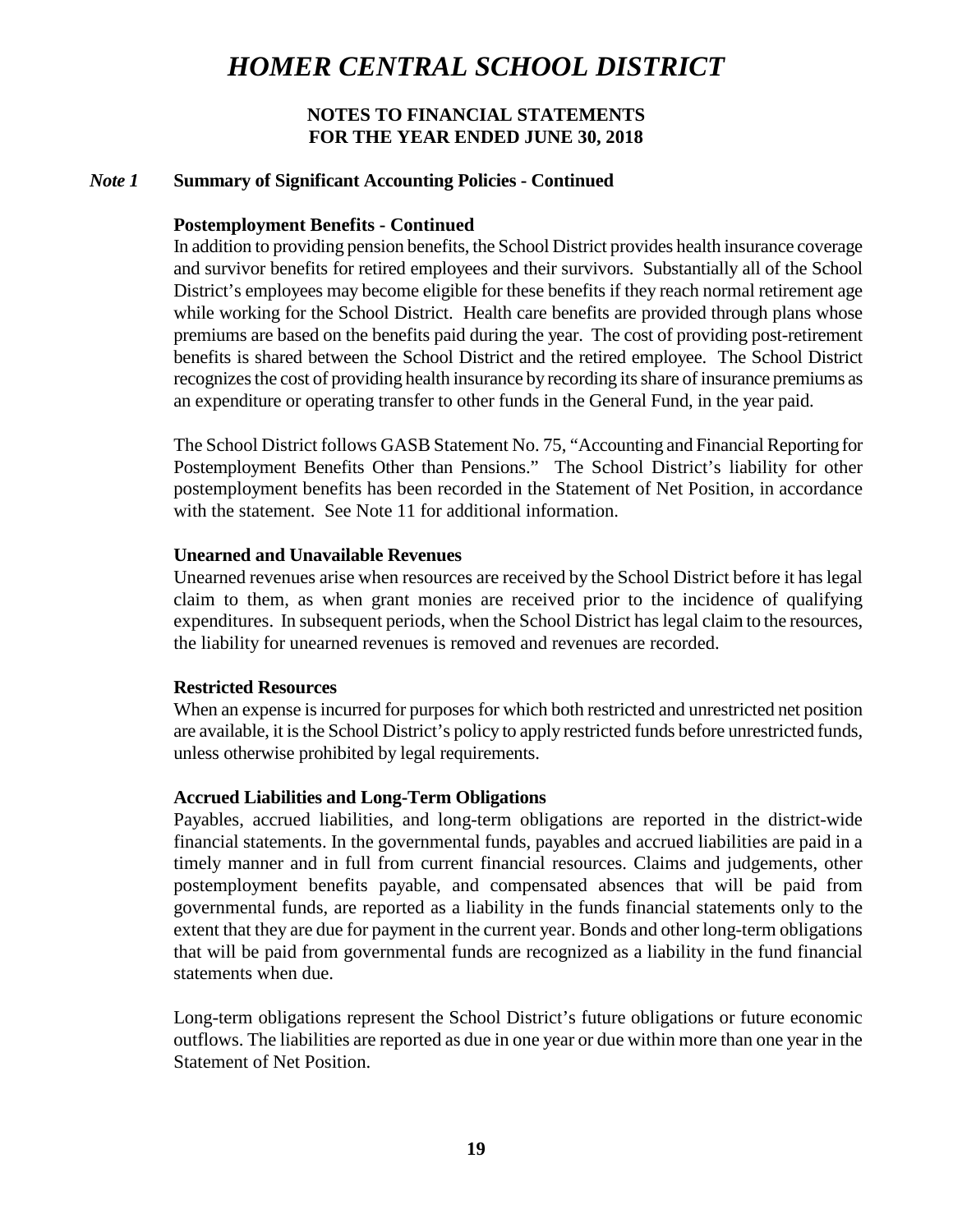# HOMER CENTRAL SCHOOL DISTRICT

**NOTES TO FINANCIAL STATEMENTS**
**FOR THE YEAR ENDED JUNE 30, 2018**

## *Note 1* Summary of Significant Accounting Policies - Continued

### Postemployment Benefits - Continued

In addition to providing pension benefits, the School District provides health insurance coverage and survivor benefits for retired employees and their survivors. Substantially all of the School District's employees may become eligible for these benefits if they reach normal retirement age while working for the School District. Health care benefits are provided through plans whose premiums are based on the benefits paid during the year. The cost of providing post-retirement benefits is shared between the School District and the retired employee. The School District recognizes the cost of providing health insurance by recording its share of insurance premiums as an expenditure or operating transfer to other funds in the General Fund, in the year paid.

The School District follows GASB Statement No. 75, "Accounting and Financial Reporting for Postemployment Benefits Other than Pensions." The School District's liability for other postemployment benefits has been recorded in the Statement of Net Position, in accordance with the statement. See Note 11 for additional information.

### Unearned and Unavailable Revenues

Unearned revenues arise when resources are received by the School District before it has legal claim to them, as when grant monies are received prior to the incidence of qualifying expenditures. In subsequent periods, when the School District has legal claim to the resources, the liability for unearned revenues is removed and revenues are recorded.

### Restricted Resources

When an expense is incurred for purposes for which both restricted and unrestricted net position are available, it is the School District's policy to apply restricted funds before unrestricted funds, unless otherwise prohibited by legal requirements.

### Accrued Liabilities and Long-Term Obligations

Payables, accrued liabilities, and long-term obligations are reported in the district-wide financial statements. In the governmental funds, payables and accrued liabilities are paid in a timely manner and in full from current financial resources. Claims and judgements, other postemployment benefits payable, and compensated absences that will be paid from governmental funds, are reported as a liability in the funds financial statements only to the extent that they are due for payment in the current year. Bonds and other long-term obligations that will be paid from governmental funds are recognized as a liability in the fund financial statements when due.

Long-term obligations represent the School District's future obligations or future economic outflows. The liabilities are reported as due in one year or due within more than one year in the Statement of Net Position.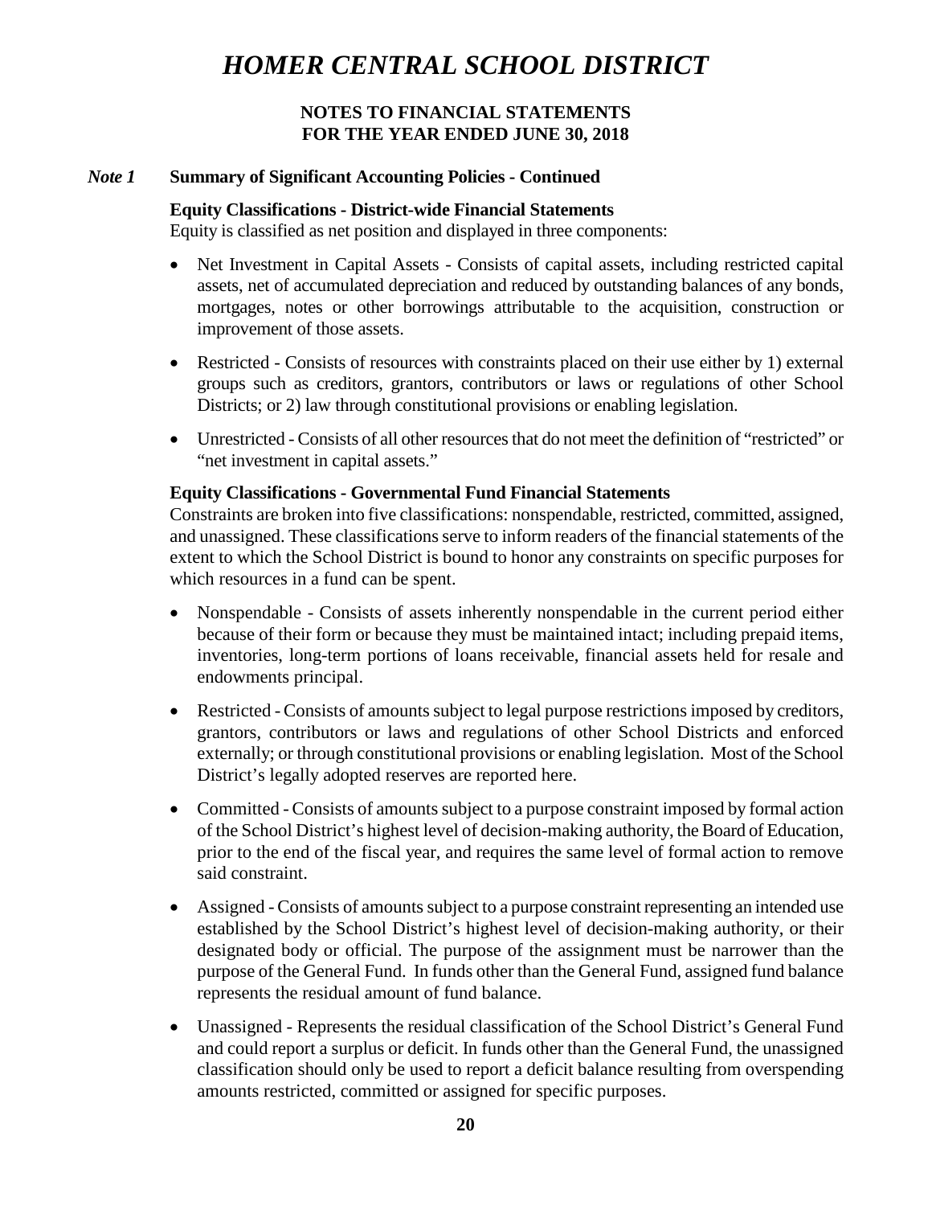# HOMER CENTRAL SCHOOL DISTRICT

## NOTES TO FINANCIAL STATEMENTS
## FOR THE YEAR ENDED JUNE 30, 2018

***Note 1*** **Summary of Significant Accounting Policies - Continued**

**Equity Classifications - District-wide Financial Statements**

Equity is classified as net position and displayed in three components:

- Net Investment in Capital Assets - Consists of capital assets, including restricted capital assets, net of accumulated depreciation and reduced by outstanding balances of any bonds, mortgages, notes or other borrowings attributable to the acquisition, construction or improvement of those assets.

- Restricted - Consists of resources with constraints placed on their use either by 1) external groups such as creditors, grantors, contributors or laws or regulations of other School Districts; or 2) law through constitutional provisions or enabling legislation.

- Unrestricted - Consists of all other resources that do not meet the definition of "restricted" or "net investment in capital assets."

**Equity Classifications - Governmental Fund Financial Statements**

Constraints are broken into five classifications: nonspendable, restricted, committed, assigned, and unassigned. These classifications serve to inform readers of the financial statements of the extent to which the School District is bound to honor any constraints on specific purposes for which resources in a fund can be spent.

- Nonspendable - Consists of assets inherently nonspendable in the current period either because of their form or because they must be maintained intact; including prepaid items, inventories, long-term portions of loans receivable, financial assets held for resale and endowments principal.

- Restricted - Consists of amounts subject to legal purpose restrictions imposed by creditors, grantors, contributors or laws and regulations of other School Districts and enforced externally; or through constitutional provisions or enabling legislation. Most of the School District's legally adopted reserves are reported here.

- Committed - Consists of amounts subject to a purpose constraint imposed by formal action of the School District's highest level of decision-making authority, the Board of Education, prior to the end of the fiscal year, and requires the same level of formal action to remove said constraint.

- Assigned - Consists of amounts subject to a purpose constraint representing an intended use established by the School District's highest level of decision-making authority, or their designated body or official. The purpose of the assignment must be narrower than the purpose of the General Fund. In funds other than the General Fund, assigned fund balance represents the residual amount of fund balance.

- Unassigned - Represents the residual classification of the School District's General Fund and could report a surplus or deficit. In funds other than the General Fund, the unassigned classification should only be used to report a deficit balance resulting from overspending amounts restricted, committed or assigned for specific purposes.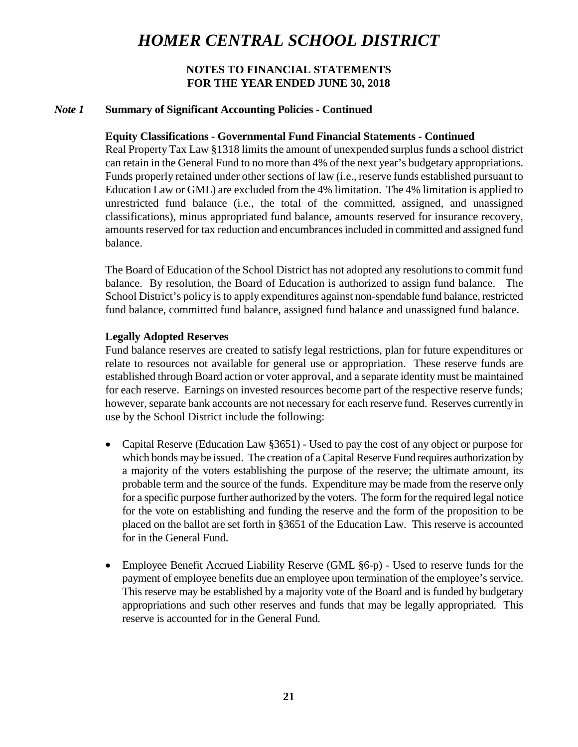# *HOMER CENTRAL SCHOOL DISTRICT*

**NOTES TO FINANCIAL STATEMENTS**
**FOR THE YEAR ENDED JUNE 30, 2018**

## *Note 1* Summary of Significant Accounting Policies - Continued

### Equity Classifications - Governmental Fund Financial Statements - Continued

Real Property Tax Law §1318 limits the amount of unexpended surplus funds a school district can retain in the General Fund to no more than 4% of the next year's budgetary appropriations. Funds properly retained under other sections of law (i.e., reserve funds established pursuant to Education Law or GML) are excluded from the 4% limitation. The 4% limitation is applied to unrestricted fund balance (i.e., the total of the committed, assigned, and unassigned classifications), minus appropriated fund balance, amounts reserved for insurance recovery, amounts reserved for tax reduction and encumbrances included in committed and assigned fund balance.

The Board of Education of the School District has not adopted any resolutions to commit fund balance. By resolution, the Board of Education is authorized to assign fund balance. The School District's policy is to apply expenditures against non-spendable fund balance, restricted fund balance, committed fund balance, assigned fund balance and unassigned fund balance.

### Legally Adopted Reserves

Fund balance reserves are created to satisfy legal restrictions, plan for future expenditures or relate to resources not available for general use or appropriation. These reserve funds are established through Board action or voter approval, and a separate identity must be maintained for each reserve. Earnings on invested resources become part of the respective reserve funds; however, separate bank accounts are not necessary for each reserve fund. Reserves currently in use by the School District include the following:

- Capital Reserve (Education Law §3651) - Used to pay the cost of any object or purpose for which bonds may be issued. The creation of a Capital Reserve Fund requires authorization by a majority of the voters establishing the purpose of the reserve; the ultimate amount, its probable term and the source of the funds. Expenditure may be made from the reserve only for a specific purpose further authorized by the voters. The form for the required legal notice for the vote on establishing and funding the reserve and the form of the proposition to be placed on the ballot are set forth in §3651 of the Education Law. This reserve is accounted for in the General Fund.

- Employee Benefit Accrued Liability Reserve (GML §6-p) - Used to reserve funds for the payment of employee benefits due an employee upon termination of the employee's service. This reserve may be established by a majority vote of the Board and is funded by budgetary appropriations and such other reserves and funds that may be legally appropriated. This reserve is accounted for in the General Fund.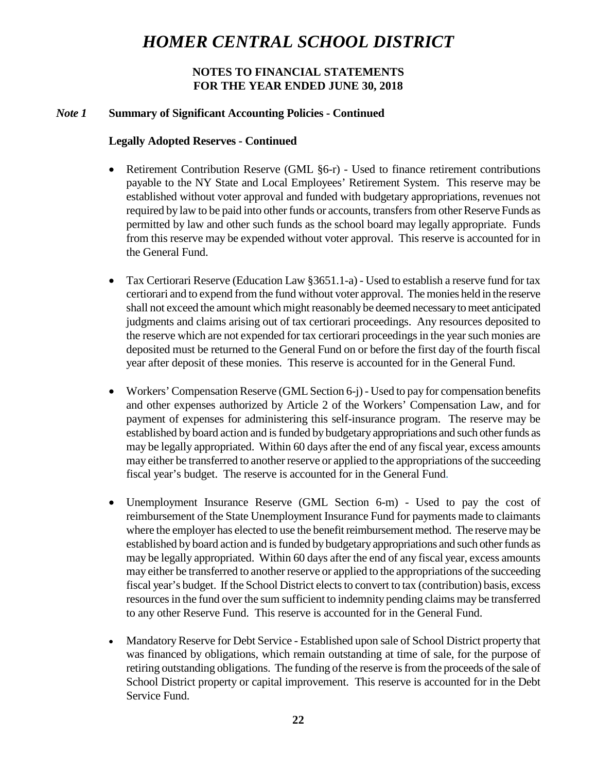# HOMER CENTRAL SCHOOL DISTRICT

**NOTES TO FINANCIAL STATEMENTS**
**FOR THE YEAR ENDED JUNE 30, 2018**

***Note 1*** **Summary of Significant Accounting Policies - Continued**

**Legally Adopted Reserves - Continued**

- Retirement Contribution Reserve (GML §6-r) - Used to finance retirement contributions payable to the NY State and Local Employees' Retirement System. This reserve may be established without voter approval and funded with budgetary appropriations, revenues not required by law to be paid into other funds or accounts, transfers from other Reserve Funds as permitted by law and other such funds as the school board may legally appropriate. Funds from this reserve may be expended without voter approval. This reserve is accounted for in the General Fund.

- Tax Certiorari Reserve (Education Law §3651.1-a) - Used to establish a reserve fund for tax certiorari and to expend from the fund without voter approval. The monies held in the reserve shall not exceed the amount which might reasonably be deemed necessary to meet anticipated judgments and claims arising out of tax certiorari proceedings. Any resources deposited to the reserve which are not expended for tax certiorari proceedings in the year such monies are deposited must be returned to the General Fund on or before the first day of the fourth fiscal year after deposit of these monies. This reserve is accounted for in the General Fund.

- Workers' Compensation Reserve (GML Section 6-j) - Used to pay for compensation benefits and other expenses authorized by Article 2 of the Workers' Compensation Law, and for payment of expenses for administering this self-insurance program. The reserve may be established by board action and is funded by budgetary appropriations and such other funds as may be legally appropriated. Within 60 days after the end of any fiscal year, excess amounts may either be transferred to another reserve or applied to the appropriations of the succeeding fiscal year's budget. The reserve is accounted for in the General Fund.

- Unemployment Insurance Reserve (GML Section 6-m) - Used to pay the cost of reimbursement of the State Unemployment Insurance Fund for payments made to claimants where the employer has elected to use the benefit reimbursement method. The reserve may be established by board action and is funded by budgetary appropriations and such other funds as may be legally appropriated. Within 60 days after the end of any fiscal year, excess amounts may either be transferred to another reserve or applied to the appropriations of the succeeding fiscal year's budget. If the School District elects to convert to tax (contribution) basis, excess resources in the fund over the sum sufficient to indemnity pending claims may be transferred to any other Reserve Fund. This reserve is accounted for in the General Fund.

- Mandatory Reserve for Debt Service - Established upon sale of School District property that was financed by obligations, which remain outstanding at time of sale, for the purpose of retiring outstanding obligations. The funding of the reserve is from the proceeds of the sale of School District property or capital improvement. This reserve is accounted for in the Debt Service Fund.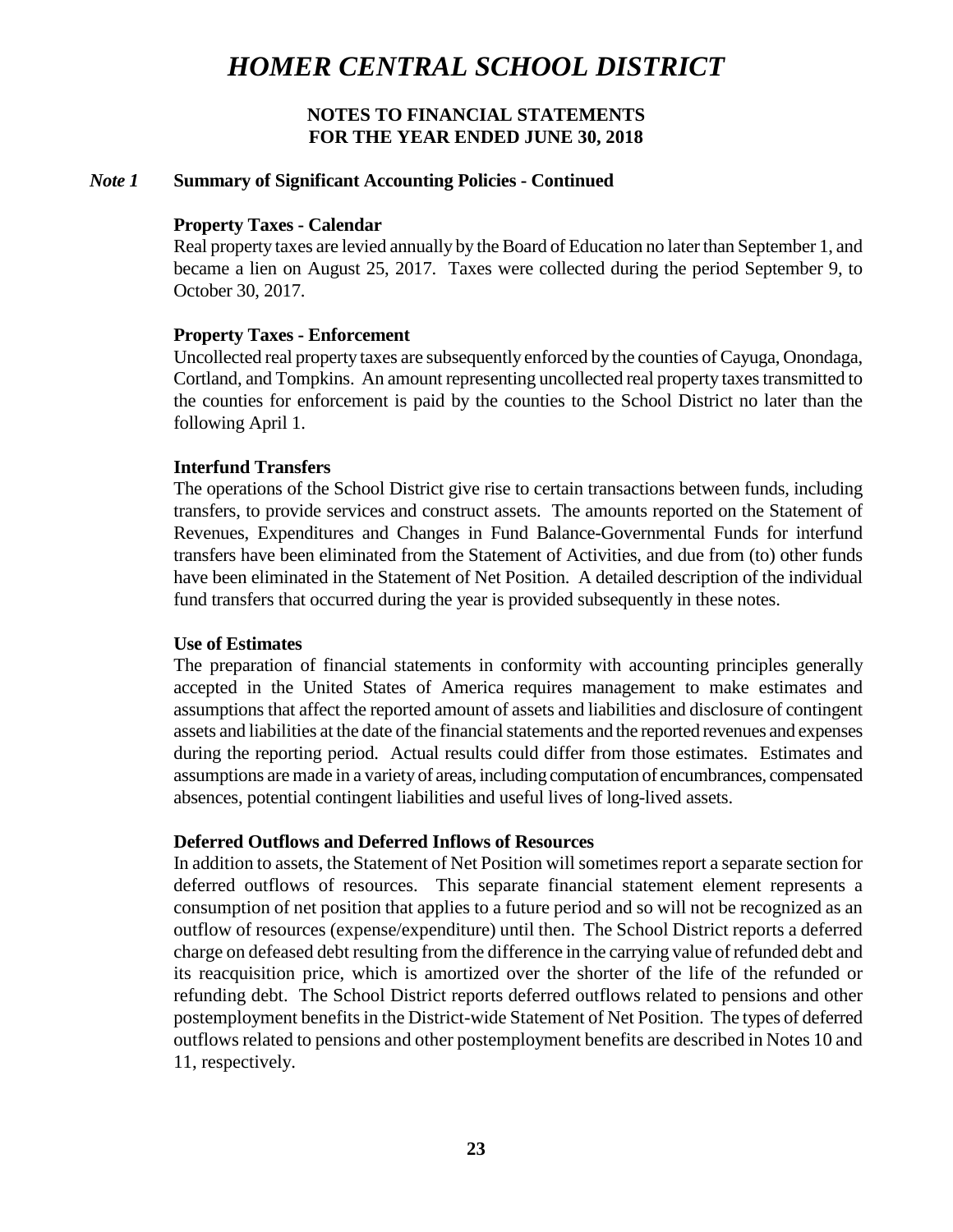# HOMER CENTRAL SCHOOL DISTRICT

**NOTES TO FINANCIAL STATEMENTS**
**FOR THE YEAR ENDED JUNE 30, 2018**

## *Note 1* Summary of Significant Accounting Policies - Continued

### Property Taxes - Calendar

Real property taxes are levied annually by the Board of Education no later than September 1, and became a lien on August 25, 2017. Taxes were collected during the period September 9, to October 30, 2017.

### Property Taxes - Enforcement

Uncollected real property taxes are subsequently enforced by the counties of Cayuga, Onondaga, Cortland, and Tompkins. An amount representing uncollected real property taxes transmitted to the counties for enforcement is paid by the counties to the School District no later than the following April 1.

### Interfund Transfers

The operations of the School District give rise to certain transactions between funds, including transfers, to provide services and construct assets. The amounts reported on the Statement of Revenues, Expenditures and Changes in Fund Balance-Governmental Funds for interfund transfers have been eliminated from the Statement of Activities, and due from (to) other funds have been eliminated in the Statement of Net Position. A detailed description of the individual fund transfers that occurred during the year is provided subsequently in these notes.

### Use of Estimates

The preparation of financial statements in conformity with accounting principles generally accepted in the United States of America requires management to make estimates and assumptions that affect the reported amount of assets and liabilities and disclosure of contingent assets and liabilities at the date of the financial statements and the reported revenues and expenses during the reporting period. Actual results could differ from those estimates. Estimates and assumptions are made in a variety of areas, including computation of encumbrances, compensated absences, potential contingent liabilities and useful lives of long-lived assets.

### Deferred Outflows and Deferred Inflows of Resources

In addition to assets, the Statement of Net Position will sometimes report a separate section for deferred outflows of resources. This separate financial statement element represents a consumption of net position that applies to a future period and so will not be recognized as an outflow of resources (expense/expenditure) until then. The School District reports a deferred charge on defeased debt resulting from the difference in the carrying value of refunded debt and its reacquisition price, which is amortized over the shorter of the life of the refunded or refunding debt. The School District reports deferred outflows related to pensions and other postemployment benefits in the District-wide Statement of Net Position. The types of deferred outflows related to pensions and other postemployment benefits are described in Notes 10 and 11, respectively.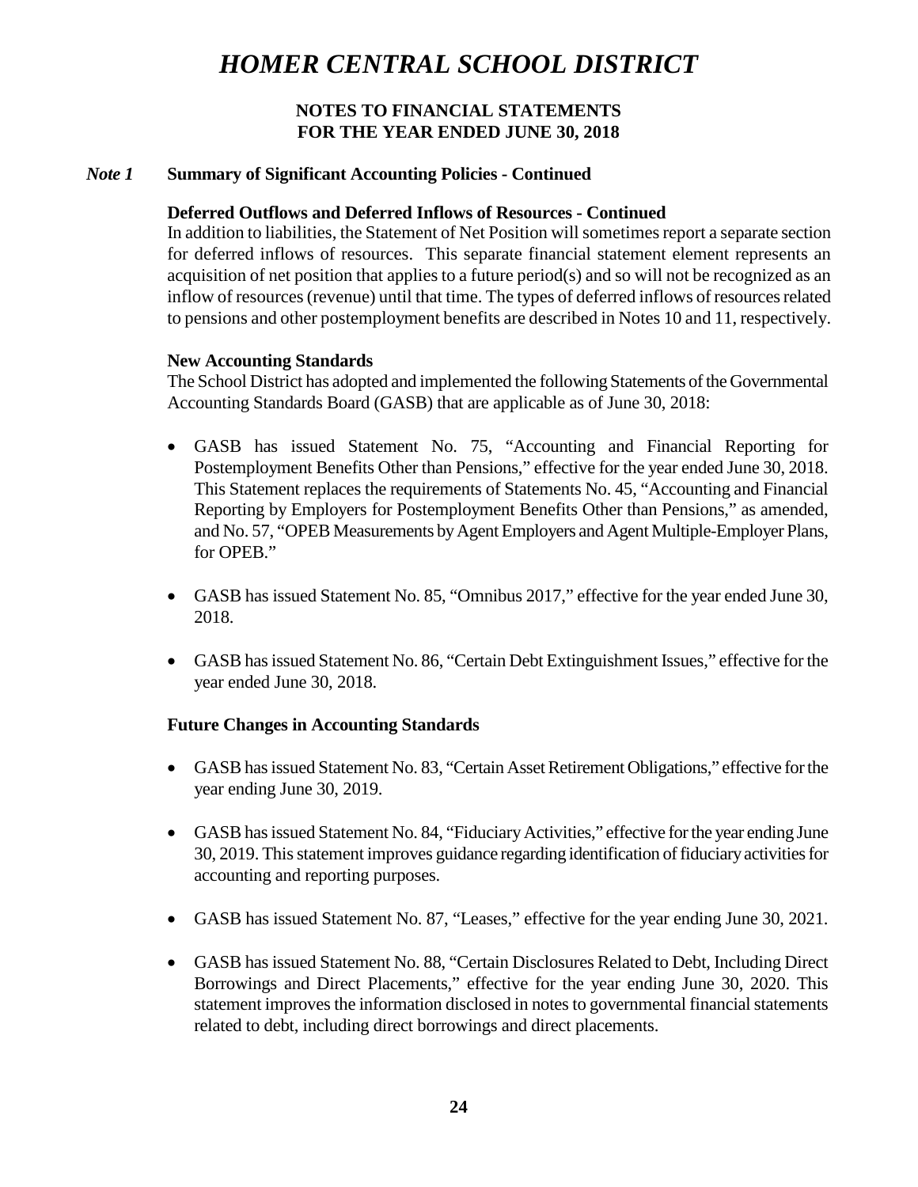# HOMER CENTRAL SCHOOL DISTRICT

**NOTES TO FINANCIAL STATEMENTS**
**FOR THE YEAR ENDED JUNE 30, 2018**

***Note 1*** **Summary of Significant Accounting Policies - Continued**

**Deferred Outflows and Deferred Inflows of Resources - Continued**

In addition to liabilities, the Statement of Net Position will sometimes report a separate section for deferred inflows of resources. This separate financial statement element represents an acquisition of net position that applies to a future period(s) and so will not be recognized as an inflow of resources (revenue) until that time. The types of deferred inflows of resources related to pensions and other postemployment benefits are described in Notes 10 and 11, respectively.

**New Accounting Standards**

The School District has adopted and implemented the following Statements of the Governmental Accounting Standards Board (GASB) that are applicable as of June 30, 2018:

- GASB has issued Statement No. 75, "Accounting and Financial Reporting for Postemployment Benefits Other than Pensions," effective for the year ended June 30, 2018. This Statement replaces the requirements of Statements No. 45, "Accounting and Financial Reporting by Employers for Postemployment Benefits Other than Pensions," as amended, and No. 57, "OPEB Measurements by Agent Employers and Agent Multiple-Employer Plans, for OPEB."

- GASB has issued Statement No. 85, "Omnibus 2017," effective for the year ended June 30, 2018.

- GASB has issued Statement No. 86, "Certain Debt Extinguishment Issues," effective for the year ended June 30, 2018.

**Future Changes in Accounting Standards**

- GASB has issued Statement No. 83, "Certain Asset Retirement Obligations," effective for the year ending June 30, 2019.

- GASB has issued Statement No. 84, "Fiduciary Activities," effective for the year ending June 30, 2019. This statement improves guidance regarding identification of fiduciary activities for accounting and reporting purposes.

- GASB has issued Statement No. 87, "Leases," effective for the year ending June 30, 2021.

- GASB has issued Statement No. 88, "Certain Disclosures Related to Debt, Including Direct Borrowings and Direct Placements," effective for the year ending June 30, 2020. This statement improves the information disclosed in notes to governmental financial statements related to debt, including direct borrowings and direct placements.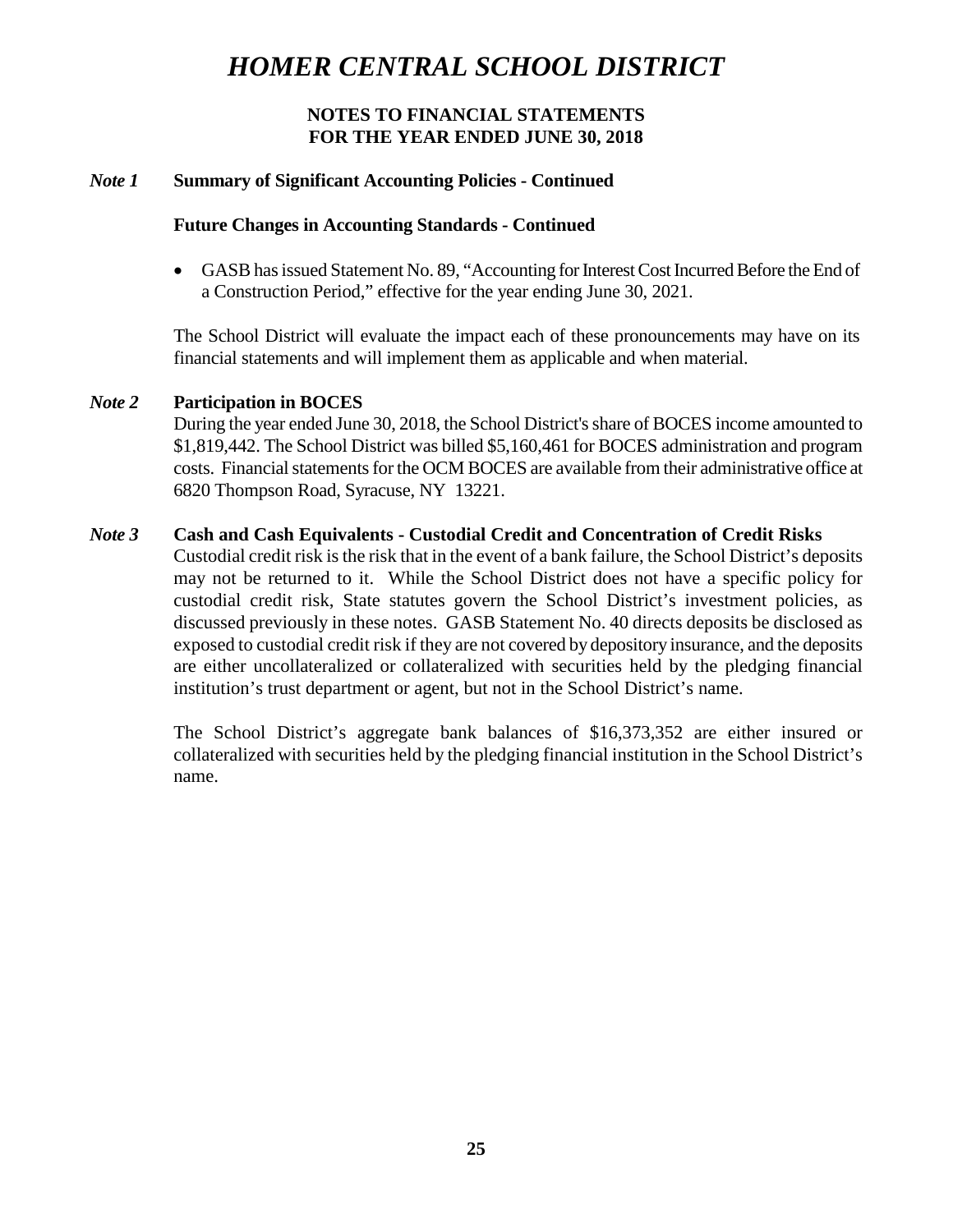# HOMER CENTRAL SCHOOL DISTRICT

**NOTES TO FINANCIAL STATEMENTS**
**FOR THE YEAR ENDED JUNE 30, 2018**

## *Note 1* Summary of Significant Accounting Policies - Continued

### Future Changes in Accounting Standards - Continued

- GASB has issued Statement No. 89, "Accounting for Interest Cost Incurred Before the End of a Construction Period," effective for the year ending June 30, 2021.

The School District will evaluate the impact each of these pronouncements may have on its financial statements and will implement them as applicable and when material.

## *Note 2* Participation in BOCES

During the year ended June 30, 2018, the School District's share of BOCES income amounted to \$1,819,442. The School District was billed \$5,160,461 for BOCES administration and program costs. Financial statements for the OCM BOCES are available from their administrative office at 6820 Thompson Road, Syracuse, NY 13221.

## *Note 3* Cash and Cash Equivalents - Custodial Credit and Concentration of Credit Risks

Custodial credit risk is the risk that in the event of a bank failure, the School District's deposits may not be returned to it. While the School District does not have a specific policy for custodial credit risk, State statutes govern the School District's investment policies, as discussed previously in these notes. GASB Statement No. 40 directs deposits be disclosed as exposed to custodial credit risk if they are not covered by depository insurance, and the deposits are either uncollateralized or collateralized with securities held by the pledging financial institution's trust department or agent, but not in the School District's name.

The School District's aggregate bank balances of \$16,373,352 are either insured or collateralized with securities held by the pledging financial institution in the School District's name.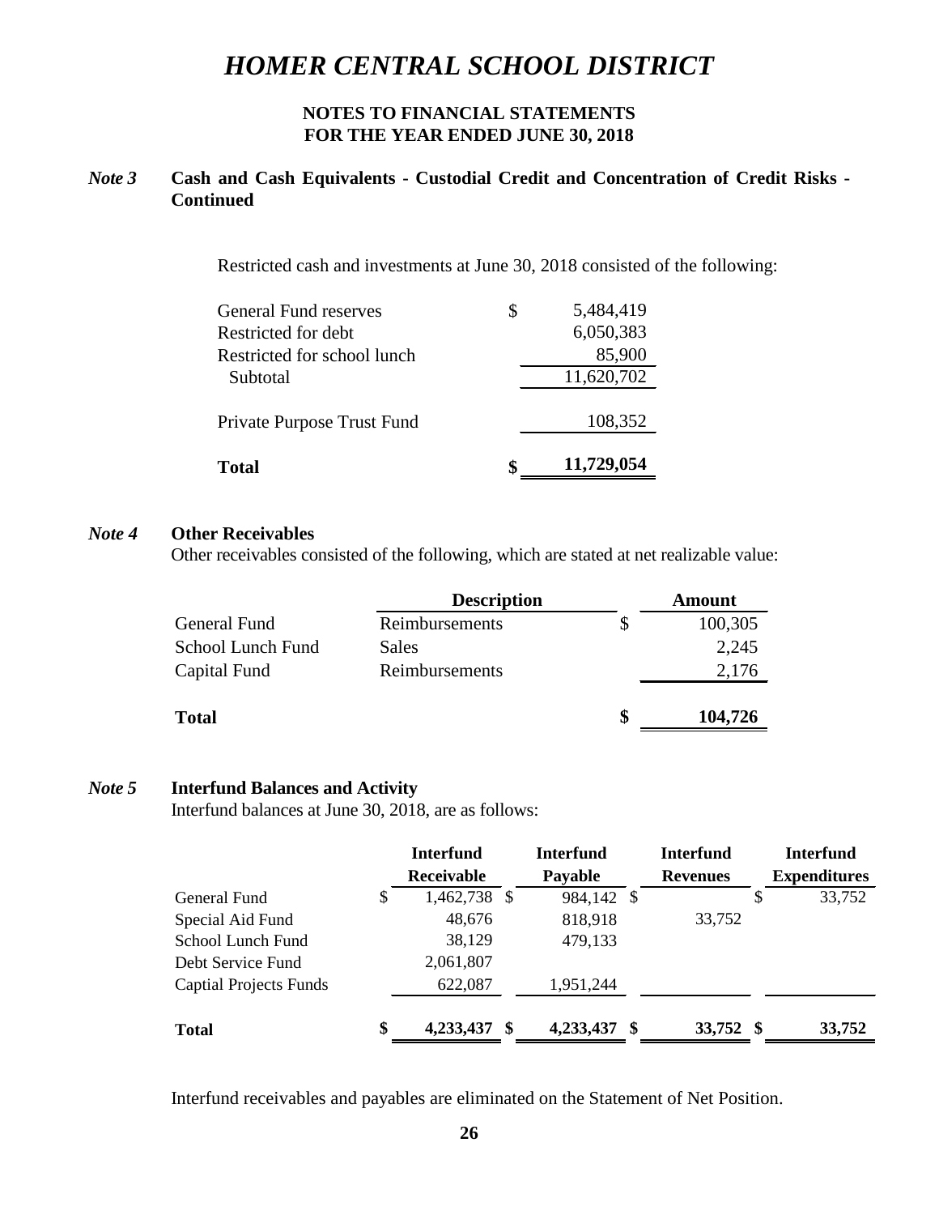# HOMER CENTRAL SCHOOL DISTRICT

**NOTES TO FINANCIAL STATEMENTS**
**FOR THE YEAR ENDED JUNE 30, 2018**

### *Note 3* Cash and Cash Equivalents - Custodial Credit and Concentration of Credit Risks - Continued

Restricted cash and investments at June 30, 2018 consisted of the following:

| | | |
|---|---|---|
| General Fund reserves | $ | 5,484,419 |
| Restricted for debt | | 6,050,383 |
| Restricted for school lunch | | 85,900 |
| Subtotal | | 11,620,702 |
| Private Purpose Trust Fund | | 108,352 |
| **Total** | **$** | **11,729,054** |

### *Note 4* Other Receivables

Other receivables consisted of the following, which are stated at net realizable value:

| | Description | | Amount |
|---|---|---|---|
| General Fund | Reimbursements | $ | 100,305 |
| School Lunch Fund | Sales | | 2,245 |
| Capital Fund | Reimbursements | | 2,176 |
| **Total** | | **$** | **104,726** |

### *Note 5* Interfund Balances and Activity

Interfund balances at June 30, 2018, are as follows:

| | | Interfund Receivable | | Interfund Payable | | Interfund Revenues | | Interfund Expenditures |
|---|---|---|---|---|---|---|---|---|
| General Fund | $ | 1,462,738 | $ | 984,142 | $ | | $ | 33,752 |
| Special Aid Fund | | 48,676 | | 818,918 | | 33,752 | | |
| School Lunch Fund | | 38,129 | | 479,133 | | | | |
| Debt Service Fund | | 2,061,807 | | | | | | |
| Captial Projects Funds | | 622,087 | | 1,951,244 | | | | |
| **Total** | **$** | **4,233,437** | **$** | **4,233,437** | **$** | **33,752** | **$** | **33,752** |

Interfund receivables and payables are eliminated on the Statement of Net Position.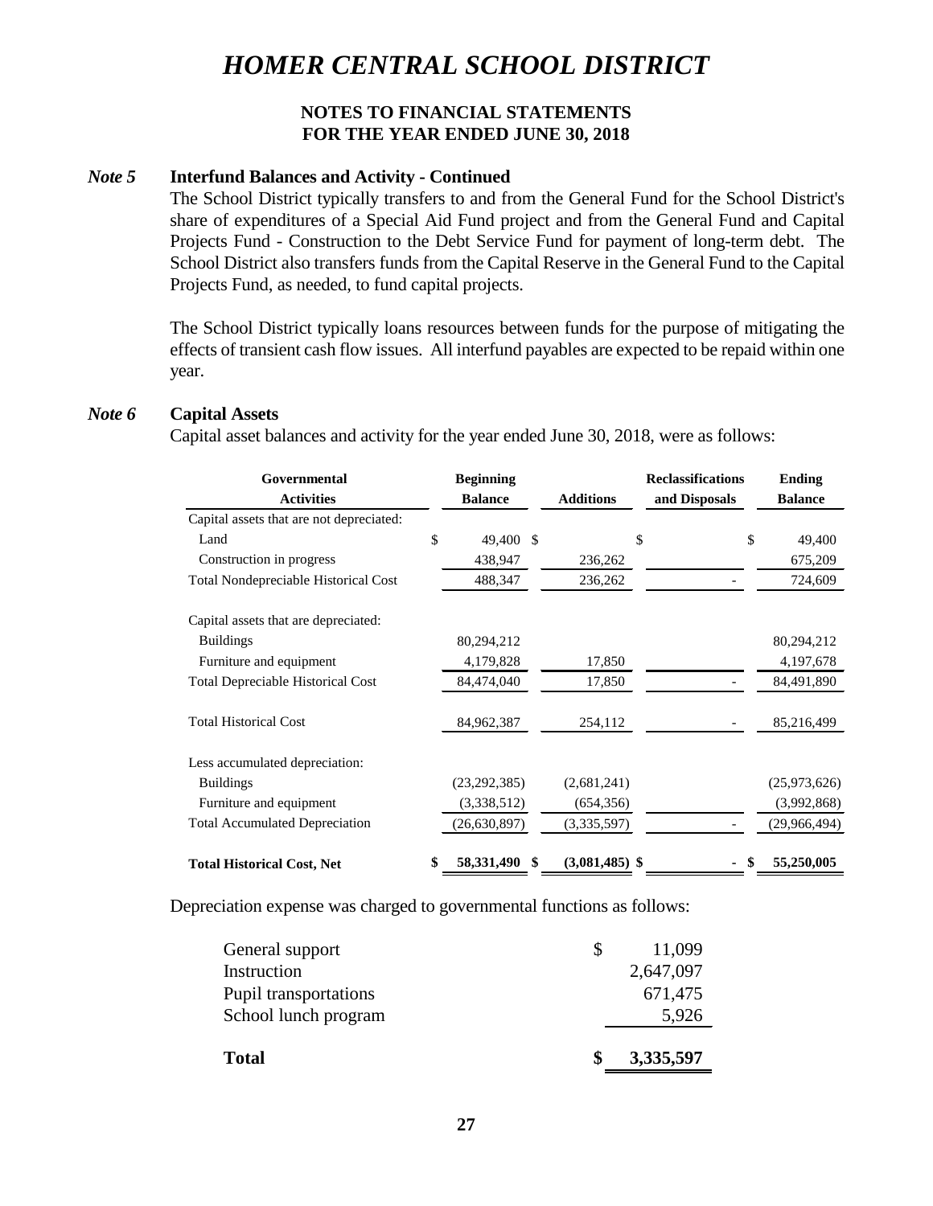# HOMER CENTRAL SCHOOL DISTRICT

**NOTES TO FINANCIAL STATEMENTS**
**FOR THE YEAR ENDED JUNE 30, 2018**

***Note 5*** **Interfund Balances and Activity - Continued**

The School District typically transfers to and from the General Fund for the School District's share of expenditures of a Special Aid Fund project and from the General Fund and Capital Projects Fund - Construction to the Debt Service Fund for payment of long-term debt. The School District also transfers funds from the Capital Reserve in the General Fund to the Capital Projects Fund, as needed, to fund capital projects.

The School District typically loans resources between funds for the purpose of mitigating the effects of transient cash flow issues. All interfund payables are expected to be repaid within one year.

***Note 6*** **Capital Assets**

Capital asset balances and activity for the year ended June 30, 2018, were as follows:

| Governmental Activities | Beginning Balance | Additions | Reclassifications and Disposals | Ending Balance |
|---|---|---|---|---|
| Capital assets that are not depreciated: | | | | |
| Land | $ 49,400 | $ | $ | $ 49,400 |
| Construction in progress | 438,947 | 236,262 | | 675,209 |
| Total Nondepreciable Historical Cost | 488,347 | 236,262 | - | 724,609 |
| Capital assets that are depreciated: | | | | |
| Buildings | 80,294,212 | | | 80,294,212 |
| Furniture and equipment | 4,179,828 | 17,850 | | 4,197,678 |
| Total Depreciable Historical Cost | 84,474,040 | 17,850 | - | 84,491,890 |
| Total Historical Cost | 84,962,387 | 254,112 | - | 85,216,499 |
| Less accumulated depreciation: | | | | |
| Buildings | (23,292,385) | (2,681,241) | | (25,973,626) |
| Furniture and equipment | (3,338,512) | (654,356) | | (3,992,868) |
| Total Accumulated Depreciation | (26,630,897) | (3,335,597) | - | (29,966,494) |
| **Total Historical Cost, Net** | **$ 58,331,490** | **$ (3,081,485)** | **$ -** | **$ 55,250,005** |

Depreciation expense was charged to governmental functions as follows:

| | |
|---|---|
| General support | $ 11,099 |
| Instruction | 2,647,097 |
| Pupil transportations | 671,475 |
| School lunch program | 5,926 |
| **Total** | **$ 3,335,597** |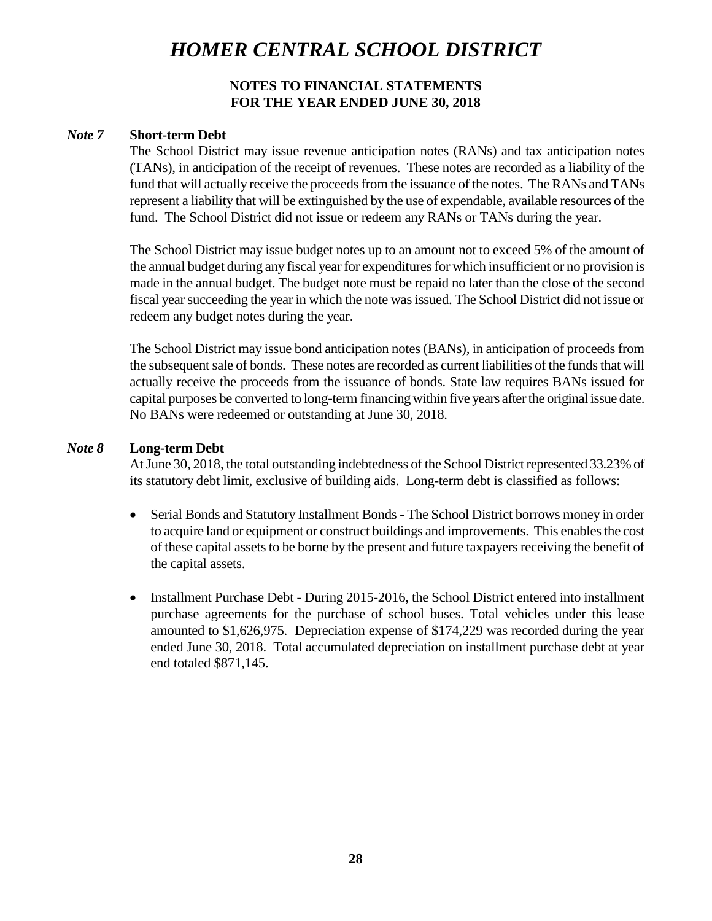# *HOMER CENTRAL SCHOOL DISTRICT*

**NOTES TO FINANCIAL STATEMENTS**
**FOR THE YEAR ENDED JUNE 30, 2018**

### *Note 7* **Short-term Debt**

The School District may issue revenue anticipation notes (RANs) and tax anticipation notes (TANs), in anticipation of the receipt of revenues. These notes are recorded as a liability of the fund that will actually receive the proceeds from the issuance of the notes. The RANs and TANs represent a liability that will be extinguished by the use of expendable, available resources of the fund. The School District did not issue or redeem any RANs or TANs during the year.

The School District may issue budget notes up to an amount not to exceed 5% of the amount of the annual budget during any fiscal year for expenditures for which insufficient or no provision is made in the annual budget. The budget note must be repaid no later than the close of the second fiscal year succeeding the year in which the note was issued. The School District did not issue or redeem any budget notes during the year.

The School District may issue bond anticipation notes (BANs), in anticipation of proceeds from the subsequent sale of bonds. These notes are recorded as current liabilities of the funds that will actually receive the proceeds from the issuance of bonds. State law requires BANs issued for capital purposes be converted to long-term financing within five years after the original issue date. No BANs were redeemed or outstanding at June 30, 2018.

### *Note 8* **Long-term Debt**

At June 30, 2018, the total outstanding indebtedness of the School District represented 33.23% of its statutory debt limit, exclusive of building aids. Long-term debt is classified as follows:

- Serial Bonds and Statutory Installment Bonds - The School District borrows money in order to acquire land or equipment or construct buildings and improvements. This enables the cost of these capital assets to be borne by the present and future taxpayers receiving the benefit of the capital assets.

- Installment Purchase Debt - During 2015-2016, the School District entered into installment purchase agreements for the purchase of school buses. Total vehicles under this lease amounted to $1,626,975. Depreciation expense of $174,229 was recorded during the year ended June 30, 2018. Total accumulated depreciation on installment purchase debt at year end totaled $871,145.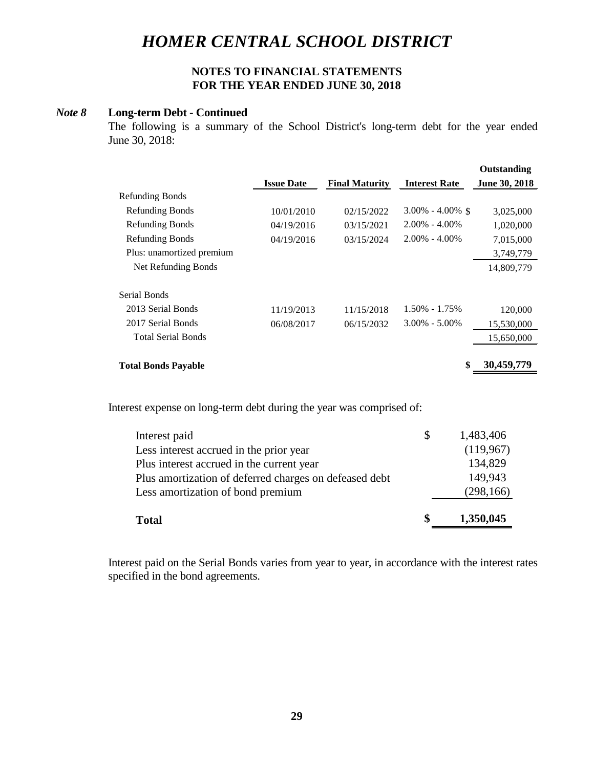# HOMER CENTRAL SCHOOL DISTRICT

**NOTES TO FINANCIAL STATEMENTS**
**FOR THE YEAR ENDED JUNE 30, 2018**

***Note 8*** **Long-term Debt - Continued**

The following is a summary of the School District's long-term debt for the year ended June 30, 2018:

| | Issue Date | Final Maturity | Interest Rate | Outstanding June 30, 2018 |
|---|---|---|---|---|
| Refunding Bonds | | | | |
| Refunding Bonds | 10/01/2010 | 02/15/2022 | 3.00% - 4.00% | $ 3,025,000 |
| Refunding Bonds | 04/19/2016 | 03/15/2021 | 2.00% - 4.00% | 1,020,000 |
| Refunding Bonds | 04/19/2016 | 03/15/2024 | 2.00% - 4.00% | 7,015,000 |
| Plus: unamortized premium | | | | 3,749,779 |
| Net Refunding Bonds | | | | 14,809,779 |
| Serial Bonds | | | | |
| 2013 Serial Bonds | 11/19/2013 | 11/15/2018 | 1.50% - 1.75% | 120,000 |
| 2017 Serial Bonds | 06/08/2017 | 06/15/2032 | 3.00% - 5.00% | 15,530,000 |
| Total Serial Bonds | | | | 15,650,000 |
| **Total Bonds Payable** | | | | **$ 30,459,779** |

Interest expense on long-term debt during the year was comprised of:

| | |
|---|---|
| Interest paid | $ 1,483,406 |
| Less interest accrued in the prior year | (119,967) |
| Plus interest accrued in the current year | 134,829 |
| Plus amortization of deferred charges on defeased debt | 149,943 |
| Less amortization of bond premium | (298,166) |
| **Total** | **$ 1,350,045** |

Interest paid on the Serial Bonds varies from year to year, in accordance with the interest rates specified in the bond agreements.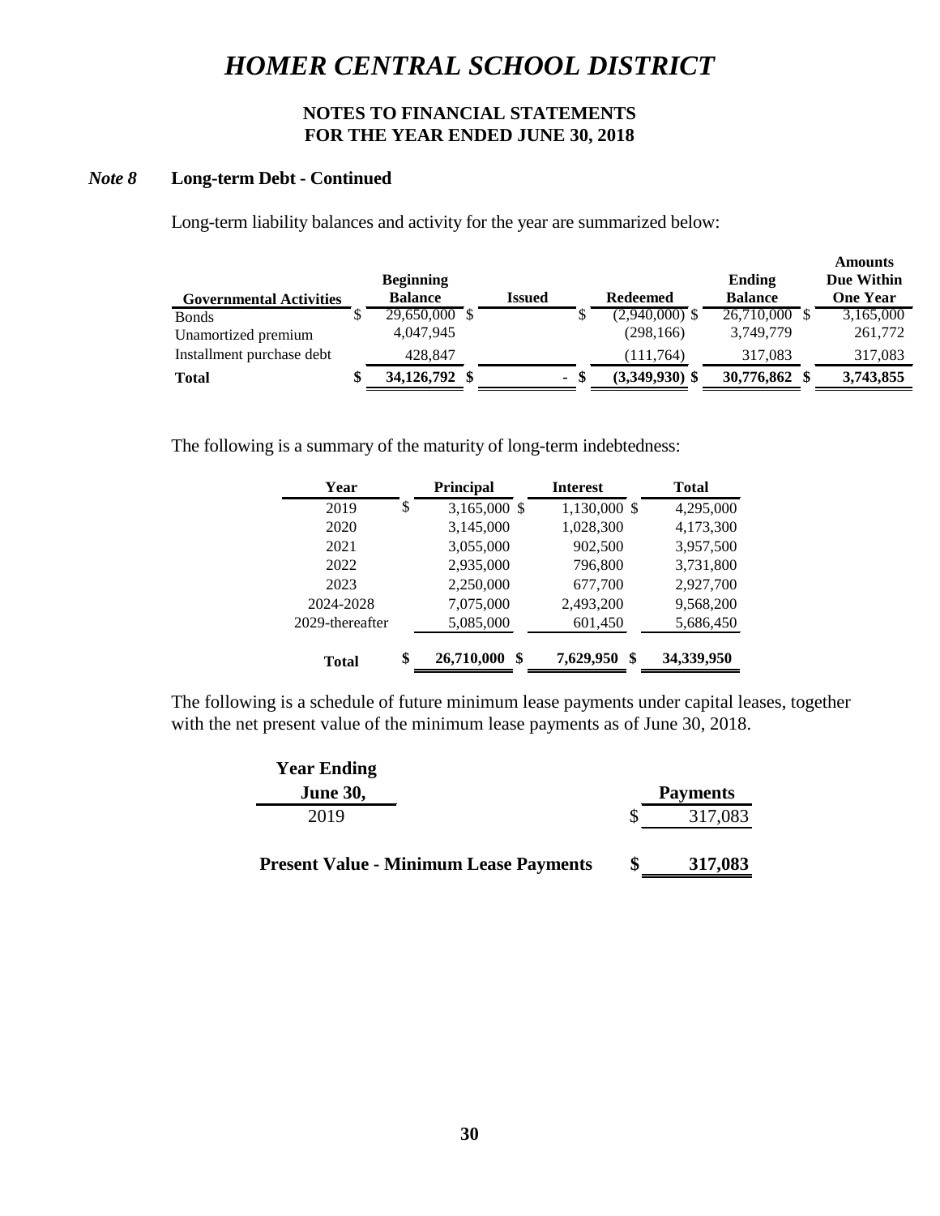# HOMER CENTRAL SCHOOL DISTRICT

**NOTES TO FINANCIAL STATEMENTS**
**FOR THE YEAR ENDED JUNE 30, 2018**

***Note 8*** **Long-term Debt - Continued**

Long-term liability balances and activity for the year are summarized below:

| Governmental Activities | Beginning Balance | Issued | Redeemed | Ending Balance | Amounts Due Within One Year |
|---|---|---|---|---|---|
| Bonds | $ 29,650,000 | $ | $ (2,940,000) | $ 26,710,000 | $ 3,165,000 |
| Unamortized premium | 4,047,945 | | (298,166) | 3,749,779 | 261,772 |
| Installment purchase debt | 428,847 | | (111,764) | 317,083 | 317,083 |
| **Total** | **$ 34,126,792** | **$ -** | **$ (3,349,930)** | **$ 30,776,862** | **$ 3,743,855** |

The following is a summary of the maturity of long-term indebtedness:

| Year | Principal | Interest | Total |
|---|---|---|---|
| 2019 | $ 3,165,000 | $ 1,130,000 | $ 4,295,000 |
| 2020 | 3,145,000 | 1,028,300 | 4,173,300 |
| 2021 | 3,055,000 | 902,500 | 3,957,500 |
| 2022 | 2,935,000 | 796,800 | 3,731,800 |
| 2023 | 2,250,000 | 677,700 | 2,927,700 |
| 2024-2028 | 7,075,000 | 2,493,200 | 9,568,200 |
| 2029-thereafter | 5,085,000 | 601,450 | 5,686,450 |
| **Total** | **$ 26,710,000** | **$ 7,629,950** | **$ 34,339,950** |

The following is a schedule of future minimum lease payments under capital leases, together with the net present value of the minimum lease payments as of June 30, 2018.

| Year Ending June 30, | Payments |
|---|---|
| 2019 | $ 317,083 |
| **Present Value - Minimum Lease Payments** | **$ 317,083** |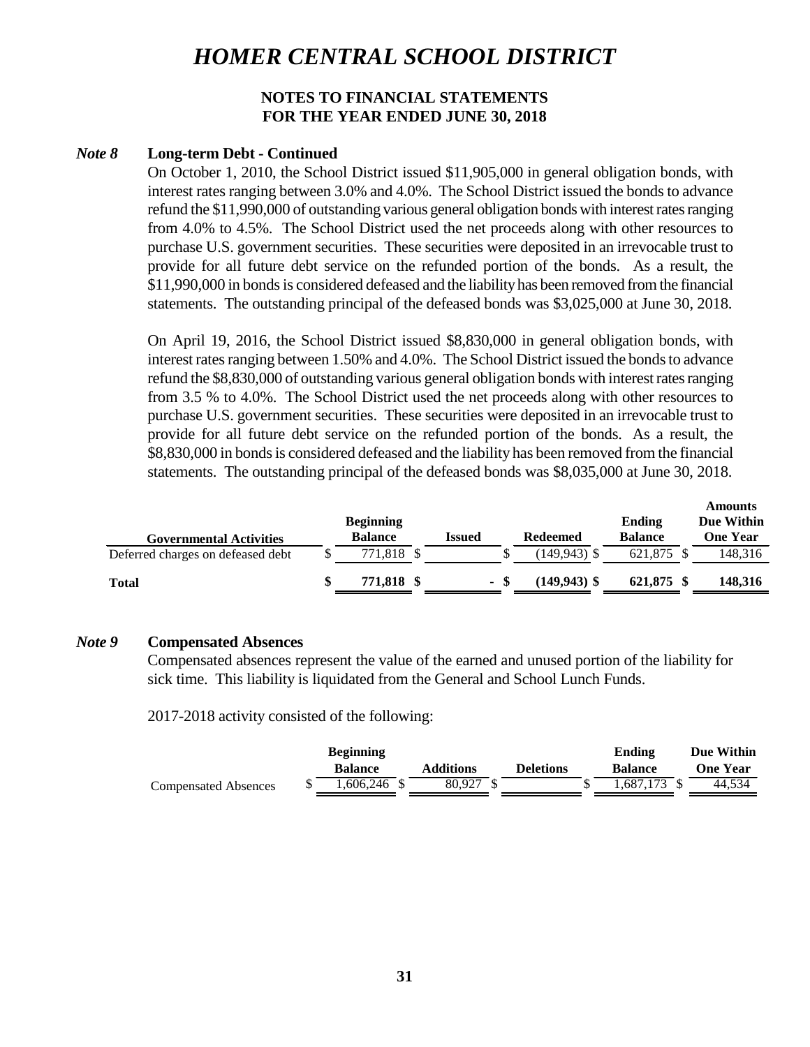# HOMER CENTRAL SCHOOL DISTRICT

## NOTES TO FINANCIAL STATEMENTS
## FOR THE YEAR ENDED JUNE 30, 2018

### *Note 8* Long-term Debt - Continued

On October 1, 2010, the School District issued $11,905,000 in general obligation bonds, with interest rates ranging between 3.0% and 4.0%. The School District issued the bonds to advance refund the $11,990,000 of outstanding various general obligation bonds with interest rates ranging from 4.0% to 4.5%. The School District used the net proceeds along with other resources to purchase U.S. government securities. These securities were deposited in an irrevocable trust to provide for all future debt service on the refunded portion of the bonds. As a result, the $11,990,000 in bonds is considered defeased and the liability has been removed from the financial statements. The outstanding principal of the defeased bonds was $3,025,000 at June 30, 2018.

On April 19, 2016, the School District issued $8,830,000 in general obligation bonds, with interest rates ranging between 1.50% and 4.0%. The School District issued the bonds to advance refund the $8,830,000 of outstanding various general obligation bonds with interest rates ranging from 3.5 % to 4.0%. The School District used the net proceeds along with other resources to purchase U.S. government securities. These securities were deposited in an irrevocable trust to provide for all future debt service on the refunded portion of the bonds. As a result, the $8,830,000 in bonds is considered defeased and the liability has been removed from the financial statements. The outstanding principal of the defeased bonds was $8,035,000 at June 30, 2018.

| Governmental Activities | Beginning Balance | Issued | Redeemed | Ending Balance | Amounts Due Within One Year |
|---|---|---|---|---|---|
| Deferred charges on defeased debt | $ 771,818 | $ | $ (149,943) | $ 621,875 | $ 148,316 |
| **Total** | **$ 771,818** | **$ -** | **$ (149,943)** | **$ 621,875** | **$ 148,316** |

### *Note 9* Compensated Absences

Compensated absences represent the value of the earned and unused portion of the liability for sick time. This liability is liquidated from the General and School Lunch Funds.

2017-2018 activity consisted of the following:

| | Beginning Balance | Additions | Deletions | Ending Balance | Due Within One Year |
|---|---|---|---|---|---|
| Compensated Absences | $ 1,606,246 | $ 80,927 | $ | $ 1,687,173 | $ 44,534 |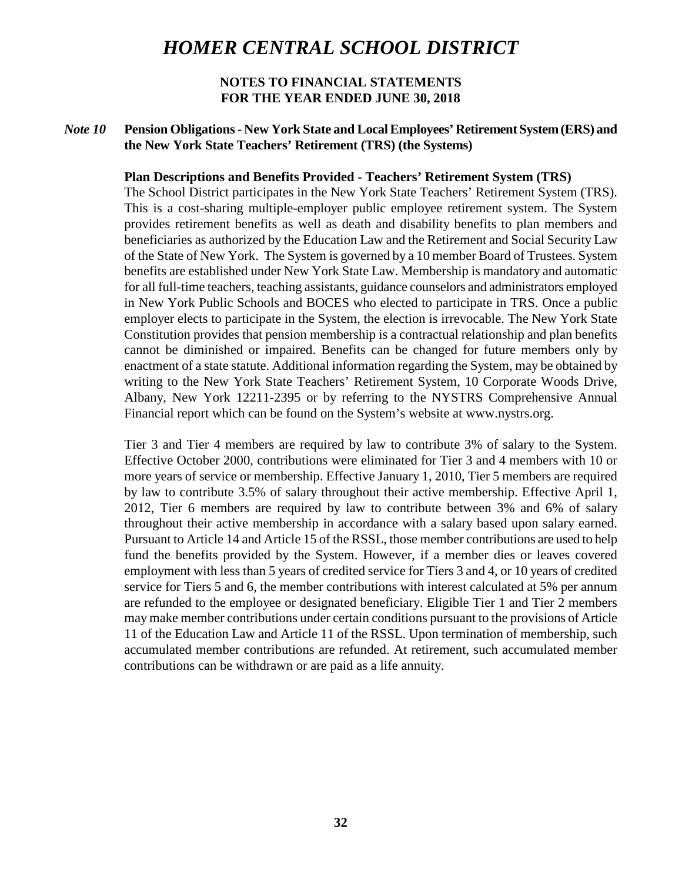# HOMER CENTRAL SCHOOL DISTRICT

**NOTES TO FINANCIAL STATEMENTS**
**FOR THE YEAR ENDED JUNE 30, 2018**

## *Note 10* Pension Obligations - New York State and Local Employees' Retirement System (ERS) and the New York State Teachers' Retirement (TRS) (the Systems)

**Plan Descriptions and Benefits Provided - Teachers' Retirement System (TRS)**

The School District participates in the New York State Teachers' Retirement System (TRS). This is a cost-sharing multiple-employer public employee retirement system. The System provides retirement benefits as well as death and disability benefits to plan members and beneficiaries as authorized by the Education Law and the Retirement and Social Security Law of the State of New York. The System is governed by a 10 member Board of Trustees. System benefits are established under New York State Law. Membership is mandatory and automatic for all full-time teachers, teaching assistants, guidance counselors and administrators employed in New York Public Schools and BOCES who elected to participate in TRS. Once a public employer elects to participate in the System, the election is irrevocable. The New York State Constitution provides that pension membership is a contractual relationship and plan benefits cannot be diminished or impaired. Benefits can be changed for future members only by enactment of a state statute. Additional information regarding the System, may be obtained by writing to the New York State Teachers' Retirement System, 10 Corporate Woods Drive, Albany, New York 12211-2395 or by referring to the NYSTRS Comprehensive Annual Financial report which can be found on the System's website at www.nystrs.org.

Tier 3 and Tier 4 members are required by law to contribute 3% of salary to the System. Effective October 2000, contributions were eliminated for Tier 3 and 4 members with 10 or more years of service or membership. Effective January 1, 2010, Tier 5 members are required by law to contribute 3.5% of salary throughout their active membership. Effective April 1, 2012, Tier 6 members are required by law to contribute between 3% and 6% of salary throughout their active membership in accordance with a salary based upon salary earned. Pursuant to Article 14 and Article 15 of the RSSL, those member contributions are used to help fund the benefits provided by the System. However, if a member dies or leaves covered employment with less than 5 years of credited service for Tiers 3 and 4, or 10 years of credited service for Tiers 5 and 6, the member contributions with interest calculated at 5% per annum are refunded to the employee or designated beneficiary. Eligible Tier 1 and Tier 2 members may make member contributions under certain conditions pursuant to the provisions of Article 11 of the Education Law and Article 11 of the RSSL. Upon termination of membership, such accumulated member contributions are refunded. At retirement, such accumulated member contributions can be withdrawn or are paid as a life annuity.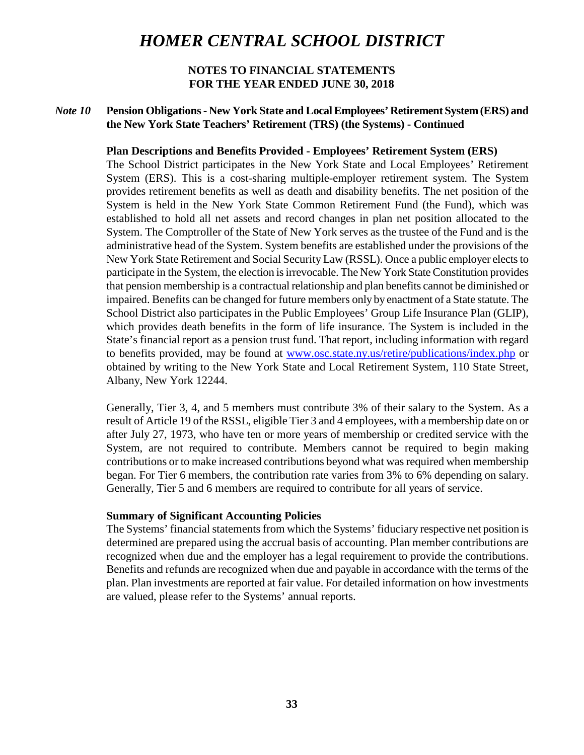## *Note 10* Pension Obligations - New York State and Local Employees' Retirement System (ERS) and the New York State Teachers' Retirement (TRS) (the Systems) - Continued

**Plan Descriptions and Benefits Provided - Employees' Retirement System (ERS)**

The School District participates in the New York State and Local Employees' Retirement System (ERS). This is a cost-sharing multiple-employer retirement system. The System provides retirement benefits as well as death and disability benefits. The net position of the System is held in the New York State Common Retirement Fund (the Fund), which was established to hold all net assets and record changes in plan net position allocated to the System. The Comptroller of the State of New York serves as the trustee of the Fund and is the administrative head of the System. System benefits are established under the provisions of the New York State Retirement and Social Security Law (RSSL). Once a public employer elects to participate in the System, the election is irrevocable. The New York State Constitution provides that pension membership is a contractual relationship and plan benefits cannot be diminished or impaired. Benefits can be changed for future members only by enactment of a State statute. The School District also participates in the Public Employees' Group Life Insurance Plan (GLIP), which provides death benefits in the form of life insurance. The System is included in the State's financial report as a pension trust fund. That report, including information with regard to benefits provided, may be found at www.osc.state.ny.us/retire/publications/index.php or obtained by writing to the New York State and Local Retirement System, 110 State Street, Albany, New York 12244.

Generally, Tier 3, 4, and 5 members must contribute 3% of their salary to the System. As a result of Article 19 of the RSSL, eligible Tier 3 and 4 employees, with a membership date on or after July 27, 1973, who have ten or more years of membership or credited service with the System, are not required to contribute. Members cannot be required to begin making contributions or to make increased contributions beyond what was required when membership began. For Tier 6 members, the contribution rate varies from 3% to 6% depending on salary. Generally, Tier 5 and 6 members are required to contribute for all years of service.

**Summary of Significant Accounting Policies**

The Systems' financial statements from which the Systems' fiduciary respective net position is determined are prepared using the accrual basis of accounting. Plan member contributions are recognized when due and the employer has a legal requirement to provide the contributions. Benefits and refunds are recognized when due and payable in accordance with the terms of the plan. Plan investments are reported at fair value. For detailed information on how investments are valued, please refer to the Systems' annual reports.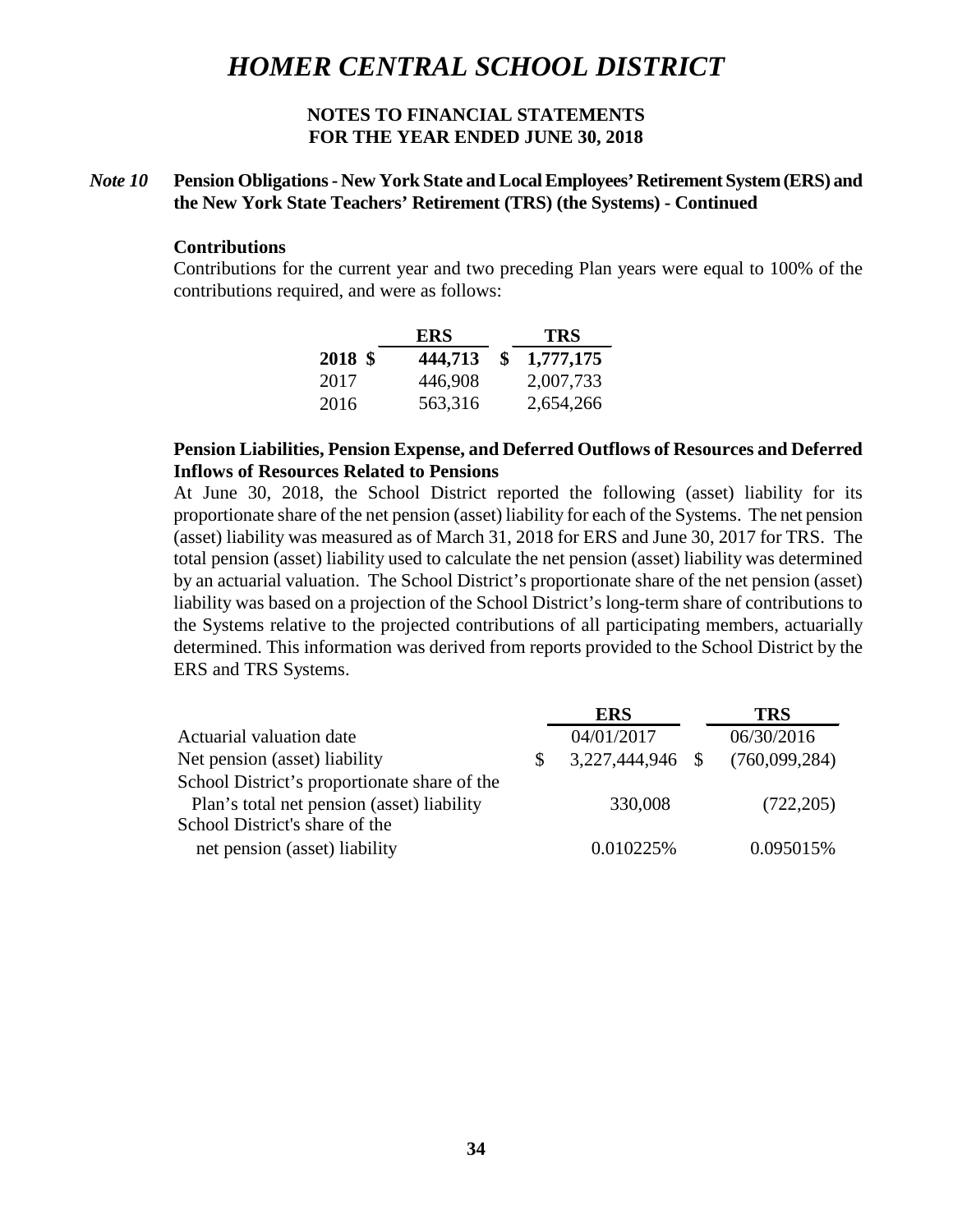# HOMER CENTRAL SCHOOL DISTRICT

**NOTES TO FINANCIAL STATEMENTS**
**FOR THE YEAR ENDED JUNE 30, 2018**

***Note 10*** **Pension Obligations - New York State and Local Employees' Retirement System (ERS) and the New York State Teachers' Retirement (TRS) (the Systems) - Continued**

**Contributions**

Contributions for the current year and two preceding Plan years were equal to 100% of the contributions required, and were as follows:

| | ERS | TRS |
|---|---|---|
| **2018** | **$ 444,713** | **$ 1,777,175** |
| 2017 | 446,908 | 2,007,733 |
| 2016 | 563,316 | 2,654,266 |

**Pension Liabilities, Pension Expense, and Deferred Outflows of Resources and Deferred Inflows of Resources Related to Pensions**

At June 30, 2018, the School District reported the following (asset) liability for its proportionate share of the net pension (asset) liability for each of the Systems. The net pension (asset) liability was measured as of March 31, 2018 for ERS and June 30, 2017 for TRS. The total pension (asset) liability used to calculate the net pension (asset) liability was determined by an actuarial valuation. The School District's proportionate share of the net pension (asset) liability was based on a projection of the School District's long-term share of contributions to the Systems relative to the projected contributions of all participating members, actuarially determined. This information was derived from reports provided to the School District by the ERS and TRS Systems.

| | ERS | TRS |
|---|---|---|
| Actuarial valuation date | 04/01/2017 | 06/30/2016 |
| Net pension (asset) liability | $ 3,227,444,946 | $ (760,099,284) |
| School District's proportionate share of the Plan's total net pension (asset) liability | 330,008 | (722,205) |
| School District's share of the net pension (asset) liability | 0.010225% | 0.095015% |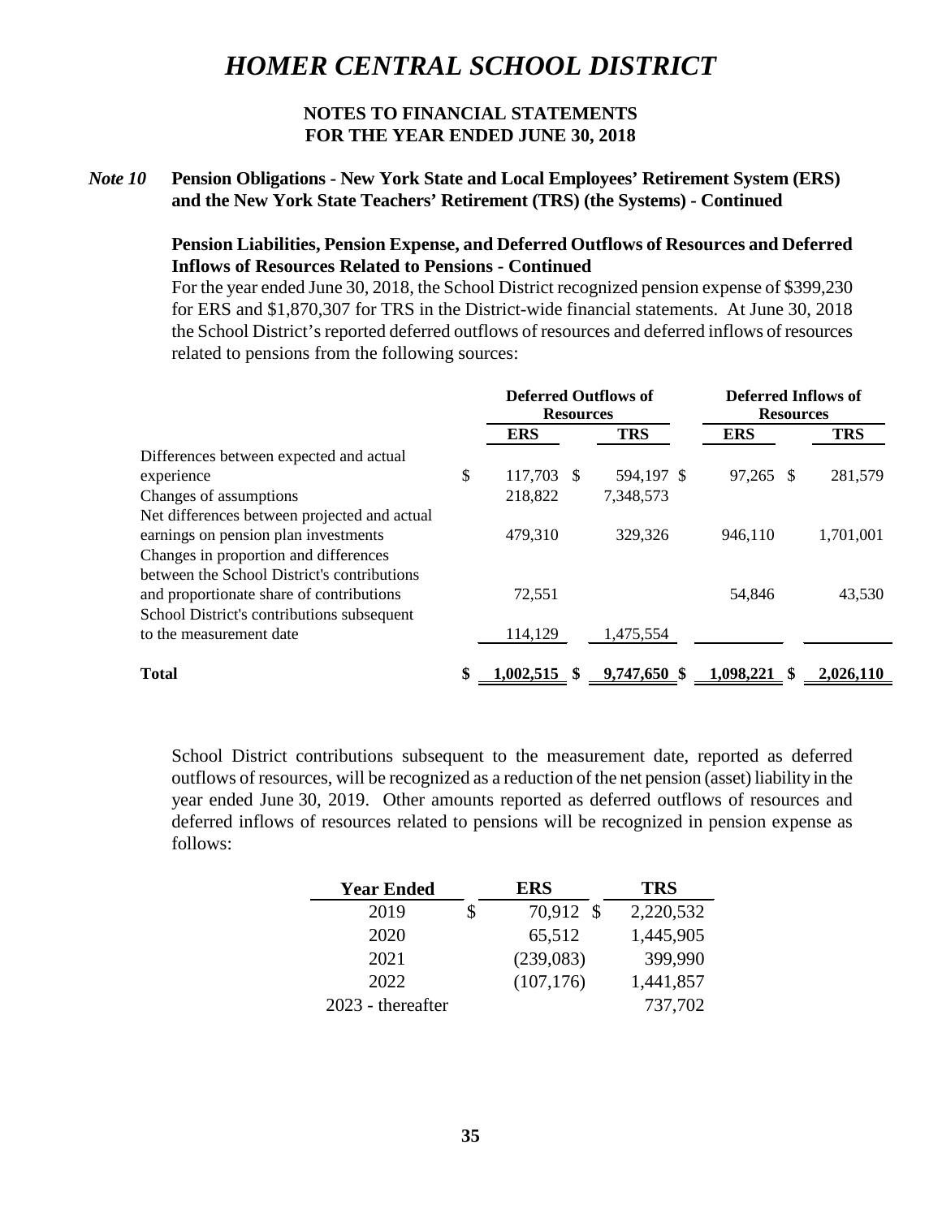# HOMER CENTRAL SCHOOL DISTRICT

## NOTES TO FINANCIAL STATEMENTS
## FOR THE YEAR ENDED JUNE 30, 2018

***Note 10*** **Pension Obligations - New York State and Local Employees' Retirement System (ERS) and the New York State Teachers' Retirement (TRS) (the Systems) - Continued**

**Pension Liabilities, Pension Expense, and Deferred Outflows of Resources and Deferred Inflows of Resources Related to Pensions - Continued**

For the year ended June 30, 2018, the School District recognized pension expense of $399,230 for ERS and $1,870,307 for TRS in the District-wide financial statements. At June 30, 2018 the School District's reported deferred outflows of resources and deferred inflows of resources related to pensions from the following sources:

| | Deferred Outflows of Resources | | Deferred Inflows of Resources | |
|---|---|---|---|---|
| | **ERS** | **TRS** | **ERS** | **TRS** |
| Differences between expected and actual experience | $ 117,703 | $ 594,197 | $ 97,265 | $ 281,579 |
| Changes of assumptions | 218,822 | 7,348,573 | | |
| Net differences between projected and actual earnings on pension plan investments | 479,310 | 329,326 | 946,110 | 1,701,001 |
| Changes in proportion and differences between the School District's contributions and proportionate share of contributions | 72,551 | | 54,846 | 43,530 |
| School District's contributions subsequent to the measurement date | 114,129 | 1,475,554 | | |
| **Total** | **$ 1,002,515** | **$ 9,747,650** | **$ 1,098,221** | **$ 2,026,110** |

School District contributions subsequent to the measurement date, reported as deferred outflows of resources, will be recognized as a reduction of the net pension (asset) liability in the year ended June 30, 2019. Other amounts reported as deferred outflows of resources and deferred inflows of resources related to pensions will be recognized in pension expense as follows:

| Year Ended | ERS | TRS |
|---|---|---|
| 2019 | $ 70,912 | $ 2,220,532 |
| 2020 | 65,512 | 1,445,905 |
| 2021 | (239,083) | 399,990 |
| 2022 | (107,176) | 1,441,857 |
| 2023 - thereafter | | 737,702 |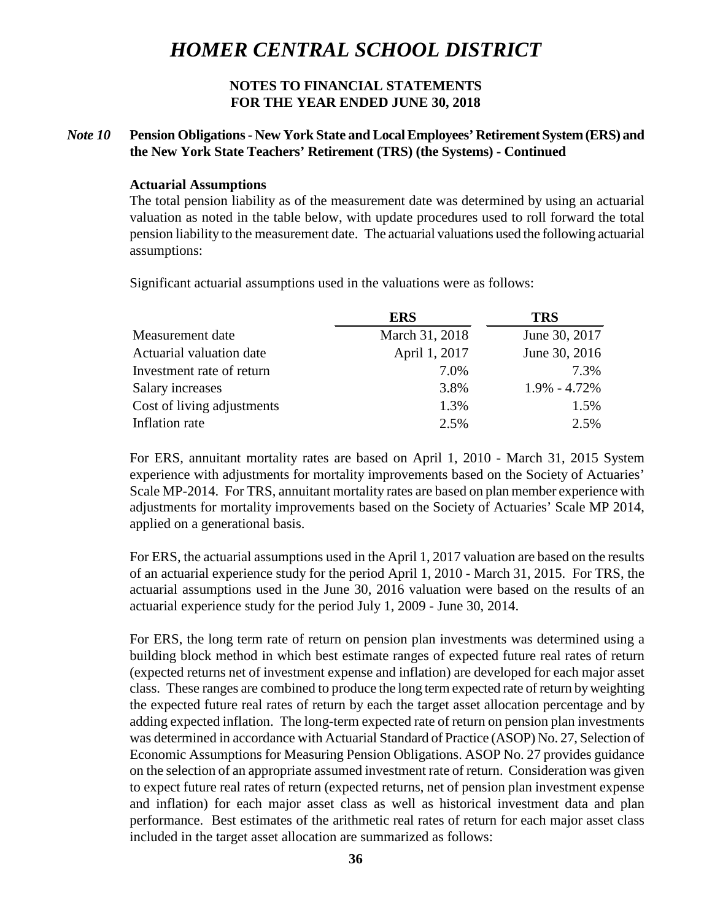# HOMER CENTRAL SCHOOL DISTRICT

**NOTES TO FINANCIAL STATEMENTS**
**FOR THE YEAR ENDED JUNE 30, 2018**

***Note 10*** **Pension Obligations - New York State and Local Employees' Retirement System (ERS) and the New York State Teachers' Retirement (TRS) (the Systems) - Continued**

**Actuarial Assumptions**

The total pension liability as of the measurement date was determined by using an actuarial valuation as noted in the table below, with update procedures used to roll forward the total pension liability to the measurement date. The actuarial valuations used the following actuarial assumptions:

Significant actuarial assumptions used in the valuations were as follows:

| | ERS | TRS |
|---|---|---|
| Measurement date | March 31, 2018 | June 30, 2017 |
| Actuarial valuation date | April 1, 2017 | June 30, 2016 |
| Investment rate of return | 7.0% | 7.3% |
| Salary increases | 3.8% | 1.9% - 4.72% |
| Cost of living adjustments | 1.3% | 1.5% |
| Inflation rate | 2.5% | 2.5% |

For ERS, annuitant mortality rates are based on April 1, 2010 - March 31, 2015 System experience with adjustments for mortality improvements based on the Society of Actuaries' Scale MP-2014. For TRS, annuitant mortality rates are based on plan member experience with adjustments for mortality improvements based on the Society of Actuaries' Scale MP 2014, applied on a generational basis.

For ERS, the actuarial assumptions used in the April 1, 2017 valuation are based on the results of an actuarial experience study for the period April 1, 2010 - March 31, 2015. For TRS, the actuarial assumptions used in the June 30, 2016 valuation were based on the results of an actuarial experience study for the period July 1, 2009 - June 30, 2014.

For ERS, the long term rate of return on pension plan investments was determined using a building block method in which best estimate ranges of expected future real rates of return (expected returns net of investment expense and inflation) are developed for each major asset class. These ranges are combined to produce the long term expected rate of return by weighting the expected future real rates of return by each the target asset allocation percentage and by adding expected inflation. The long-term expected rate of return on pension plan investments was determined in accordance with Actuarial Standard of Practice (ASOP) No. 27, Selection of Economic Assumptions for Measuring Pension Obligations. ASOP No. 27 provides guidance on the selection of an appropriate assumed investment rate of return. Consideration was given to expect future real rates of return (expected returns, net of pension plan investment expense and inflation) for each major asset class as well as historical investment data and plan performance. Best estimates of the arithmetic real rates of return for each major asset class included in the target asset allocation are summarized as follows: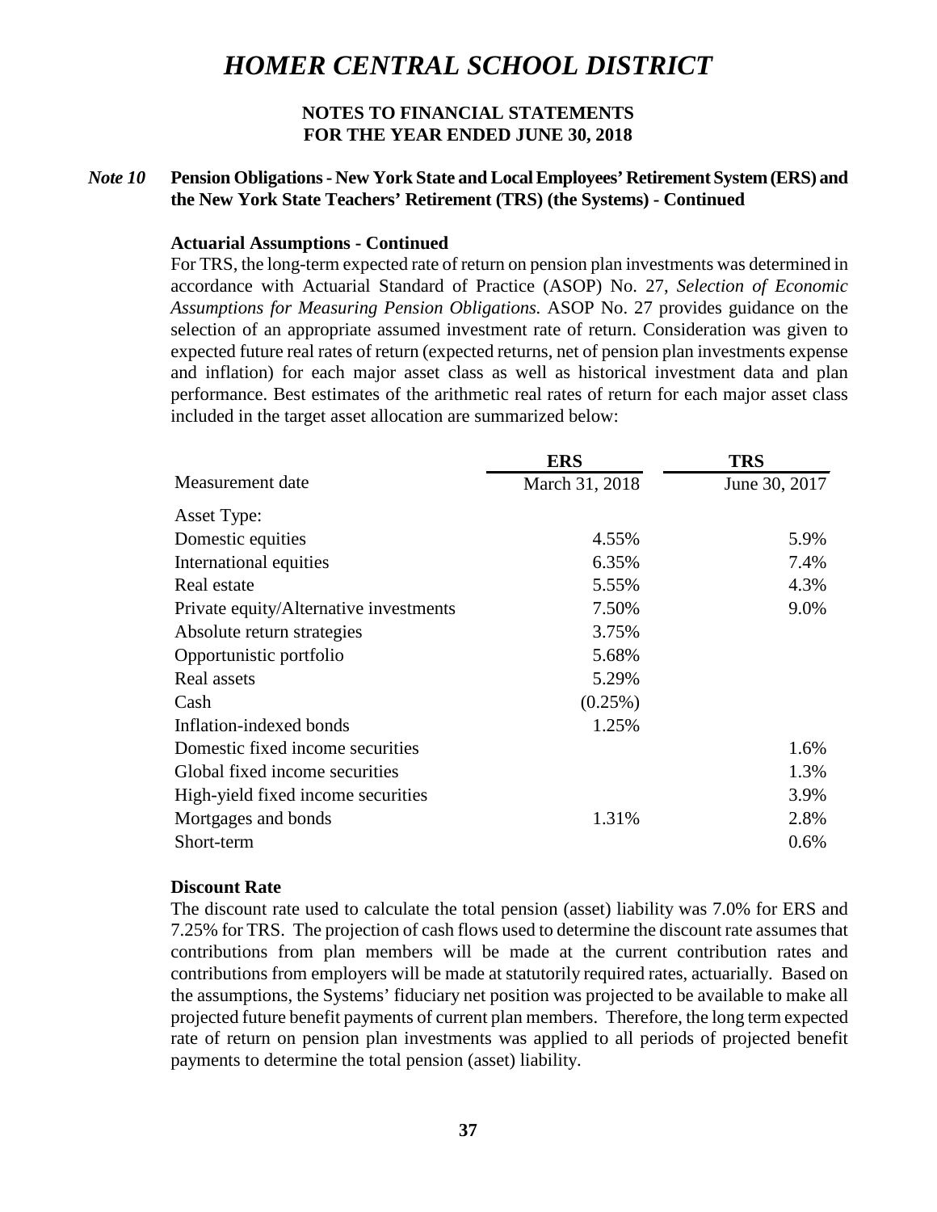# *HOMER CENTRAL SCHOOL DISTRICT*

**NOTES TO FINANCIAL STATEMENTS**
**FOR THE YEAR ENDED JUNE 30, 2018**

*Note 10* **Pension Obligations - New York State and Local Employees' Retirement System (ERS) and the New York State Teachers' Retirement (TRS) (the Systems) - Continued**

**Actuarial Assumptions - Continued**

For TRS, the long-term expected rate of return on pension plan investments was determined in accordance with Actuarial Standard of Practice (ASOP) No. 27, *Selection of Economic Assumptions for Measuring Pension Obligations.* ASOP No. 27 provides guidance on the selection of an appropriate assumed investment rate of return. Consideration was given to expected future real rates of return (expected returns, net of pension plan investments expense and inflation) for each major asset class as well as historical investment data and plan performance. Best estimates of the arithmetic real rates of return for each major asset class included in the target asset allocation are summarized below:

| | ERS | TRS |
|---|---|---|
| Measurement date | March 31, 2018 | June 30, 2017 |
| Asset Type: | | |
| Domestic equities | 4.55% | 5.9% |
| International equities | 6.35% | 7.4% |
| Real estate | 5.55% | 4.3% |
| Private equity/Alternative investments | 7.50% | 9.0% |
| Absolute return strategies | 3.75% | |
| Opportunistic portfolio | 5.68% | |
| Real assets | 5.29% | |
| Cash | (0.25%) | |
| Inflation-indexed bonds | 1.25% | |
| Domestic fixed income securities | | 1.6% |
| Global fixed income securities | | 1.3% |
| High-yield fixed income securities | | 3.9% |
| Mortgages and bonds | 1.31% | 2.8% |
| Short-term | | 0.6% |

**Discount Rate**

The discount rate used to calculate the total pension (asset) liability was 7.0% for ERS and 7.25% for TRS. The projection of cash flows used to determine the discount rate assumes that contributions from plan members will be made at the current contribution rates and contributions from employers will be made at statutorily required rates, actuarially. Based on the assumptions, the Systems' fiduciary net position was projected to be available to make all projected future benefit payments of current plan members. Therefore, the long term expected rate of return on pension plan investments was applied to all periods of projected benefit payments to determine the total pension (asset) liability.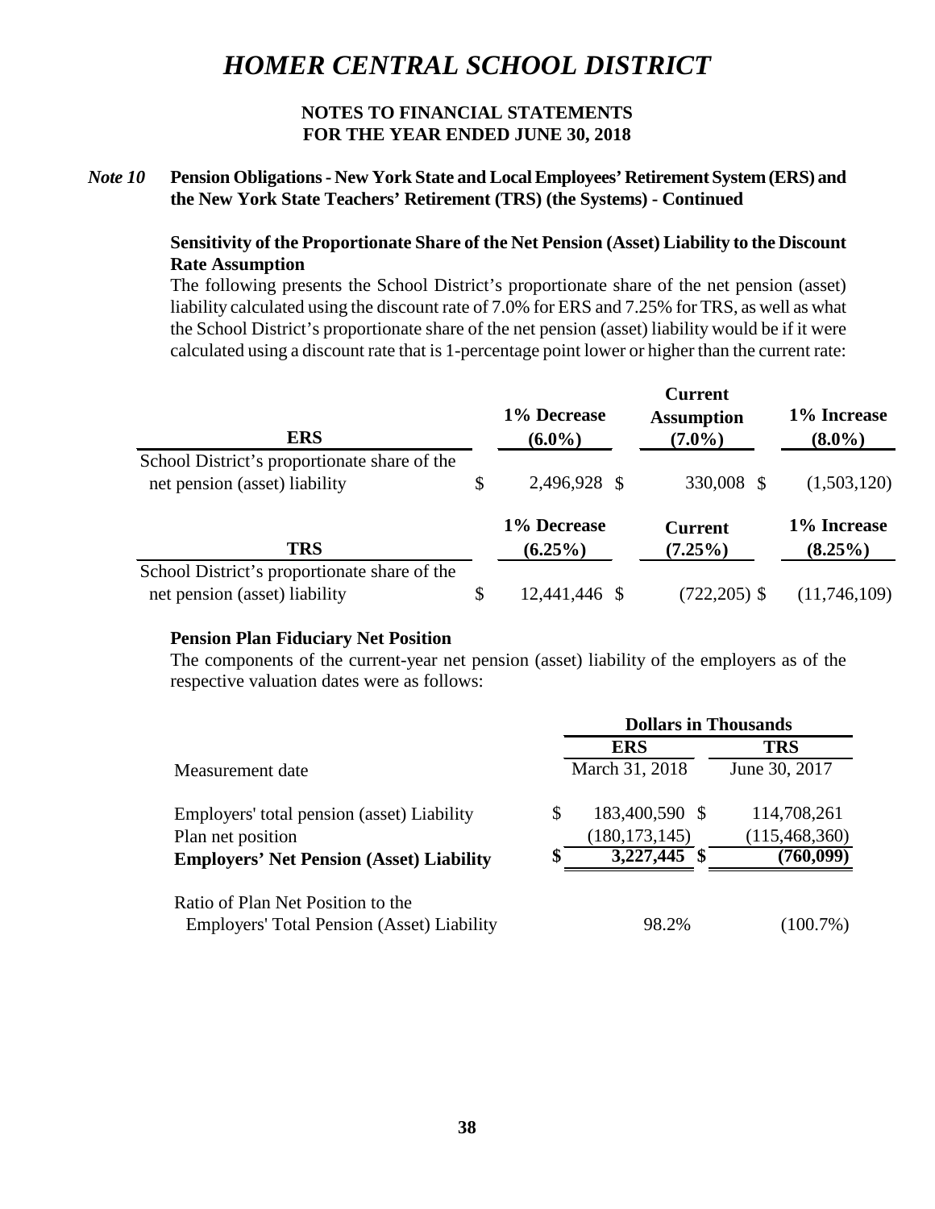# *HOMER CENTRAL SCHOOL DISTRICT*

**NOTES TO FINANCIAL STATEMENTS**
**FOR THE YEAR ENDED JUNE 30, 2018**

***Note 10*** **Pension Obligations - New York State and Local Employees' Retirement System (ERS) and the New York State Teachers' Retirement (TRS) (the Systems) - Continued**

**Sensitivity of the Proportionate Share of the Net Pension (Asset) Liability to the Discount Rate Assumption**

The following presents the School District's proportionate share of the net pension (asset) liability calculated using the discount rate of 7.0% for ERS and 7.25% for TRS, as well as what the School District's proportionate share of the net pension (asset) liability would be if it were calculated using a discount rate that is 1-percentage point lower or higher than the current rate:

| ERS | 1% Decrease (6.0%) | Current Assumption (7.0%) | 1% Increase (8.0%) |
|---|---|---|---|
| School District's proportionate share of the net pension (asset) liability | $ 2,496,928 | $ 330,008 | $ (1,503,120) |

| TRS | 1% Decrease (6.25%) | Current (7.25%) | 1% Increase (8.25%) |
|---|---|---|---|
| School District's proportionate share of the net pension (asset) liability | $ 12,441,446 | $ (722,205) | $ (11,746,109) |

**Pension Plan Fiduciary Net Position**

The components of the current-year net pension (asset) liability of the employers as of the respective valuation dates were as follows:

| | Dollars in Thousands | |
|---|---|---|
| | **ERS** | **TRS** |
| Measurement date | March 31, 2018 | June 30, 2017 |
| Employers' total pension (asset) Liability | $ 183,400,590 | $ 114,708,261 |
| Plan net position | (180,173,145) | (115,468,360) |
| **Employers' Net Pension (Asset) Liability** | **$ 3,227,445** | **$ (760,099)** |
| Ratio of Plan Net Position to the Employers' Total Pension (Asset) Liability | 98.2% | (100.7%) |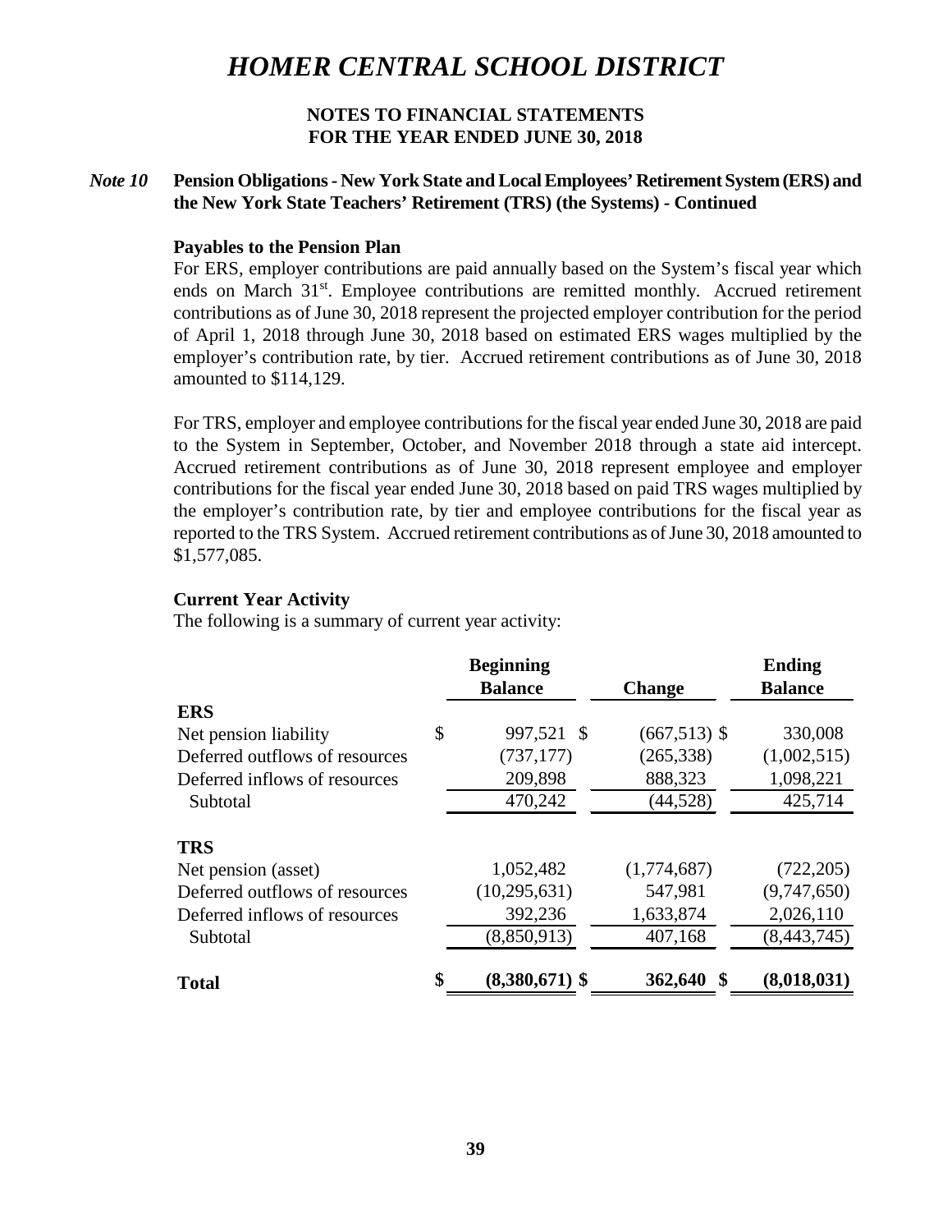# HOMER CENTRAL SCHOOL DISTRICT

**NOTES TO FINANCIAL STATEMENTS**
**FOR THE YEAR ENDED JUNE 30, 2018**

***Note 10*** **Pension Obligations - New York State and Local Employees' Retirement System (ERS) and the New York State Teachers' Retirement (TRS) (the Systems) - Continued**

**Payables to the Pension Plan**

For ERS, employer contributions are paid annually based on the System's fiscal year which ends on March 31st. Employee contributions are remitted monthly. Accrued retirement contributions as of June 30, 2018 represent the projected employer contribution for the period of April 1, 2018 through June 30, 2018 based on estimated ERS wages multiplied by the employer's contribution rate, by tier. Accrued retirement contributions as of June 30, 2018 amounted to $114,129.

For TRS, employer and employee contributions for the fiscal year ended June 30, 2018 are paid to the System in September, October, and November 2018 through a state aid intercept. Accrued retirement contributions as of June 30, 2018 represent employee and employer contributions for the fiscal year ended June 30, 2018 based on paid TRS wages multiplied by the employer's contribution rate, by tier and employee contributions for the fiscal year as reported to the TRS System. Accrued retirement contributions as of June 30, 2018 amounted to $1,577,085.

**Current Year Activity**

The following is a summary of current year activity:

| | Beginning Balance | Change | Ending Balance |
|---|---|---|---|
| **ERS** | | | |
| Net pension liability | $ 997,521 | $ (667,513) | $ 330,008 |
| Deferred outflows of resources | (737,177) | (265,338) | (1,002,515) |
| Deferred inflows of resources | 209,898 | 888,323 | 1,098,221 |
| Subtotal | 470,242 | (44,528) | 425,714 |
| **TRS** | | | |
| Net pension (asset) | 1,052,482 | (1,774,687) | (722,205) |
| Deferred outflows of resources | (10,295,631) | 547,981 | (9,747,650) |
| Deferred inflows of resources | 392,236 | 1,633,874 | 2,026,110 |
| Subtotal | (8,850,913) | 407,168 | (8,443,745) |
| **Total** | **$ (8,380,671)** | **$ 362,640** | **$ (8,018,031)** |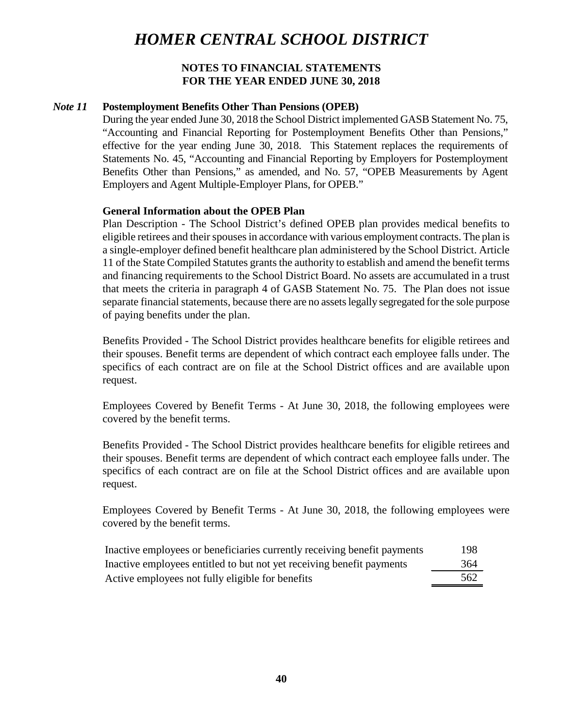# HOMER CENTRAL SCHOOL DISTRICT

**NOTES TO FINANCIAL STATEMENTS**
**FOR THE YEAR ENDED JUNE 30, 2018**

***Note 11*** **Postemployment Benefits Other Than Pensions (OPEB)**

During the year ended June 30, 2018 the School District implemented GASB Statement No. 75, "Accounting and Financial Reporting for Postemployment Benefits Other than Pensions," effective for the year ending June 30, 2018. This Statement replaces the requirements of Statements No. 45, "Accounting and Financial Reporting by Employers for Postemployment Benefits Other than Pensions," as amended, and No. 57, "OPEB Measurements by Agent Employers and Agent Multiple-Employer Plans, for OPEB."

**General Information about the OPEB Plan**

Plan Description - The School District's defined OPEB plan provides medical benefits to eligible retirees and their spouses in accordance with various employment contracts. The plan is a single-employer defined benefit healthcare plan administered by the School District. Article 11 of the State Compiled Statutes grants the authority to establish and amend the benefit terms and financing requirements to the School District Board. No assets are accumulated in a trust that meets the criteria in paragraph 4 of GASB Statement No. 75. The Plan does not issue separate financial statements, because there are no assets legally segregated for the sole purpose of paying benefits under the plan.

Benefits Provided - The School District provides healthcare benefits for eligible retirees and their spouses. Benefit terms are dependent of which contract each employee falls under. The specifics of each contract are on file at the School District offices and are available upon request.

Employees Covered by Benefit Terms - At June 30, 2018, the following employees were covered by the benefit terms.

Benefits Provided - The School District provides healthcare benefits for eligible retirees and their spouses. Benefit terms are dependent of which contract each employee falls under. The specifics of each contract are on file at the School District offices and are available upon request.

Employees Covered by Benefit Terms - At June 30, 2018, the following employees were covered by the benefit terms.

| | |
|---|---|
| Inactive employees or beneficiaries currently receiving benefit payments | 198 |
| Inactive employees entitled to but not yet receiving benefit payments | 364 |
| Active employees not fully eligible for benefits | 562 |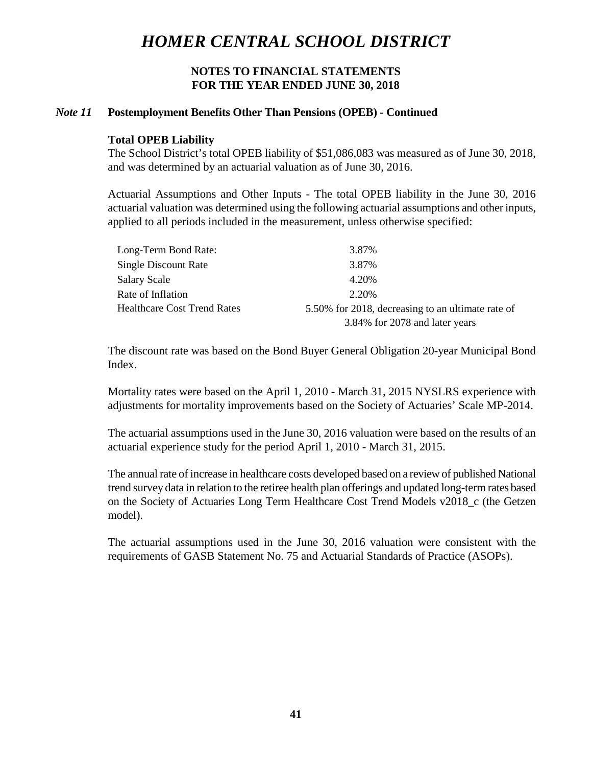# HOMER CENTRAL SCHOOL DISTRICT

## NOTES TO FINANCIAL STATEMENTS
## FOR THE YEAR ENDED JUNE 30, 2018

### *Note 11* Postemployment Benefits Other Than Pensions (OPEB) - Continued

**Total OPEB Liability**

The School District's total OPEB liability of $51,086,083 was measured as of June 30, 2018, and was determined by an actuarial valuation as of June 30, 2016.

Actuarial Assumptions and Other Inputs - The total OPEB liability in the June 30, 2016 actuarial valuation was determined using the following actuarial assumptions and other inputs, applied to all periods included in the measurement, unless otherwise specified:

| | |
|---|---|
| Long-Term Bond Rate: | 3.87% |
| Single Discount Rate | 3.87% |
| Salary Scale | 4.20% |
| Rate of Inflation | 2.20% |
| Healthcare Cost Trend Rates | 5.50% for 2018, decreasing to an ultimate rate of 3.84% for 2078 and later years |

The discount rate was based on the Bond Buyer General Obligation 20-year Municipal Bond Index.

Mortality rates were based on the April 1, 2010 - March 31, 2015 NYSLRS experience with adjustments for mortality improvements based on the Society of Actuaries' Scale MP-2014.

The actuarial assumptions used in the June 30, 2016 valuation were based on the results of an actuarial experience study for the period April 1, 2010 - March 31, 2015.

The annual rate of increase in healthcare costs developed based on a review of published National trend survey data in relation to the retiree health plan offerings and updated long-term rates based on the Society of Actuaries Long Term Healthcare Cost Trend Models v2018_c (the Getzen model).

The actuarial assumptions used in the June 30, 2016 valuation were consistent with the requirements of GASB Statement No. 75 and Actuarial Standards of Practice (ASOPs).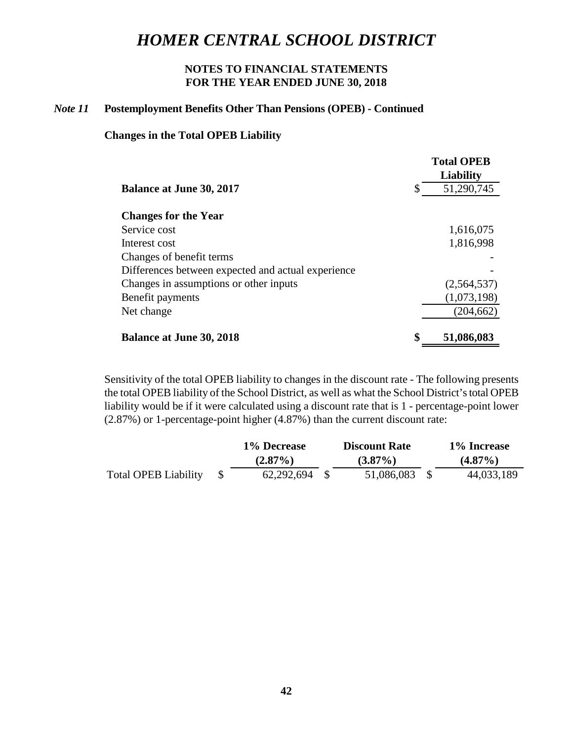# HOMER CENTRAL SCHOOL DISTRICT

## NOTES TO FINANCIAL STATEMENTS
## FOR THE YEAR ENDED JUNE 30, 2018

### *Note 11* Postemployment Benefits Other Than Pensions (OPEB) - Continued

**Changes in the Total OPEB Liability**

| | Total OPEB Liability |
|---|---|
| **Balance at June 30, 2017** | $ 51,290,745 |
| **Changes for the Year** | |
| Service cost | 1,616,075 |
| Interest cost | 1,816,998 |
| Changes of benefit terms | - |
| Differences between expected and actual experience | - |
| Changes in assumptions or other inputs | (2,564,537) |
| Benefit payments | (1,073,198) |
| Net change | (204,662) |
| **Balance at June 30, 2018** | **$ 51,086,083** |

Sensitivity of the total OPEB liability to changes in the discount rate - The following presents the total OPEB liability of the School District, as well as what the School District's total OPEB liability would be if it were calculated using a discount rate that is 1 - percentage-point lower (2.87%) or 1-percentage-point higher (4.87%) than the current discount rate:

| | 1% Decrease (2.87%) | Discount Rate (3.87%) | 1% Increase (4.87%) |
|---|---|---|---|
| Total OPEB Liability | $ 62,292,694 | $ 51,086,083 | $ 44,033,189 |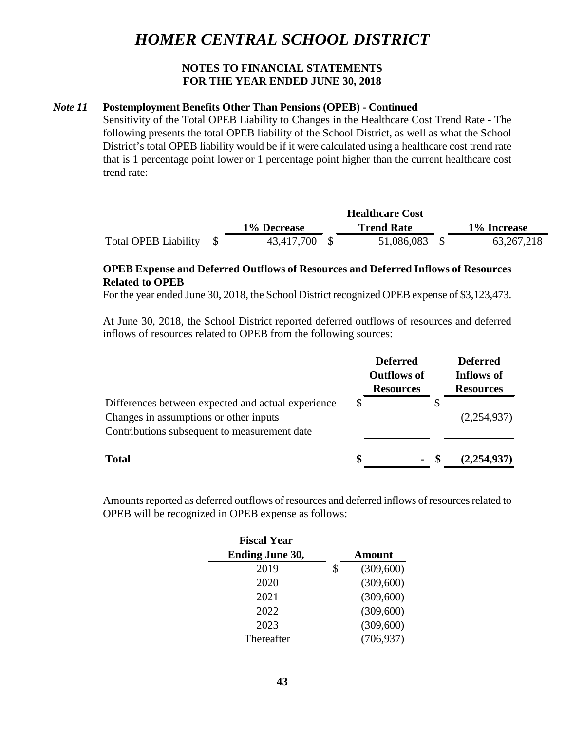# HOMER CENTRAL SCHOOL DISTRICT

## NOTES TO FINANCIAL STATEMENTS
## FOR THE YEAR ENDED JUNE 30, 2018

***Note 11*** **Postemployment Benefits Other Than Pensions (OPEB) - Continued**

Sensitivity of the Total OPEB Liability to Changes in the Healthcare Cost Trend Rate - The following presents the total OPEB liability of the School District, as well as what the School District's total OPEB liability would be if it were calculated using a healthcare cost trend rate that is 1 percentage point lower or 1 percentage point higher than the current healthcare cost trend rate:

| | 1% Decrease | Healthcare Cost Trend Rate | 1% Increase |
|---|---|---|---|
| Total OPEB Liability | $ 43,417,700 | $ 51,086,083 | $ 63,267,218 |

**OPEB Expense and Deferred Outflows of Resources and Deferred Inflows of Resources Related to OPEB**

For the year ended June 30, 2018, the School District recognized OPEB expense of $3,123,473.

At June 30, 2018, the School District reported deferred outflows of resources and deferred inflows of resources related to OPEB from the following sources:

| | Deferred Outflows of Resources | Deferred Inflows of Resources |
|---|---|---|
| Differences between expected and actual experience | $ | $ |
| Changes in assumptions or other inputs | | (2,254,937) |
| Contributions subsequent to measurement date | | |
| **Total** | **$ -** | **$ (2,254,937)** |

Amounts reported as deferred outflows of resources and deferred inflows of resources related to OPEB will be recognized in OPEB expense as follows:

| Fiscal Year Ending June 30, | Amount |
|---|---|
| 2019 | $ (309,600) |
| 2020 | (309,600) |
| 2021 | (309,600) |
| 2022 | (309,600) |
| 2023 | (309,600) |
| Thereafter | (706,937) |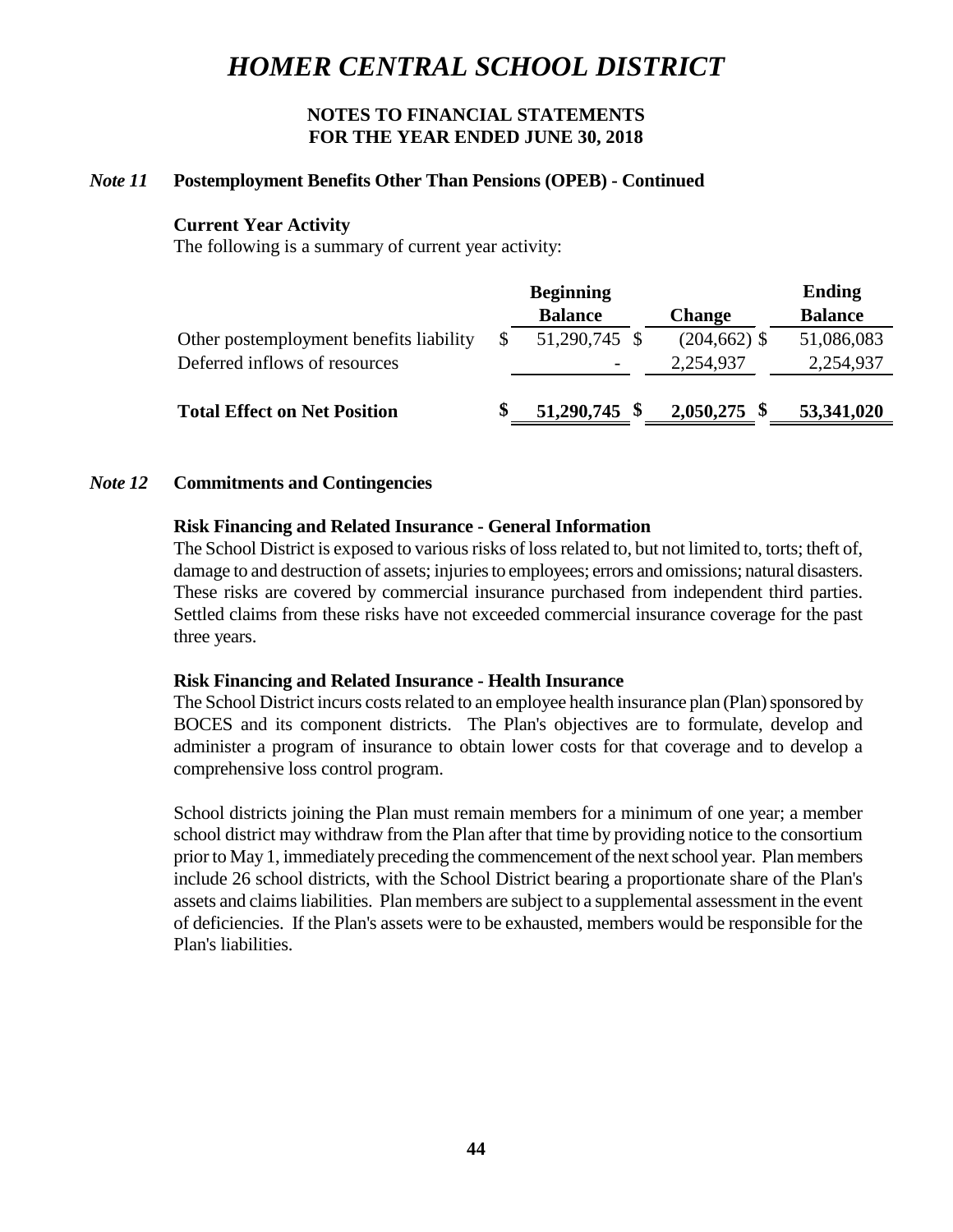# *HOMER CENTRAL SCHOOL DISTRICT*

## NOTES TO FINANCIAL STATEMENTS
## FOR THE YEAR ENDED JUNE 30, 2018

### *Note 11* Postemployment Benefits Other Than Pensions (OPEB) - Continued

**Current Year Activity**

The following is a summary of current year activity:

| | Beginning Balance | Change | Ending Balance |
|---|---|---|---|
| Other postemployment benefits liability | $ 51,290,745 | $ (204,662) | $ 51,086,083 |
| Deferred inflows of resources | - | 2,254,937 | 2,254,937 |
| **Total Effect on Net Position** | **$ 51,290,745** | **$ 2,050,275** | **$ 53,341,020** |

### *Note 12* Commitments and Contingencies

**Risk Financing and Related Insurance - General Information**

The School District is exposed to various risks of loss related to, but not limited to, torts; theft of, damage to and destruction of assets; injuries to employees; errors and omissions; natural disasters. These risks are covered by commercial insurance purchased from independent third parties. Settled claims from these risks have not exceeded commercial insurance coverage for the past three years.

**Risk Financing and Related Insurance - Health Insurance**

The School District incurs costs related to an employee health insurance plan (Plan) sponsored by BOCES and its component districts. The Plan's objectives are to formulate, develop and administer a program of insurance to obtain lower costs for that coverage and to develop a comprehensive loss control program.

School districts joining the Plan must remain members for a minimum of one year; a member school district may withdraw from the Plan after that time by providing notice to the consortium prior to May 1, immediately preceding the commencement of the next school year. Plan members include 26 school districts, with the School District bearing a proportionate share of the Plan's assets and claims liabilities. Plan members are subject to a supplemental assessment in the event of deficiencies. If the Plan's assets were to be exhausted, members would be responsible for the Plan's liabilities.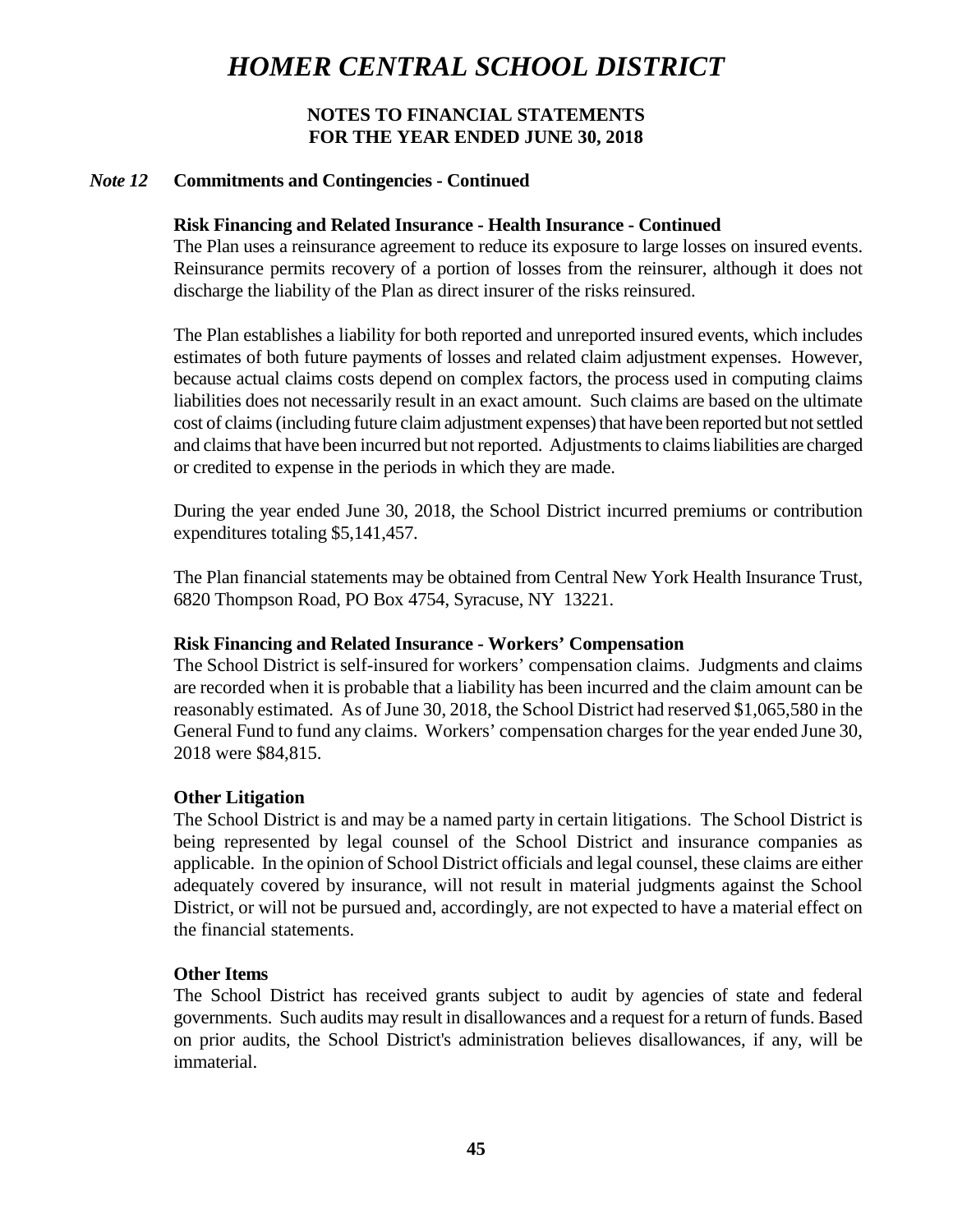# HOMER CENTRAL SCHOOL DISTRICT

## NOTES TO FINANCIAL STATEMENTS
## FOR THE YEAR ENDED JUNE 30, 2018

### *Note 12* Commitments and Contingencies - Continued

**Risk Financing and Related Insurance - Health Insurance - Continued**

The Plan uses a reinsurance agreement to reduce its exposure to large losses on insured events. Reinsurance permits recovery of a portion of losses from the reinsurer, although it does not discharge the liability of the Plan as direct insurer of the risks reinsured.

The Plan establishes a liability for both reported and unreported insured events, which includes estimates of both future payments of losses and related claim adjustment expenses. However, because actual claims costs depend on complex factors, the process used in computing claims liabilities does not necessarily result in an exact amount. Such claims are based on the ultimate cost of claims (including future claim adjustment expenses) that have been reported but not settled and claims that have been incurred but not reported. Adjustments to claims liabilities are charged or credited to expense in the periods in which they are made.

During the year ended June 30, 2018, the School District incurred premiums or contribution expenditures totaling $5,141,457.

The Plan financial statements may be obtained from Central New York Health Insurance Trust, 6820 Thompson Road, PO Box 4754, Syracuse, NY 13221.

**Risk Financing and Related Insurance - Workers' Compensation**

The School District is self-insured for workers' compensation claims. Judgments and claims are recorded when it is probable that a liability has been incurred and the claim amount can be reasonably estimated. As of June 30, 2018, the School District had reserved $1,065,580 in the General Fund to fund any claims. Workers' compensation charges for the year ended June 30, 2018 were $84,815.

**Other Litigation**

The School District is and may be a named party in certain litigations. The School District is being represented by legal counsel of the School District and insurance companies as applicable. In the opinion of School District officials and legal counsel, these claims are either adequately covered by insurance, will not result in material judgments against the School District, or will not be pursued and, accordingly, are not expected to have a material effect on the financial statements.

**Other Items**

The School District has received grants subject to audit by agencies of state and federal governments. Such audits may result in disallowances and a request for a return of funds. Based on prior audits, the School District's administration believes disallowances, if any, will be immaterial.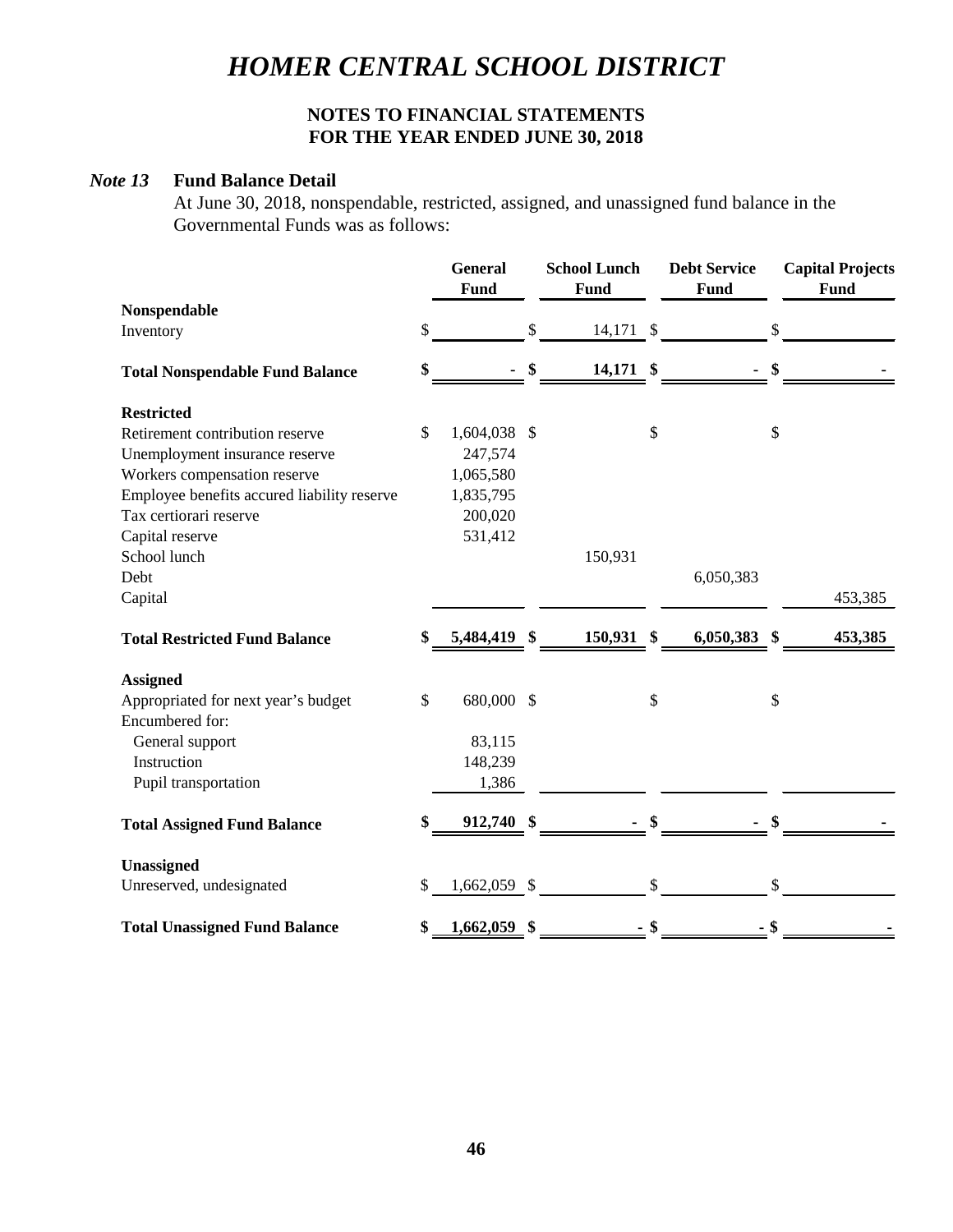# HOMER CENTRAL SCHOOL DISTRICT

**NOTES TO FINANCIAL STATEMENTS**
**FOR THE YEAR ENDED JUNE 30, 2018**

## *Note 13* Fund Balance Detail

At June 30, 2018, nonspendable, restricted, assigned, and unassigned fund balance in the Governmental Funds was as follows:

| | General Fund | School Lunch Fund | Debt Service Fund | Capital Projects Fund |
|---|---|---|---|---|
| **Nonspendable** | | | | |
| Inventory | $ | $ 14,171 | $ | $ |
| **Total Nonspendable Fund Balance** | **$ -** | **$ 14,171** | **$ -** | **$ -** |
| **Restricted** | | | | |
| Retirement contribution reserve | $ 1,604,038 | $ | $ | $ |
| Unemployment insurance reserve | 247,574 | | | |
| Workers compensation reserve | 1,065,580 | | | |
| Employee benefits accured liability reserve | 1,835,795 | | | |
| Tax certiorari reserve | 200,020 | | | |
| Capital reserve | 531,412 | | | |
| School lunch | | 150,931 | | |
| Debt | | | 6,050,383 | |
| Capital | | | | 453,385 |
| **Total Restricted Fund Balance** | **$ 5,484,419** | **$ 150,931** | **$ 6,050,383** | **$ 453,385** |
| **Assigned** | | | | |
| Appropriated for next year's budget | $ 680,000 | $ | $ | $ |
| Encumbered for: | | | | |
| General support | 83,115 | | | |
| Instruction | 148,239 | | | |
| Pupil transportation | 1,386 | | | |
| **Total Assigned Fund Balance** | **$ 912,740** | **$ -** | **$ -** | **$ -** |
| **Unassigned** | | | | |
| Unreserved, undesignated | $ 1,662,059 | $ | $ | $ |
| **Total Unassigned Fund Balance** | **$ 1,662,059** | **$ -** | **$ -** | **$ -** |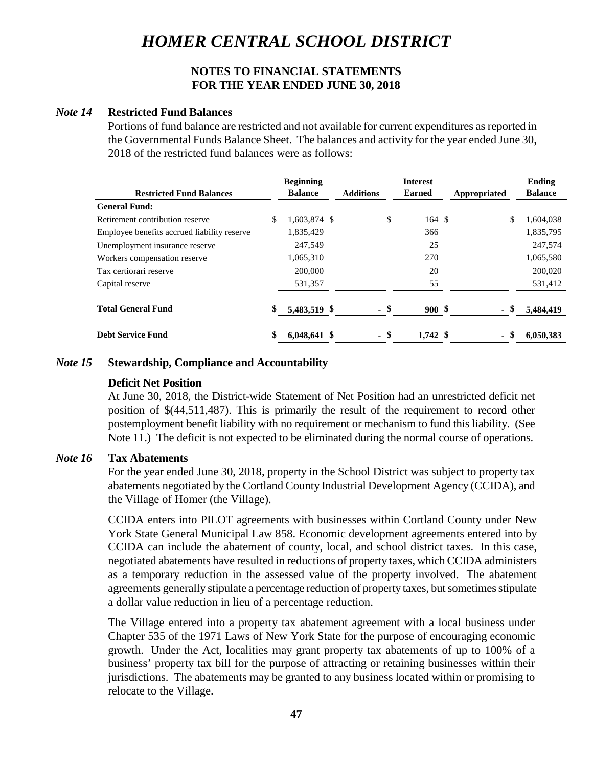# HOMER CENTRAL SCHOOL DISTRICT

**NOTES TO FINANCIAL STATEMENTS**
**FOR THE YEAR ENDED JUNE 30, 2018**

## *Note 14* Restricted Fund Balances

Portions of fund balance are restricted and not available for current expenditures as reported in the Governmental Funds Balance Sheet. The balances and activity for the year ended June 30, 2018 of the restricted fund balances were as follows:

| Restricted Fund Balances | Beginning Balance | Additions | Interest Earned | Appropriated | Ending Balance |
|---|---|---|---|---|---|
| **General Fund:** | | | | | |
| Retirement contribution reserve | $ 1,603,874 | $ | $ 164 | $ | $ 1,604,038 |
| Employee benefits accrued liability reserve | 1,835,429 | | 366 | | 1,835,795 |
| Unemployment insurance reserve | 247,549 | | 25 | | 247,574 |
| Workers compensation reserve | 1,065,310 | | 270 | | 1,065,580 |
| Tax certiorari reserve | 200,000 | | 20 | | 200,020 |
| Capital reserve | 531,357 | | 55 | | 531,412 |
| **Total General Fund** | **$ 5,483,519** | **$ -** | **$ 900** | **$ -** | **$ 5,484,419** |
| **Debt Service Fund** | **$ 6,048,641** | **$ -** | **$ 1,742** | **$ -** | **$ 6,050,383** |

## *Note 15* Stewardship, Compliance and Accountability

### Deficit Net Position

At June 30, 2018, the District-wide Statement of Net Position had an unrestricted deficit net position of $(44,511,487). This is primarily the result of the requirement to record other postemployment benefit liability with no requirement or mechanism to fund this liability. (See Note 11.) The deficit is not expected to be eliminated during the normal course of operations.

## *Note 16* Tax Abatements

For the year ended June 30, 2018, property in the School District was subject to property tax abatements negotiated by the Cortland County Industrial Development Agency (CCIDA), and the Village of Homer (the Village).

CCIDA enters into PILOT agreements with businesses within Cortland County under New York State General Municipal Law 858. Economic development agreements entered into by CCIDA can include the abatement of county, local, and school district taxes. In this case, negotiated abatements have resulted in reductions of property taxes, which CCIDA administers as a temporary reduction in the assessed value of the property involved. The abatement agreements generally stipulate a percentage reduction of property taxes, but sometimes stipulate a dollar value reduction in lieu of a percentage reduction.

The Village entered into a property tax abatement agreement with a local business under Chapter 535 of the 1971 Laws of New York State for the purpose of encouraging economic growth. Under the Act, localities may grant property tax abatements of up to 100% of a business' property tax bill for the purpose of attracting or retaining businesses within their jurisdictions. The abatements may be granted to any business located within or promising to relocate to the Village.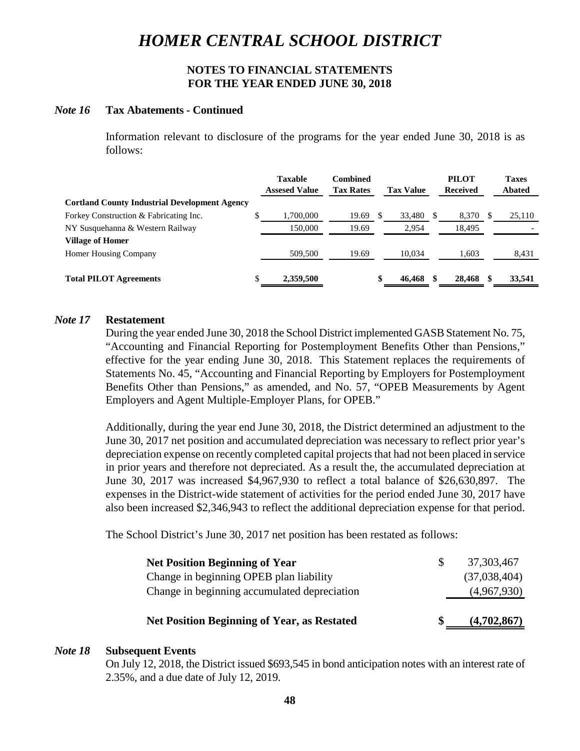# HOMER CENTRAL SCHOOL DISTRICT

**NOTES TO FINANCIAL STATEMENTS**
**FOR THE YEAR ENDED JUNE 30, 2018**

### *Note 16* Tax Abatements - Continued

Information relevant to disclosure of the programs for the year ended June 30, 2018 is as follows:

| | Taxable Assesed Value | Combined Tax Rates | Tax Value | PILOT Received | Taxes Abated |
|---|---|---|---|---|---|
| **Cortland County Industrial Development Agency** | | | | | |
| Forkey Construction & Fabricating Inc. | $ 1,700,000 | 19.69 | $ 33,480 | $ 8,370 | $ 25,110 |
| NY Susquehanna & Western Railway | 150,000 | 19.69 | 2,954 | 18,495 | - |
| **Village of Homer** | | | | | |
| Homer Housing Company | 509,500 | 19.69 | 10,034 | 1,603 | 8,431 |
| **Total PILOT Agreements** | **$ 2,359,500** | | **$ 46,468** | **$ 28,468** | **$ 33,541** |

### *Note 17* Restatement

During the year ended June 30, 2018 the School District implemented GASB Statement No. 75, "Accounting and Financial Reporting for Postemployment Benefits Other than Pensions," effective for the year ending June 30, 2018. This Statement replaces the requirements of Statements No. 45, "Accounting and Financial Reporting by Employers for Postemployment Benefits Other than Pensions," as amended, and No. 57, "OPEB Measurements by Agent Employers and Agent Multiple-Employer Plans, for OPEB."

Additionally, during the year end June 30, 2018, the District determined an adjustment to the June 30, 2017 net position and accumulated depreciation was necessary to reflect prior year's depreciation expense on recently completed capital projects that had not been placed in service in prior years and therefore not depreciated. As a result the, the accumulated depreciation at June 30, 2017 was increased $4,967,930 to reflect a total balance of $26,630,897. The expenses in the District-wide statement of activities for the period ended June 30, 2017 have also been increased $2,346,943 to reflect the additional depreciation expense for that period.

The School District's June 30, 2017 net position has been restated as follows:

| | |
|---|---|
| **Net Position Beginning of Year** | $ 37,303,467 |
| Change in beginning OPEB plan liability | (37,038,404) |
| Change in beginning accumulated depreciation | (4,967,930) |
| **Net Position Beginning of Year, as Restated** | **$ (4,702,867)** |

### *Note 18* Subsequent Events

On July 12, 2018, the District issued $693,545 in bond anticipation notes with an interest rate of 2.35%, and a due date of July 12, 2019.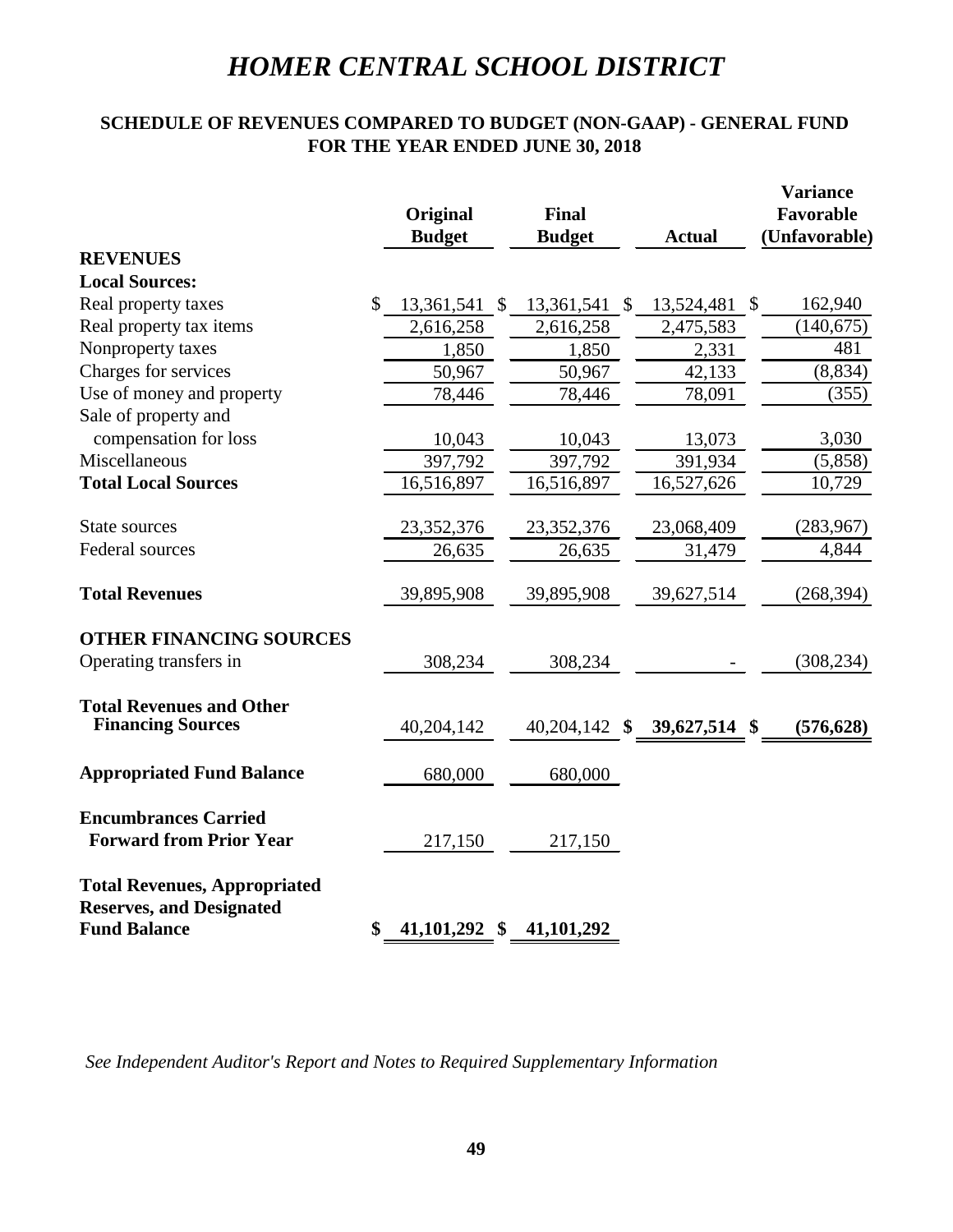# *HOMER CENTRAL SCHOOL DISTRICT*

## SCHEDULE OF REVENUES COMPARED TO BUDGET (NON-GAAP) - GENERAL FUND
## FOR THE YEAR ENDED JUNE 30, 2018

| | Original Budget | Final Budget | Actual | Variance Favorable (Unfavorable) |
|---|---|---|---|---|
| **REVENUES** | | | | |
| **Local Sources:** | | | | |
| Real property taxes | $ 13,361,541 | $ 13,361,541 | $ 13,524,481 | $ 162,940 |
| Real property tax items | 2,616,258 | 2,616,258 | 2,475,583 | (140,675) |
| Nonproperty taxes | 1,850 | 1,850 | 2,331 | 481 |
| Charges for services | 50,967 | 50,967 | 42,133 | (8,834) |
| Use of money and property | 78,446 | 78,446 | 78,091 | (355) |
| Sale of property and compensation for loss | 10,043 | 10,043 | 13,073 | 3,030 |
| Miscellaneous | 397,792 | 397,792 | 391,934 | (5,858) |
| **Total Local Sources** | 16,516,897 | 16,516,897 | 16,527,626 | 10,729 |
| State sources | 23,352,376 | 23,352,376 | 23,068,409 | (283,967) |
| Federal sources | 26,635 | 26,635 | 31,479 | 4,844 |
| **Total Revenues** | 39,895,908 | 39,895,908 | 39,627,514 | (268,394) |
| **OTHER FINANCING SOURCES** | | | | |
| Operating transfers in | 308,234 | 308,234 | - | (308,234) |
| **Total Revenues and Other Financing Sources** | 40,204,142 | 40,204,142 | **$ 39,627,514** | **$ (576,628)** |
| **Appropriated Fund Balance** | 680,000 | 680,000 | | |
| **Encumbrances Carried Forward from Prior Year** | 217,150 | 217,150 | | |
| **Total Revenues, Appropriated Reserves, and Designated Fund Balance** | **$ 41,101,292** | **$ 41,101,292** | | |

*See Independent Auditor's Report and Notes to Required Supplementary Information*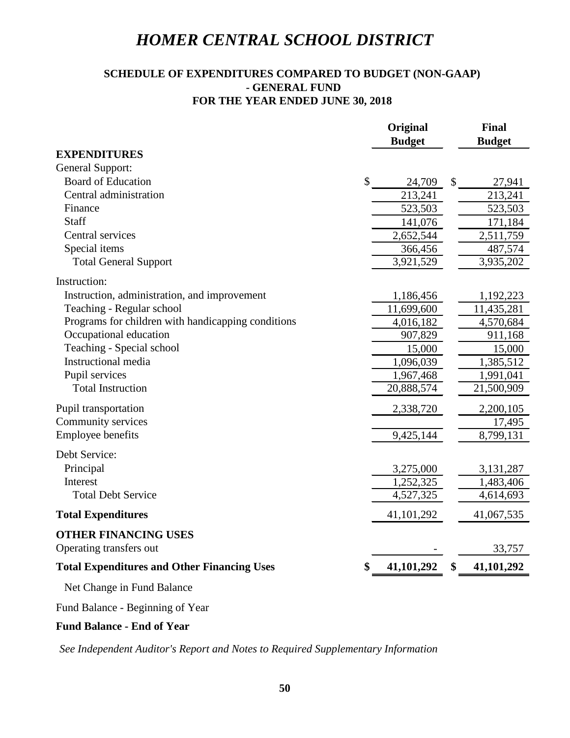# HOMER CENTRAL SCHOOL DISTRICT

## SCHEDULE OF EXPENDITURES COMPARED TO BUDGET (NON-GAAP) - GENERAL FUND
## FOR THE YEAR ENDED JUNE 30, 2018

| | Original Budget | Final Budget |
|---|---|---|
| **EXPENDITURES** | | |
| General Support: | | |
| Board of Education | $ 24,709 | $ 27,941 |
| Central administration | 213,241 | 213,241 |
| Finance | 523,503 | 523,503 |
| Staff | 141,076 | 171,184 |
| Central services | 2,652,544 | 2,511,759 |
| Special items | 366,456 | 487,574 |
| Total General Support | 3,921,529 | 3,935,202 |
| Instruction: | | |
| Instruction, administration, and improvement | 1,186,456 | 1,192,223 |
| Teaching - Regular school | 11,699,600 | 11,435,281 |
| Programs for children with handicapping conditions | 4,016,182 | 4,570,684 |
| Occupational education | 907,829 | 911,168 |
| Teaching - Special school | 15,000 | 15,000 |
| Instructional media | 1,096,039 | 1,385,512 |
| Pupil services | 1,967,468 | 1,991,041 |
| Total Instruction | 20,888,574 | 21,500,909 |
| Pupil transportation | 2,338,720 | 2,200,105 |
| Community services | | 17,495 |
| Employee benefits | 9,425,144 | 8,799,131 |
| Debt Service: | | |
| Principal | 3,275,000 | 3,131,287 |
| Interest | 1,252,325 | 1,483,406 |
| Total Debt Service | 4,527,325 | 4,614,693 |
| **Total Expenditures** | 41,101,292 | 41,067,535 |
| **OTHER FINANCING USES** | | |
| Operating transfers out | - | 33,757 |
| **Total Expenditures and Other Financing Uses** | **$ 41,101,292** | **$ 41,101,292** |
| Net Change in Fund Balance | | |
| Fund Balance - Beginning of Year | | |
| **Fund Balance - End of Year** | | |

*See Independent Auditor's Report and Notes to Required Supplementary Information*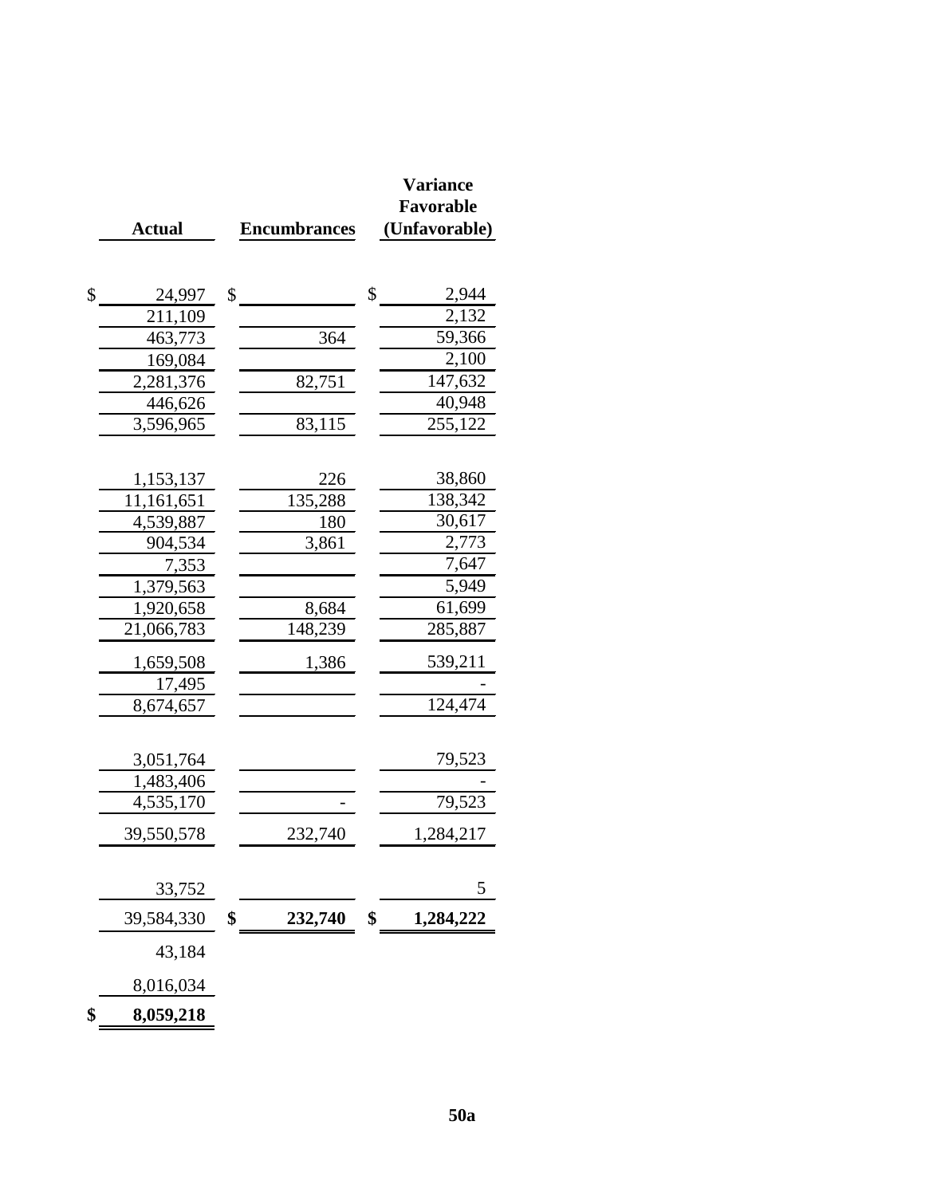| Actual | Encumbrances | Variance Favorable (Unfavorable) |
|---|---|---|
| $ 24,997 | $ | $ 2,944 |
| 211,109 | | 2,132 |
| 463,773 | 364 | 59,366 |
| 169,084 | | 2,100 |
| 2,281,376 | 82,751 | 147,632 |
| 446,626 | | 40,948 |
| 3,596,965 | 83,115 | 255,122 |
| | | |
| 1,153,137 | 226 | 38,860 |
| 11,161,651 | 135,288 | 138,342 |
| 4,539,887 | 180 | 30,617 |
| 904,534 | 3,861 | 2,773 |
| 7,353 | | 7,647 |
| 1,379,563 | | 5,949 |
| 1,920,658 | 8,684 | 61,699 |
| 21,066,783 | 148,239 | 285,887 |
| 1,659,508 | 1,386 | 539,211 |
| 17,495 | | - |
| 8,674,657 | | 124,474 |
| | | |
| 3,051,764 | | 79,523 |
| 1,483,406 | | - |
| 4,535,170 | - | 79,523 |
| 39,550,578 | 232,740 | 1,284,217 |
| | | |
| 33,752 | | 5 |
| 39,584,330 | **$ 232,740** | **$ 1,284,222** |
| 43,184 | | |
| 8,016,034 | | |
| **$ 8,059,218** | | |

50a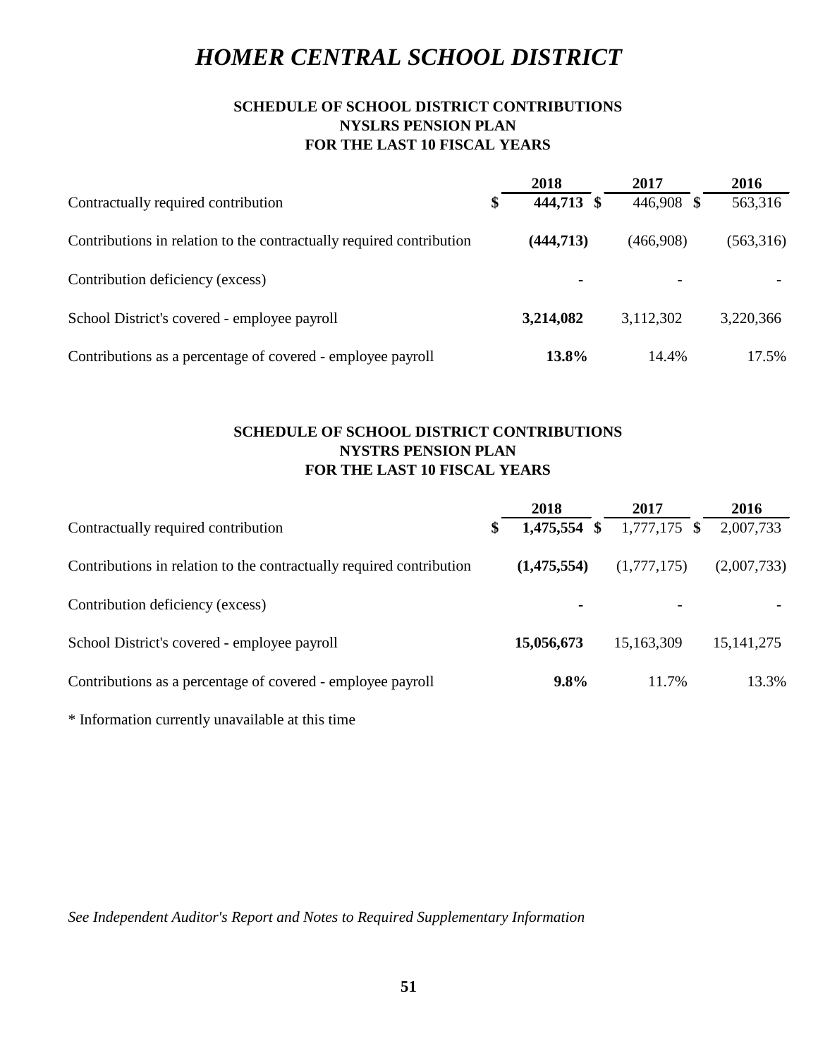# *HOMER CENTRAL SCHOOL DISTRICT*

## SCHEDULE OF SCHOOL DISTRICT CONTRIBUTIONS
## NYSLRS PENSION PLAN
## FOR THE LAST 10 FISCAL YEARS

| | **2018** | 2017 | 2016 |
|---|---|---|---|
| Contractually required contribution | **$ 444,713** | $ 446,908 | $ 563,316 |
| Contributions in relation to the contractually required contribution | **(444,713)** | (466,908) | (563,316) |
| Contribution deficiency (excess) | **-** | - | - |
| School District's covered - employee payroll | **3,214,082** | 3,112,302 | 3,220,366 |
| Contributions as a percentage of covered - employee payroll | **13.8%** | 14.4% | 17.5% |

## SCHEDULE OF SCHOOL DISTRICT CONTRIBUTIONS
## NYSTRS PENSION PLAN
## FOR THE LAST 10 FISCAL YEARS

| | **2018** | 2017 | 2016 |
|---|---|---|---|
| Contractually required contribution | **$ 1,475,554** | $ 1,777,175 | $ 2,007,733 |
| Contributions in relation to the contractually required contribution | **(1,475,554)** | (1,777,175) | (2,007,733) |
| Contribution deficiency (excess) | **-** | - | - |
| School District's covered - employee payroll | **15,056,673** | 15,163,309 | 15,141,275 |
| Contributions as a percentage of covered - employee payroll | **9.8%** | 11.7% | 13.3% |

* Information currently unavailable at this time

*See Independent Auditor's Report and Notes to Required Supplementary Information*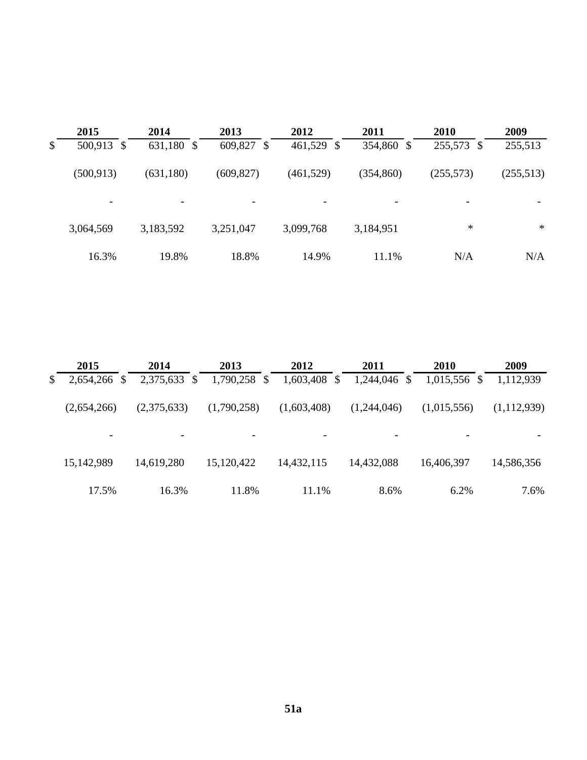| 2015 | 2014 | 2013 | 2012 | 2011 | 2010 | 2009 |
|---|---|---|---|---|---|---|
| $ 500,913 | $ 631,180 | $ 609,827 | $ 461,529 | $ 354,860 | $ 255,573 | $ 255,513 |
| (500,913) | (631,180) | (609,827) | (461,529) | (354,860) | (255,573) | (255,513) |
| - | - | - | - | - | - | - |
| 3,064,569 | 3,183,592 | 3,251,047 | 3,099,768 | 3,184,951 | * | * |
| 16.3% | 19.8% | 18.8% | 14.9% | 11.1% | N/A | N/A |

| 2015 | 2014 | 2013 | 2012 | 2011 | 2010 | 2009 |
|---|---|---|---|---|---|---|
| $ 2,654,266 | $ 2,375,633 | $ 1,790,258 | $ 1,603,408 | $ 1,244,046 | $ 1,015,556 | $ 1,112,939 |
| (2,654,266) | (2,375,633) | (1,790,258) | (1,603,408) | (1,244,046) | (1,015,556) | (1,112,939) |
| - | - | - | - | - | - | - |
| 15,142,989 | 14,619,280 | 15,120,422 | 14,432,115 | 14,432,088 | 16,406,397 | 14,586,356 |
| 17.5% | 16.3% | 11.8% | 11.1% | 8.6% | 6.2% | 7.6% |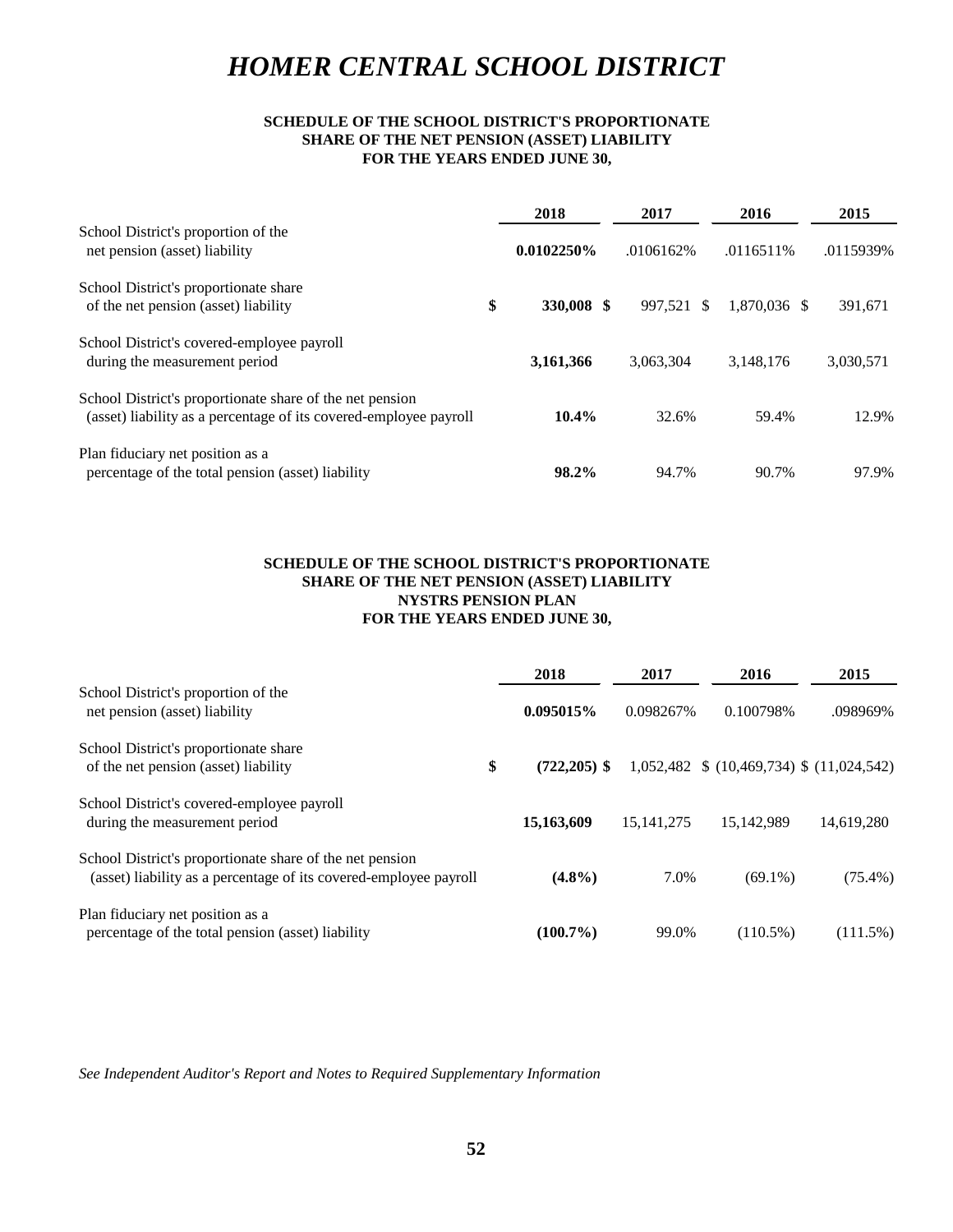# *HOMER CENTRAL SCHOOL DISTRICT*

**SCHEDULE OF THE SCHOOL DISTRICT'S PROPORTIONATE SHARE OF THE NET PENSION (ASSET) LIABILITY FOR THE YEARS ENDED JUNE 30,**

| | 2018 | 2017 | 2016 | 2015 |
|---|---|---|---|---|
| School District's proportion of the net pension (asset) liability | **0.0102250%** | .0106162% | .0116511% | .0115939% |
| School District's proportionate share of the net pension (asset) liability | **$ 330,008** | $ 997,521 | $ 1,870,036 | $ 391,671 |
| School District's covered-employee payroll during the measurement period | **3,161,366** | 3,063,304 | 3,148,176 | 3,030,571 |
| School District's proportionate share of the net pension (asset) liability as a percentage of its covered-employee payroll | **10.4%** | 32.6% | 59.4% | 12.9% |
| Plan fiduciary net position as a percentage of the total pension (asset) liability | **98.2%** | 94.7% | 90.7% | 97.9% |

**SCHEDULE OF THE SCHOOL DISTRICT'S PROPORTIONATE SHARE OF THE NET PENSION (ASSET) LIABILITY NYSTRS PENSION PLAN FOR THE YEARS ENDED JUNE 30,**

| | 2018 | 2017 | 2016 | 2015 |
|---|---|---|---|---|
| School District's proportion of the net pension (asset) liability | **0.095015%** | 0.098267% | 0.100798% | .098969% |
| School District's proportionate share of the net pension (asset) liability | **$ (722,205)** | $ 1,052,482 | $ (10,469,734) | $ (11,024,542) |
| School District's covered-employee payroll during the measurement period | **15,163,609** | 15,141,275 | 15,142,989 | 14,619,280 |
| School District's proportionate share of the net pension (asset) liability as a percentage of its covered-employee payroll | **(4.8%)** | 7.0% | (69.1%) | (75.4%) |
| Plan fiduciary net position as a percentage of the total pension (asset) liability | **(100.7%)** | 99.0% | (110.5%) | (111.5%) |

*See Independent Auditor's Report and Notes to Required Supplementary Information*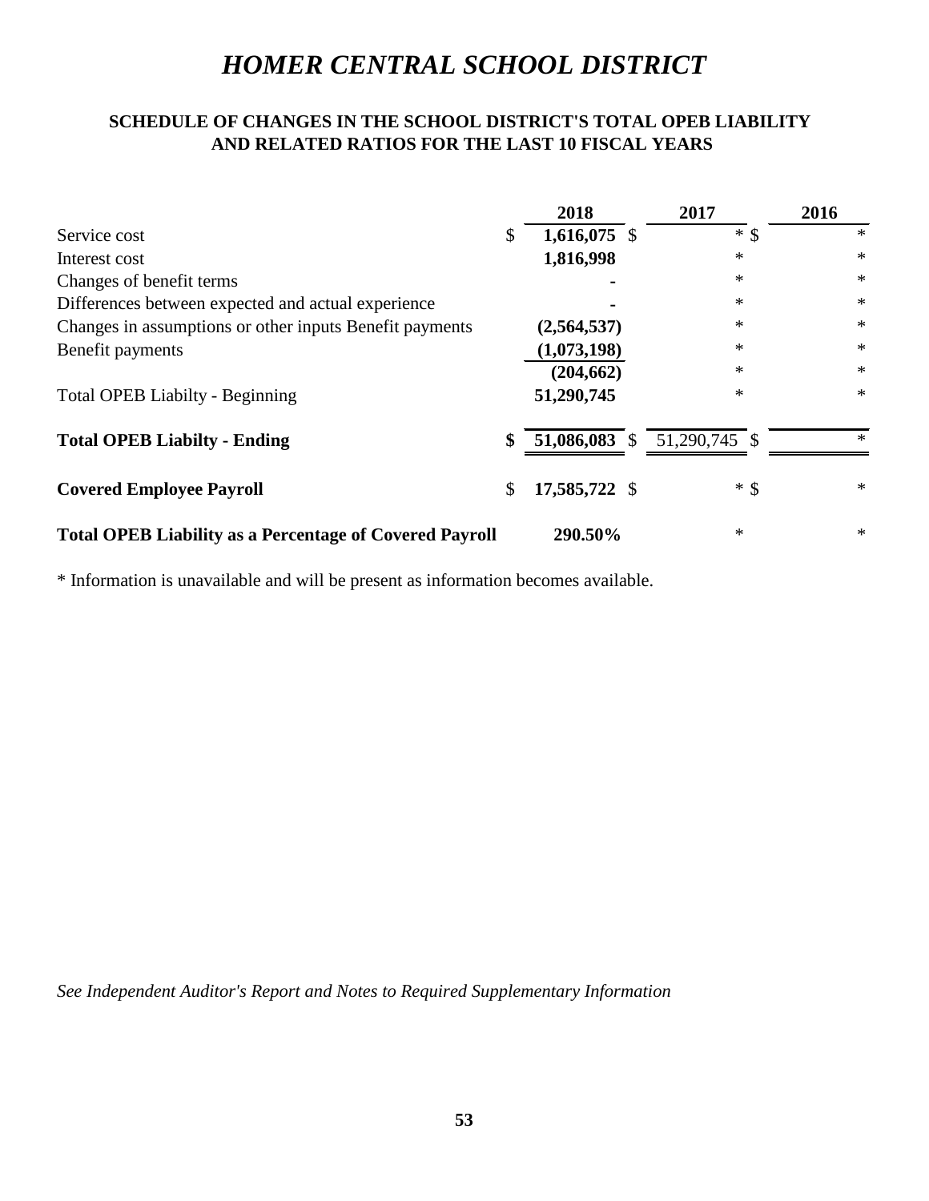# *HOMER CENTRAL SCHOOL DISTRICT*

## SCHEDULE OF CHANGES IN THE SCHOOL DISTRICT'S TOTAL OPEB LIABILITY AND RELATED RATIOS FOR THE LAST 10 FISCAL YEARS

| | 2018 | 2017 | 2016 |
|---|---|---|---|
| Service cost | $ **1,616,075** | $ * | $ * |
| Interest cost | **1,816,998** | * | * |
| Changes of benefit terms | **-** | * | * |
| Differences between expected and actual experience | **-** | * | * |
| Changes in assumptions or other inputs Benefit payments | **(2,564,537)** | * | * |
| Benefit payments | **(1,073,198)** | * | * |
| | **(204,662)** | * | * |
| Total OPEB Liabilty - Beginning | **51,290,745** | * | * |
| **Total OPEB Liabilty - Ending** | **$ 51,086,083** | $ 51,290,745 | $ * |
| **Covered Employee Payroll** | $ **17,585,722** | $ * | $ * |
| **Total OPEB Liability as a Percentage of Covered Payroll** | **290.50%** | * | * |

* Information is unavailable and will be present as information becomes available.

*See Independent Auditor's Report and Notes to Required Supplementary Information*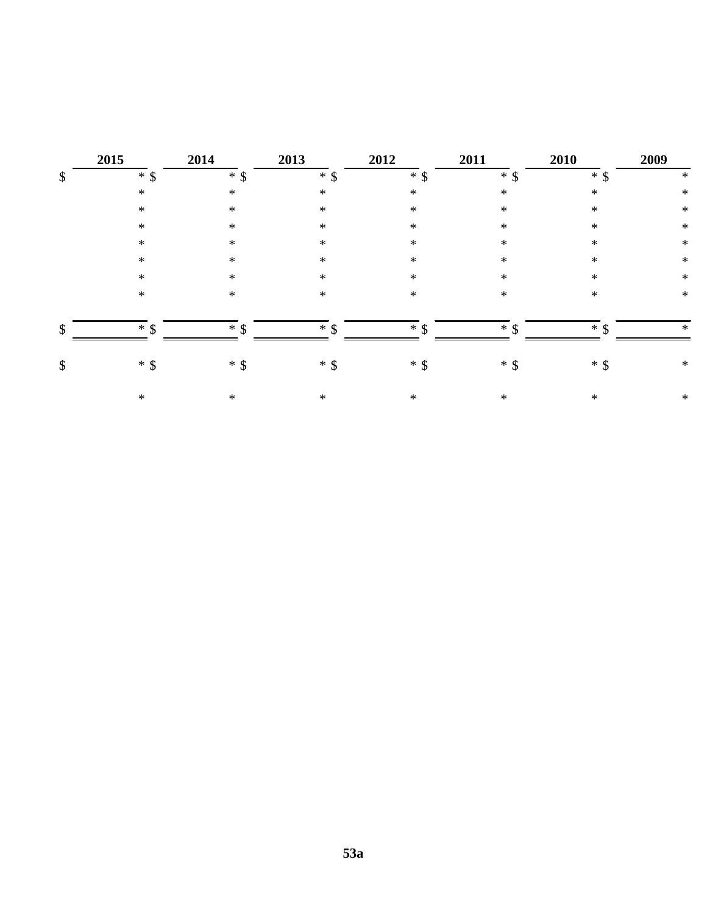| 2015 | 2014 | 2013 | 2012 | 2011 | 2010 | 2009 |
|---|---|---|---|---|---|---|
| $ * | $ * | $ * | $ * | $ * | $ * | $ * |
| * | * | * | * | * | * | * |
| * | * | * | * | * | * | * |
| * | * | * | * | * | * | * |
| * | * | * | * | * | * | * |
| * | * | * | * | * | * | * |
| * | * | * | * | * | * | * |
| * | * | * | * | * | * | * |
| $ * | $ * | $ * | $ * | $ * | $ * | $ * |
| $ * | $ * | $ * | $ * | $ * | $ * | $ * |
| * | * | * | * | * | * | * |

**53a**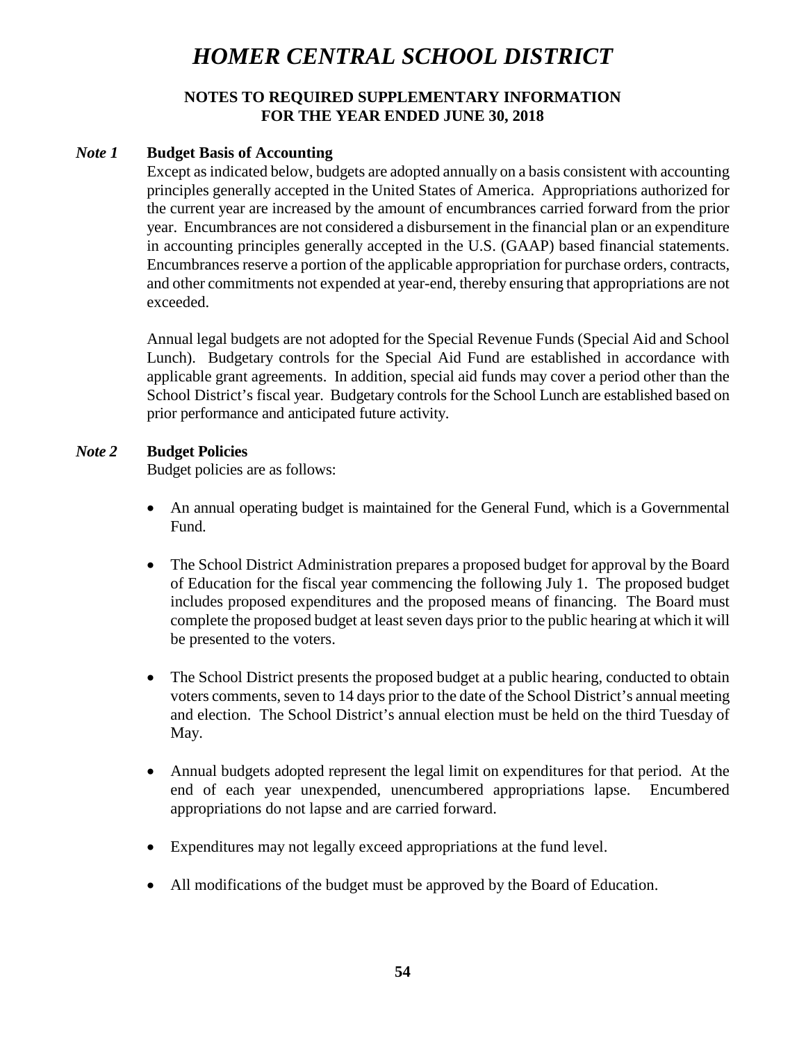# HOMER CENTRAL SCHOOL DISTRICT

## NOTES TO REQUIRED SUPPLEMENTARY INFORMATION
## FOR THE YEAR ENDED JUNE 30, 2018

### *Note 1* Budget Basis of Accounting

Except as indicated below, budgets are adopted annually on a basis consistent with accounting principles generally accepted in the United States of America. Appropriations authorized for the current year are increased by the amount of encumbrances carried forward from the prior year. Encumbrances are not considered a disbursement in the financial plan or an expenditure in accounting principles generally accepted in the U.S. (GAAP) based financial statements. Encumbrances reserve a portion of the applicable appropriation for purchase orders, contracts, and other commitments not expended at year-end, thereby ensuring that appropriations are not exceeded.

Annual legal budgets are not adopted for the Special Revenue Funds (Special Aid and School Lunch). Budgetary controls for the Special Aid Fund are established in accordance with applicable grant agreements. In addition, special aid funds may cover a period other than the School District's fiscal year. Budgetary controls for the School Lunch are established based on prior performance and anticipated future activity.

### *Note 2* Budget Policies

Budget policies are as follows:

- An annual operating budget is maintained for the General Fund, which is a Governmental Fund.
- The School District Administration prepares a proposed budget for approval by the Board of Education for the fiscal year commencing the following July 1. The proposed budget includes proposed expenditures and the proposed means of financing. The Board must complete the proposed budget at least seven days prior to the public hearing at which it will be presented to the voters.
- The School District presents the proposed budget at a public hearing, conducted to obtain voters comments, seven to 14 days prior to the date of the School District's annual meeting and election. The School District's annual election must be held on the third Tuesday of May.
- Annual budgets adopted represent the legal limit on expenditures for that period. At the end of each year unexpended, unencumbered appropriations lapse. Encumbered appropriations do not lapse and are carried forward.
- Expenditures may not legally exceed appropriations at the fund level.
- All modifications of the budget must be approved by the Board of Education.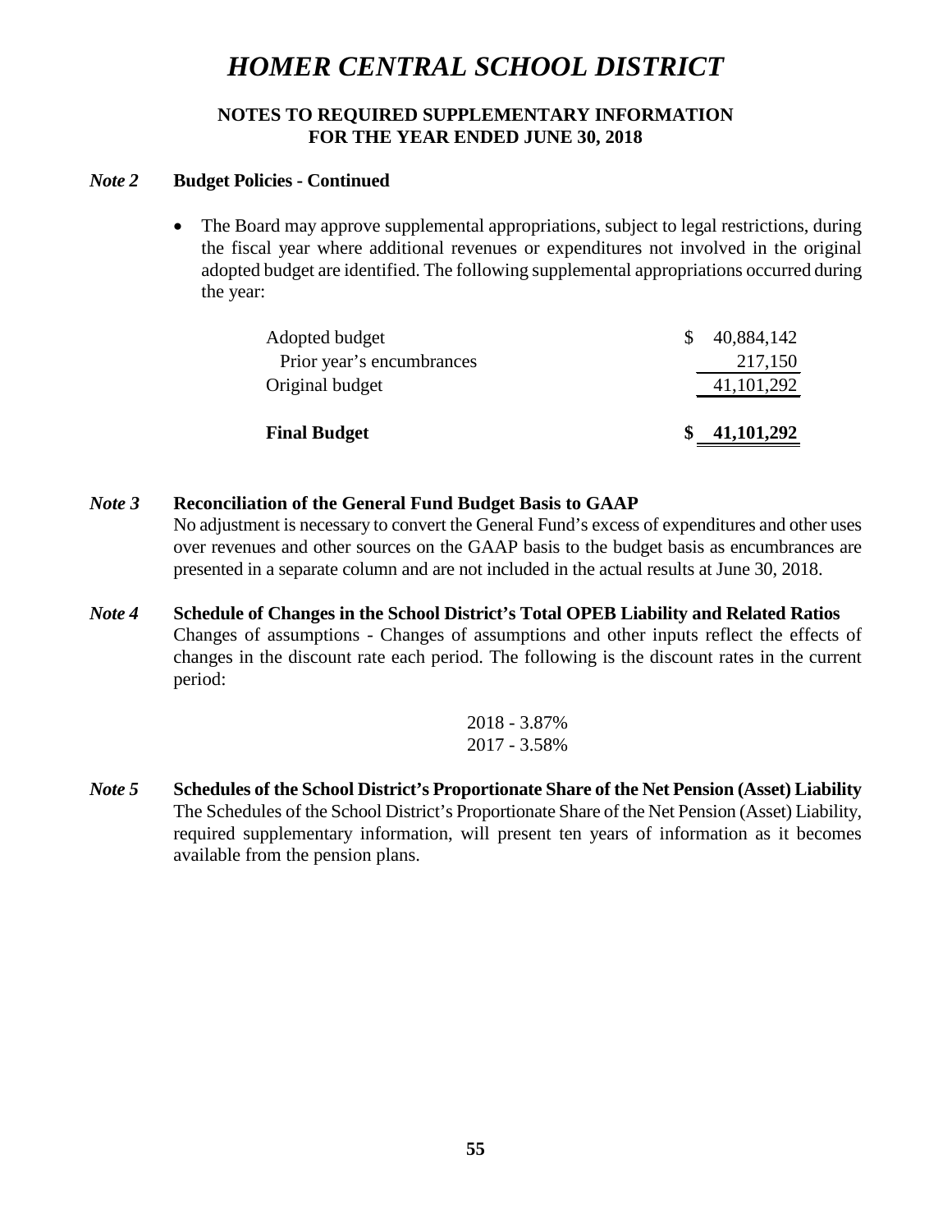# HOMER CENTRAL SCHOOL DISTRICT

## NOTES TO REQUIRED SUPPLEMENTARY INFORMATION
## FOR THE YEAR ENDED JUNE 30, 2018

***Note 2*** **Budget Policies - Continued**

- The Board may approve supplemental appropriations, subject to legal restrictions, during the fiscal year where additional revenues or expenditures not involved in the original adopted budget are identified. The following supplemental appropriations occurred during the year:

| | |
|---|---|
| Adopted budget | $ 40,884,142 |
| Prior year's encumbrances | 217,150 |
| Original budget | 41,101,292 |
| **Final Budget** | **$ 41,101,292** |

***Note 3*** **Reconciliation of the General Fund Budget Basis to GAAP**

No adjustment is necessary to convert the General Fund's excess of expenditures and other uses over revenues and other sources on the GAAP basis to the budget basis as encumbrances are presented in a separate column and are not included in the actual results at June 30, 2018.

***Note 4*** **Schedule of Changes in the School District's Total OPEB Liability and Related Ratios**

Changes of assumptions - Changes of assumptions and other inputs reflect the effects of changes in the discount rate each period. The following is the discount rates in the current period:

2018 - 3.87%
2017 - 3.58%

***Note 5*** **Schedules of the School District's Proportionate Share of the Net Pension (Asset) Liability**

The Schedules of the School District's Proportionate Share of the Net Pension (Asset) Liability, required supplementary information, will present ten years of information as it becomes available from the pension plans.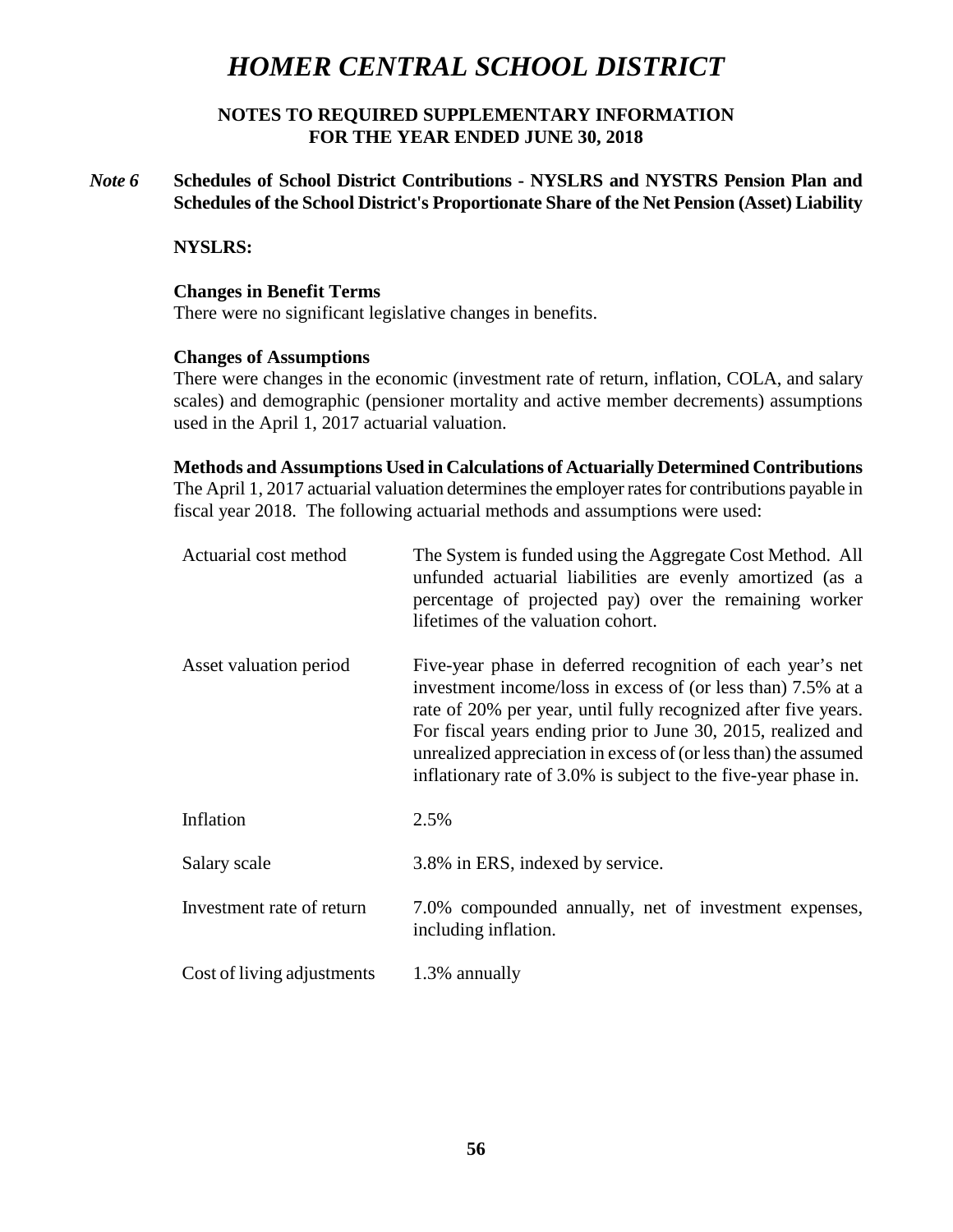# *HOMER CENTRAL SCHOOL DISTRICT*

**NOTES TO REQUIRED SUPPLEMENTARY INFORMATION**
**FOR THE YEAR ENDED JUNE 30, 2018**

***Note 6*** **Schedules of School District Contributions - NYSLRS and NYSTRS Pension Plan and Schedules of the School District's Proportionate Share of the Net Pension (Asset) Liability**

**NYSLRS:**

**Changes in Benefit Terms**

There were no significant legislative changes in benefits.

**Changes of Assumptions**

There were changes in the economic (investment rate of return, inflation, COLA, and salary scales) and demographic (pensioner mortality and active member decrements) assumptions used in the April 1, 2017 actuarial valuation.

**Methods and Assumptions Used in Calculations of Actuarially Determined Contributions**

The April 1, 2017 actuarial valuation determines the employer rates for contributions payable in fiscal year 2018. The following actuarial methods and assumptions were used:

| | |
|---|---|
| Actuarial cost method | The System is funded using the Aggregate Cost Method. All unfunded actuarial liabilities are evenly amortized (as a percentage of projected pay) over the remaining worker lifetimes of the valuation cohort. |
| Asset valuation period | Five-year phase in deferred recognition of each year's net investment income/loss in excess of (or less than) 7.5% at a rate of 20% per year, until fully recognized after five years. For fiscal years ending prior to June 30, 2015, realized and unrealized appreciation in excess of (or less than) the assumed inflationary rate of 3.0% is subject to the five-year phase in. |
| Inflation | 2.5% |
| Salary scale | 3.8% in ERS, indexed by service. |
| Investment rate of return | 7.0% compounded annually, net of investment expenses, including inflation. |
| Cost of living adjustments | 1.3% annually |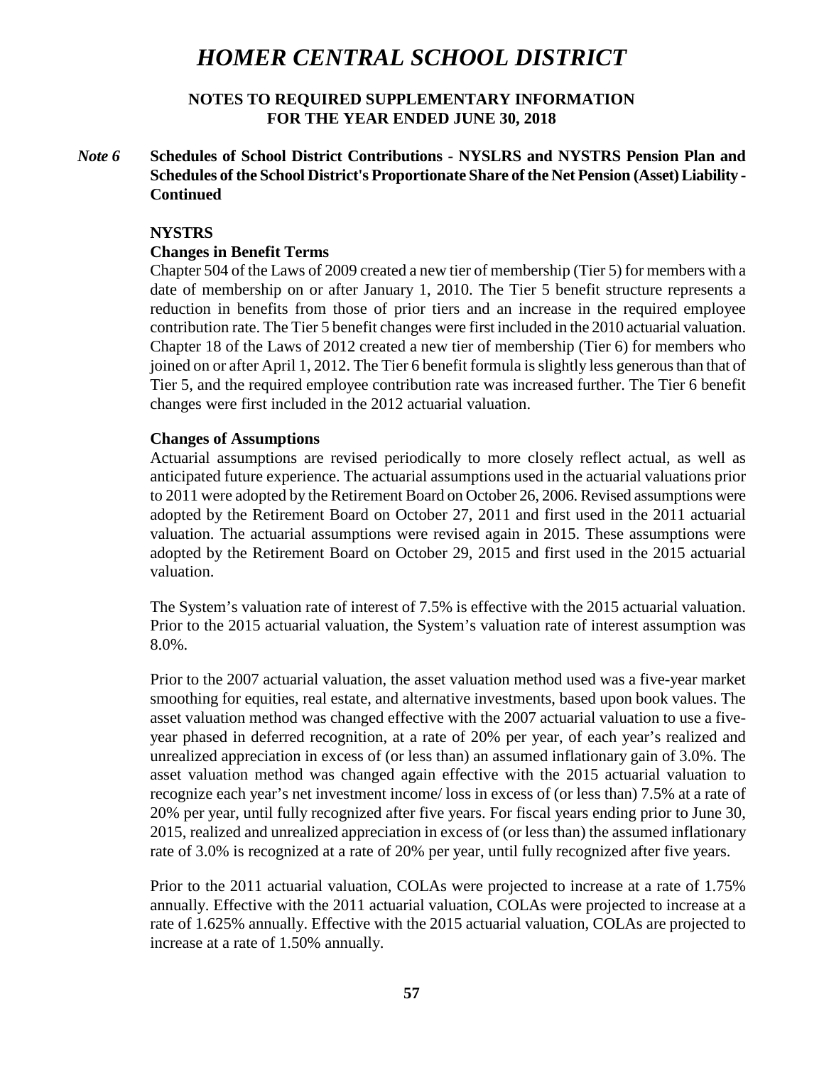# *HOMER CENTRAL SCHOOL DISTRICT*

## NOTES TO REQUIRED SUPPLEMENTARY INFORMATION
## FOR THE YEAR ENDED JUNE 30, 2018

***Note 6*** **Schedules of School District Contributions - NYSLRS and NYSTRS Pension Plan and Schedules of the School District's Proportionate Share of the Net Pension (Asset) Liability - Continued**

**NYSTRS**

**Changes in Benefit Terms**

Chapter 504 of the Laws of 2009 created a new tier of membership (Tier 5) for members with a date of membership on or after January 1, 2010. The Tier 5 benefit structure represents a reduction in benefits from those of prior tiers and an increase in the required employee contribution rate. The Tier 5 benefit changes were first included in the 2010 actuarial valuation. Chapter 18 of the Laws of 2012 created a new tier of membership (Tier 6) for members who joined on or after April 1, 2012. The Tier 6 benefit formula is slightly less generous than that of Tier 5, and the required employee contribution rate was increased further. The Tier 6 benefit changes were first included in the 2012 actuarial valuation.

**Changes of Assumptions**

Actuarial assumptions are revised periodically to more closely reflect actual, as well as anticipated future experience. The actuarial assumptions used in the actuarial valuations prior to 2011 were adopted by the Retirement Board on October 26, 2006. Revised assumptions were adopted by the Retirement Board on October 27, 2011 and first used in the 2011 actuarial valuation. The actuarial assumptions were revised again in 2015. These assumptions were adopted by the Retirement Board on October 29, 2015 and first used in the 2015 actuarial valuation.

The System's valuation rate of interest of 7.5% is effective with the 2015 actuarial valuation. Prior to the 2015 actuarial valuation, the System's valuation rate of interest assumption was 8.0%.

Prior to the 2007 actuarial valuation, the asset valuation method used was a five-year market smoothing for equities, real estate, and alternative investments, based upon book values. The asset valuation method was changed effective with the 2007 actuarial valuation to use a five-year phased in deferred recognition, at a rate of 20% per year, of each year's realized and unrealized appreciation in excess of (or less than) an assumed inflationary gain of 3.0%. The asset valuation method was changed again effective with the 2015 actuarial valuation to recognize each year's net investment income/ loss in excess of (or less than) 7.5% at a rate of 20% per year, until fully recognized after five years. For fiscal years ending prior to June 30, 2015, realized and unrealized appreciation in excess of (or less than) the assumed inflationary rate of 3.0% is recognized at a rate of 20% per year, until fully recognized after five years.

Prior to the 2011 actuarial valuation, COLAs were projected to increase at a rate of 1.75% annually. Effective with the 2011 actuarial valuation, COLAs were projected to increase at a rate of 1.625% annually. Effective with the 2015 actuarial valuation, COLAs are projected to increase at a rate of 1.50% annually.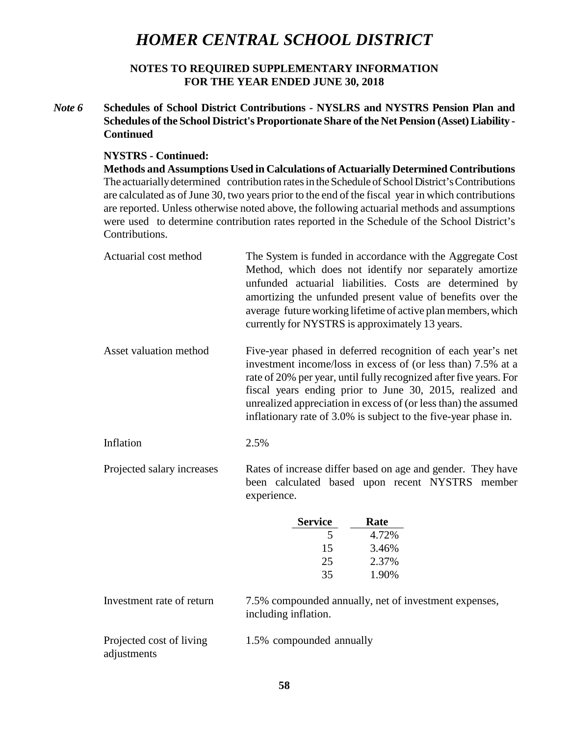# HOMER CENTRAL SCHOOL DISTRICT

## NOTES TO REQUIRED SUPPLEMENTARY INFORMATION
## FOR THE YEAR ENDED JUNE 30, 2018

***Note 6*** **Schedules of School District Contributions - NYSLRS and NYSTRS Pension Plan and Schedules of the School District's Proportionate Share of the Net Pension (Asset) Liability - Continued**

**NYSTRS - Continued:**

**Methods and Assumptions Used in Calculations of Actuarially Determined Contributions**

The actuarially determined contribution rates in the Schedule of School District's Contributions are calculated as of June 30, two years prior to the end of the fiscal year in which contributions are reported. Unless otherwise noted above, the following actuarial methods and assumptions were used to determine contribution rates reported in the Schedule of the School District's Contributions.

Actuarial cost method: The System is funded in accordance with the Aggregate Cost Method, which does not identify nor separately amortize unfunded actuarial liabilities. Costs are determined by amortizing the unfunded present value of benefits over the average future working lifetime of active plan members, which currently for NYSTRS is approximately 13 years.

Asset valuation method: Five-year phased in deferred recognition of each year's net investment income/loss in excess of (or less than) 7.5% at a rate of 20% per year, until fully recognized after five years. For fiscal years ending prior to June 30, 2015, realized and unrealized appreciation in excess of (or less than) the assumed inflationary rate of 3.0% is subject to the five-year phase in.

Inflation: 2.5%

Projected salary increases: Rates of increase differ based on age and gender. They have been calculated based upon recent NYSTRS member experience.

| Service | Rate |
|---|---|
| 5 | 4.72% |
| 15 | 3.46% |
| 25 | 2.37% |
| 35 | 1.90% |

Investment rate of return: 7.5% compounded annually, net of investment expenses, including inflation.

Projected cost of living adjustments: 1.5% compounded annually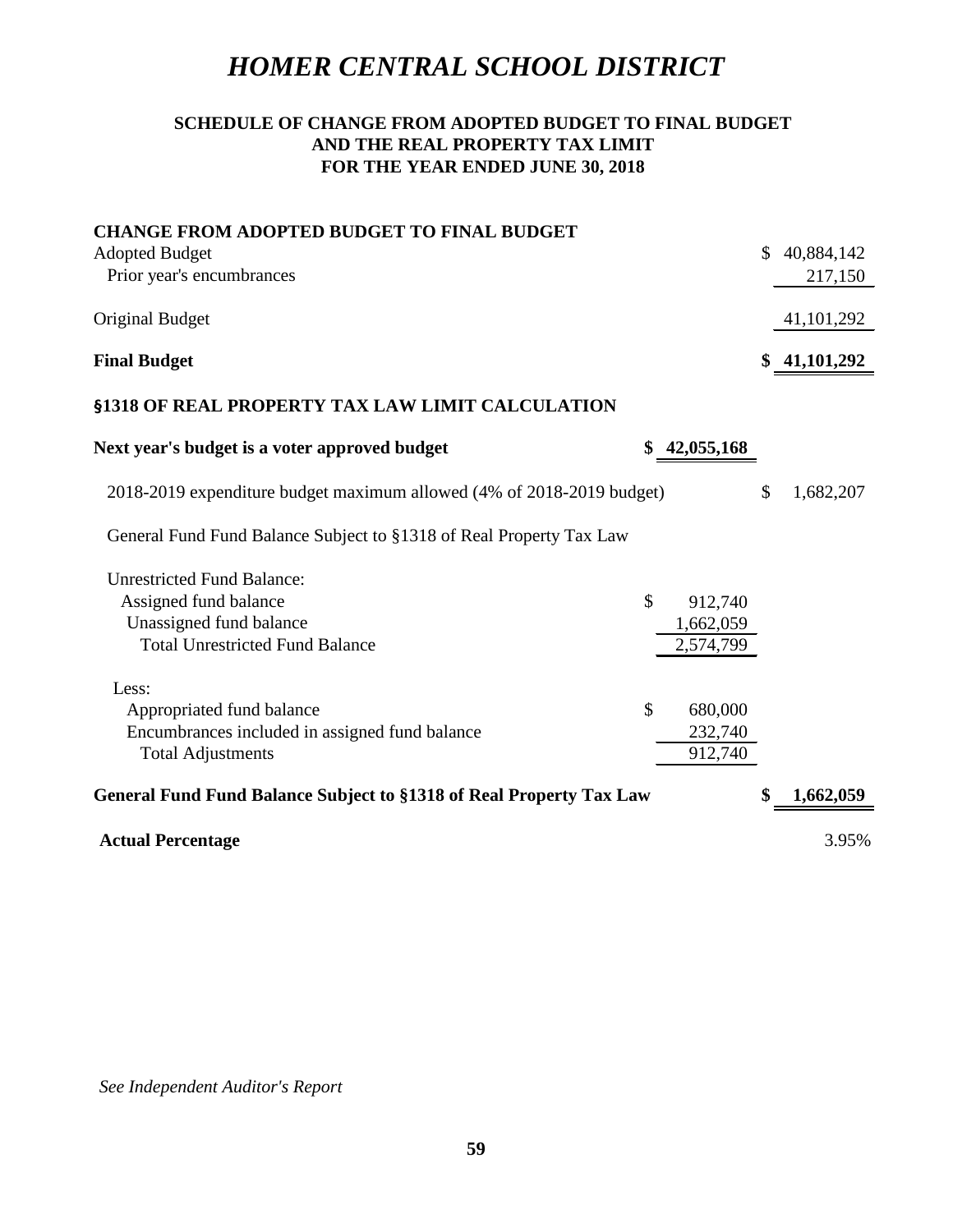# *HOMER CENTRAL SCHOOL DISTRICT*

## SCHEDULE OF CHANGE FROM ADOPTED BUDGET TO FINAL BUDGET AND THE REAL PROPERTY TAX LIMIT FOR THE YEAR ENDED JUNE 30, 2018

| | | |
|---|---|---|
| **CHANGE FROM ADOPTED BUDGET TO FINAL BUDGET** | | |
| Adopted Budget | | $ 40,884,142 |
| Prior year's encumbrances | | 217,150 |
| Original Budget | | 41,101,292 |
| **Final Budget** | | **$ 41,101,292** |
| **§1318 OF REAL PROPERTY TAX LAW LIMIT CALCULATION** | | |
| **Next year's budget is a voter approved budget** | **$ 42,055,168** | |
| 2018-2019 expenditure budget maximum allowed (4% of 2018-2019 budget) | | $ 1,682,207 |
| General Fund Fund Balance Subject to §1318 of Real Property Tax Law | | |
| Unrestricted Fund Balance: | | |
| Assigned fund balance | $ 912,740 | |
| Unassigned fund balance | 1,662,059 | |
| Total Unrestricted Fund Balance | 2,574,799 | |
| Less: | | |
| Appropriated fund balance | $ 680,000 | |
| Encumbrances included in assigned fund balance | 232,740 | |
| Total Adjustments | 912,740 | |
| **General Fund Fund Balance Subject to §1318 of Real Property Tax Law** | | **$ 1,662,059** |
| **Actual Percentage** | | 3.95% |

*See Independent Auditor's Report*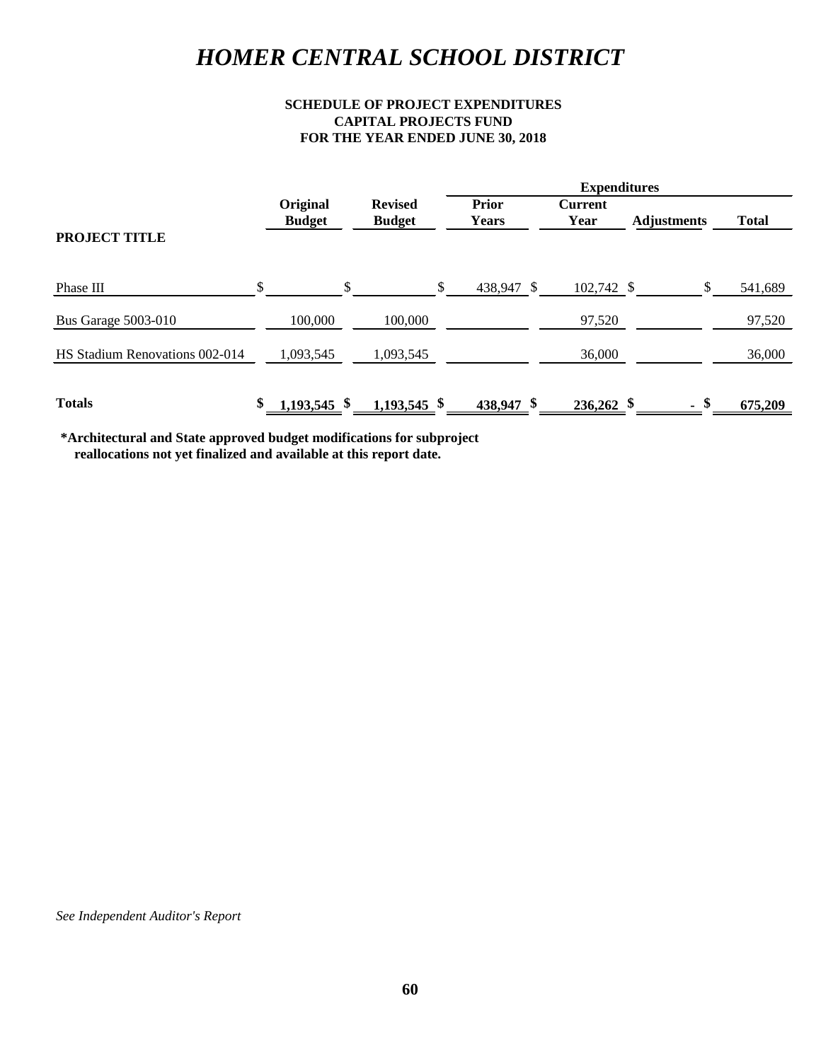# *HOMER CENTRAL SCHOOL DISTRICT*

**SCHEDULE OF PROJECT EXPENDITURES**
**CAPITAL PROJECTS FUND**
**FOR THE YEAR ENDED JUNE 30, 2018**

| | | | Expenditures | | | |
|---|---|---|---|---|---|---|
| **PROJECT TITLE** | **Original Budget** | **Revised Budget** | **Prior Years** | **Current Year** | **Adjustments** | **Total** |
| Phase III | $ | $ | $ 438,947 | $ 102,742 | $ | $ 541,689 |
| Bus Garage 5003-010 | 100,000 | 100,000 | | 97,520 | | 97,520 |
| HS Stadium Renovations 002-014 | 1,093,545 | 1,093,545 | | 36,000 | | 36,000 |
| **Totals** | **$ 1,193,545** | **$ 1,193,545** | **$ 438,947** | **$ 236,262** | **$ -** | **$ 675,209** |

**\*Architectural and State approved budget modifications for subproject reallocations not yet finalized and available at this report date.**

*See Independent Auditor's Report*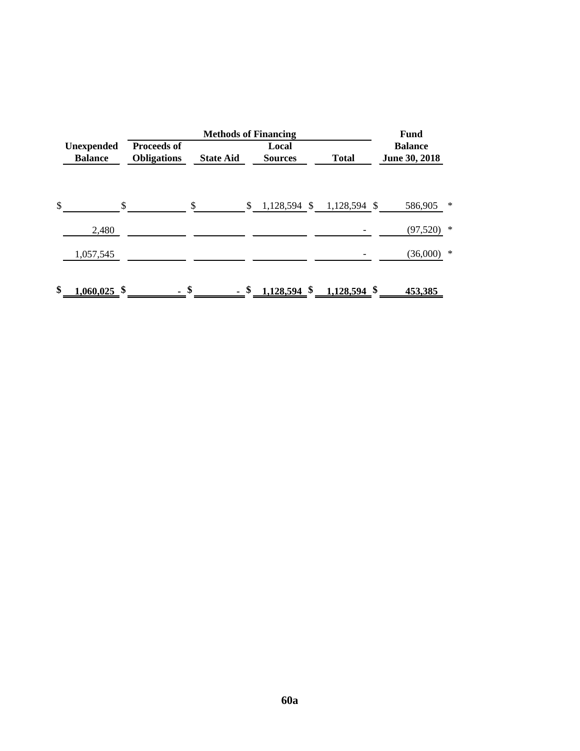| Unexpended Balance | Methods of Financing: Proceeds of Obligations | State Aid | Local Sources | Total | Fund Balance June 30, 2018 | |
|---|---|---|---|---|---|---|
| $ | $ | $ | $ 1,128,594 | $ 1,128,594 | $ 586,905 | * |
| 2,480 | | | | - | (97,520) | * |
| 1,057,545 | | | | - | (36,000) | * |
| **$ 1,060,025** | **$ -** | **$ -** | **$ 1,128,594** | **$ 1,128,594** | **$ 453,385** | |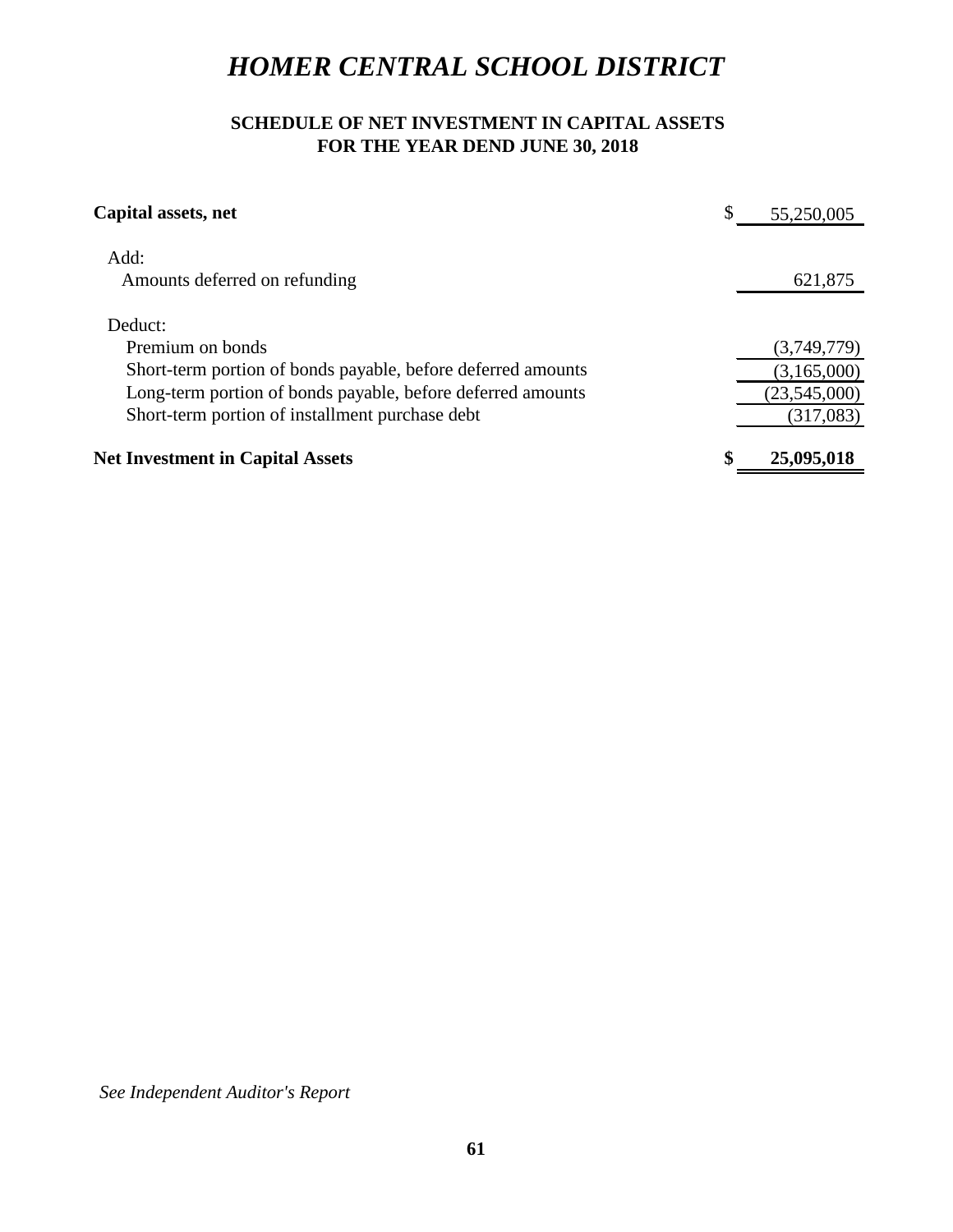# *HOMER CENTRAL SCHOOL DISTRICT*

## SCHEDULE OF NET INVESTMENT IN CAPITAL ASSETS
## FOR THE YEAR DEND JUNE 30, 2018

| | | |
|---|---|---|
| **Capital assets, net** | $ | 55,250,005 |
| Add: | | |
| Amounts deferred on refunding | | 621,875 |
| Deduct: | | |
| Premium on bonds | | (3,749,779) |
| Short-term portion of bonds payable, before deferred amounts | | (3,165,000) |
| Long-term portion of bonds payable, before deferred amounts | | (23,545,000) |
| Short-term portion of installment purchase debt | | (317,083) |
| **Net Investment in Capital Assets** | **$** | **25,095,018** |

*See Independent Auditor's Report*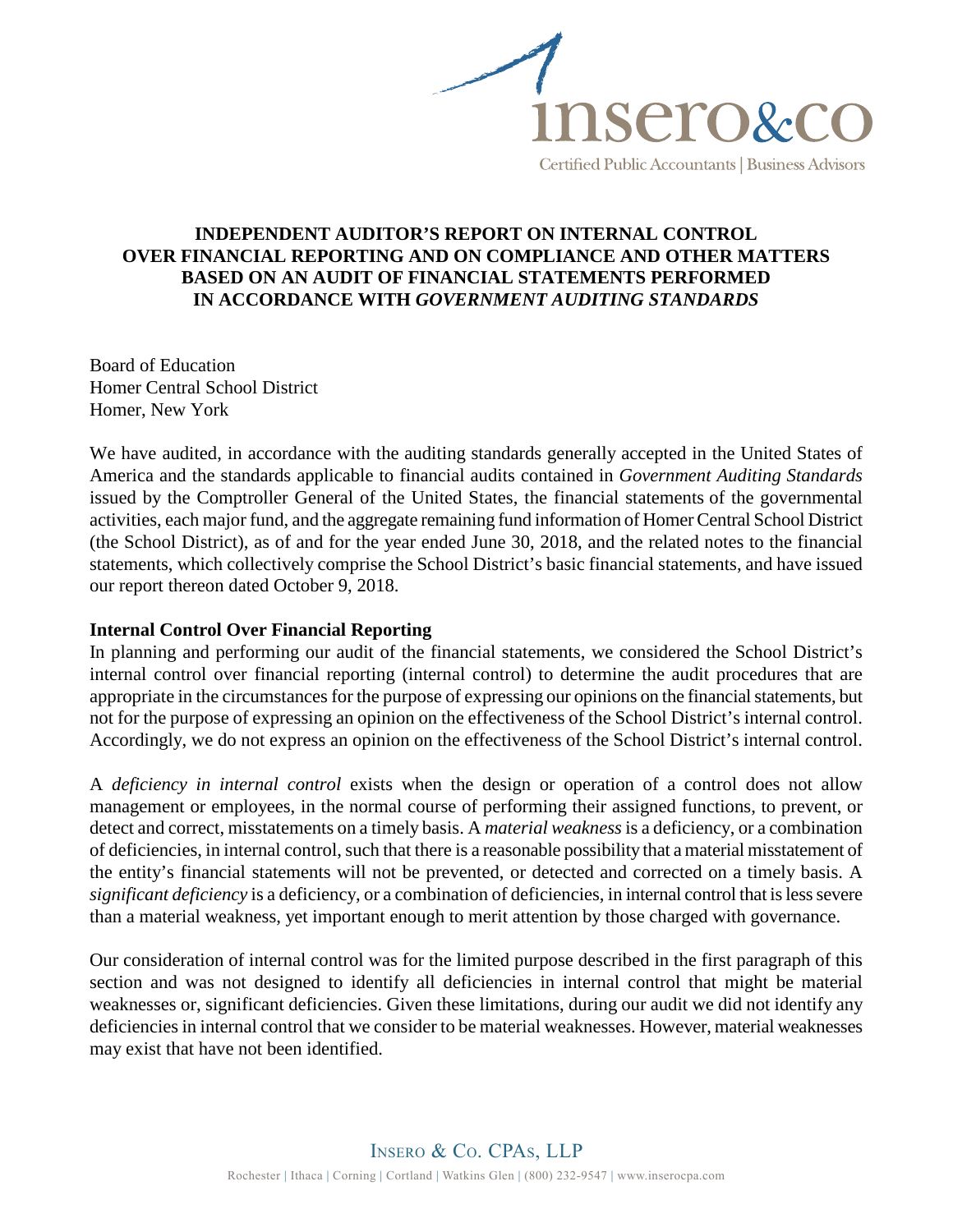# INDEPENDENT AUDITOR'S REPORT ON INTERNAL CONTROL OVER FINANCIAL REPORTING AND ON COMPLIANCE AND OTHER MATTERS BASED ON AN AUDIT OF FINANCIAL STATEMENTS PERFORMED IN ACCORDANCE WITH *GOVERNMENT AUDITING STANDARDS*

Board of Education
Homer Central School District
Homer, New York

We have audited, in accordance with the auditing standards generally accepted in the United States of America and the standards applicable to financial audits contained in *Government Auditing Standards* issued by the Comptroller General of the United States, the financial statements of the governmental activities, each major fund, and the aggregate remaining fund information of Homer Central School District (the School District), as of and for the year ended June 30, 2018, and the related notes to the financial statements, which collectively comprise the School District's basic financial statements, and have issued our report thereon dated October 9, 2018.

**Internal Control Over Financial Reporting**

In planning and performing our audit of the financial statements, we considered the School District's internal control over financial reporting (internal control) to determine the audit procedures that are appropriate in the circumstances for the purpose of expressing our opinions on the financial statements, but not for the purpose of expressing an opinion on the effectiveness of the School District's internal control. Accordingly, we do not express an opinion on the effectiveness of the School District's internal control.

A *deficiency in internal control* exists when the design or operation of a control does not allow management or employees, in the normal course of performing their assigned functions, to prevent, or detect and correct, misstatements on a timely basis. A *material weakness* is a deficiency, or a combination of deficiencies, in internal control, such that there is a reasonable possibility that a material misstatement of the entity's financial statements will not be prevented, or detected and corrected on a timely basis. A *significant deficiency* is a deficiency, or a combination of deficiencies, in internal control that is less severe than a material weakness, yet important enough to merit attention by those charged with governance.

Our consideration of internal control was for the limited purpose described in the first paragraph of this section and was not designed to identify all deficiencies in internal control that might be material weaknesses or, significant deficiencies. Given these limitations, during our audit we did not identify any deficiencies in internal control that we consider to be material weaknesses. However, material weaknesses may exist that have not been identified.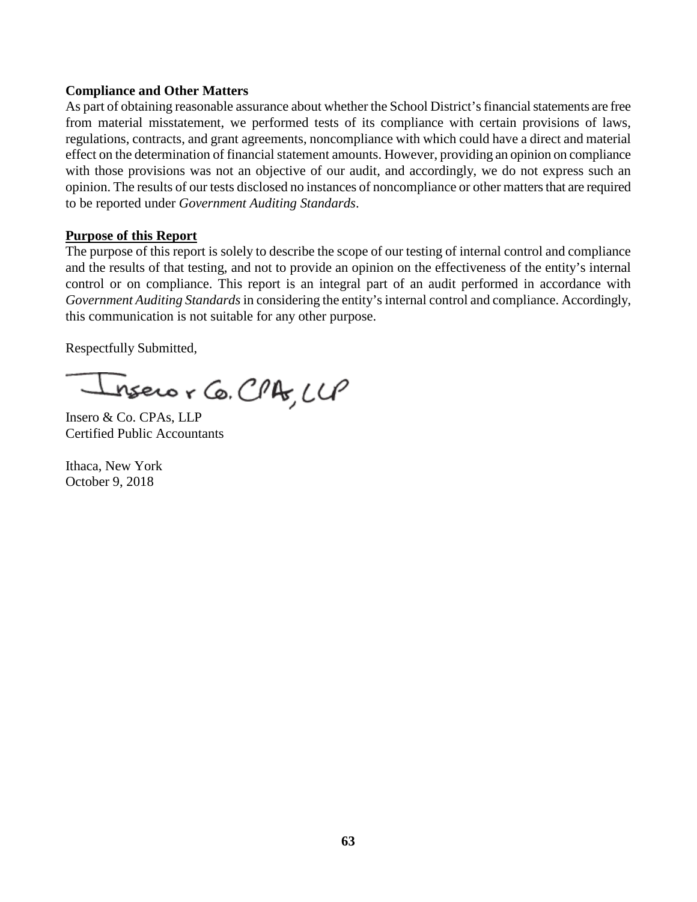**Compliance and Other Matters**

As part of obtaining reasonable assurance about whether the School District's financial statements are free from material misstatement, we performed tests of its compliance with certain provisions of laws, regulations, contracts, and grant agreements, noncompliance with which could have a direct and material effect on the determination of financial statement amounts. However, providing an opinion on compliance with those provisions was not an objective of our audit, and accordingly, we do not express such an opinion. The results of our tests disclosed no instances of noncompliance or other matters that are required to be reported under *Government Auditing Standards*.

**Purpose of this Report**

The purpose of this report is solely to describe the scope of our testing of internal control and compliance and the results of that testing, and not to provide an opinion on the effectiveness of the entity's internal control or on compliance. This report is an integral part of an audit performed in accordance with *Government Auditing Standards* in considering the entity's internal control and compliance. Accordingly, this communication is not suitable for any other purpose.

Respectfully Submitted,

Insero & Co. CPAs, LLP

Insero & Co. CPAs, LLP
Certified Public Accountants

Ithaca, New York
October 9, 2018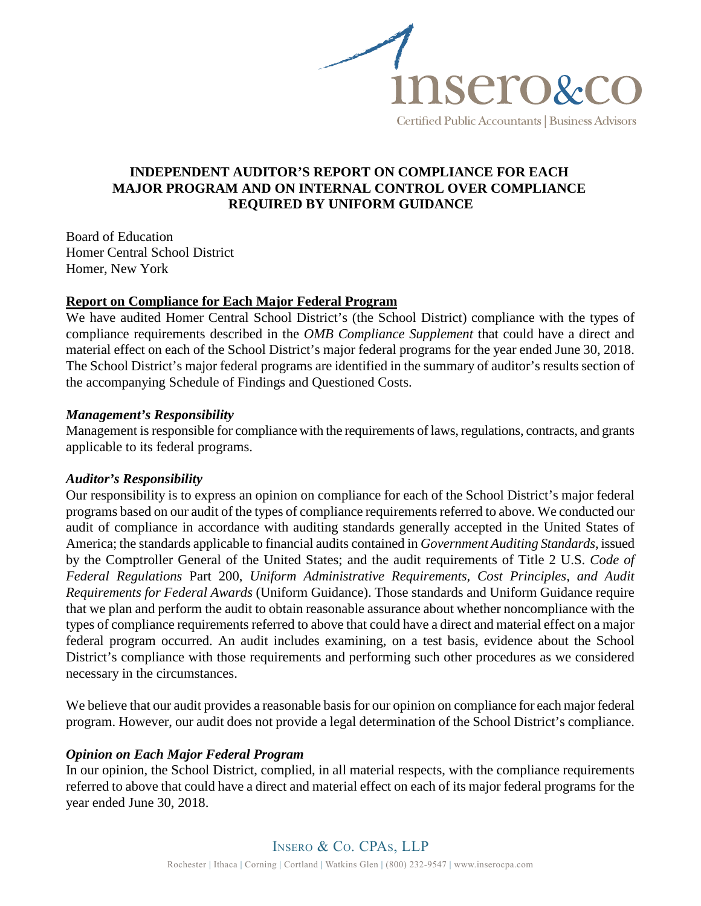# INDEPENDENT AUDITOR'S REPORT ON COMPLIANCE FOR EACH MAJOR PROGRAM AND ON INTERNAL CONTROL OVER COMPLIANCE REQUIRED BY UNIFORM GUIDANCE

Board of Education
Homer Central School District
Homer, New York

**Report on Compliance for Each Major Federal Program**

We have audited Homer Central School District's (the School District) compliance with the types of compliance requirements described in the *OMB Compliance Supplement* that could have a direct and material effect on each of the School District's major federal programs for the year ended June 30, 2018. The School District's major federal programs are identified in the summary of auditor's results section of the accompanying Schedule of Findings and Questioned Costs.

***Management's Responsibility***

Management is responsible for compliance with the requirements of laws, regulations, contracts, and grants applicable to its federal programs.

***Auditor's Responsibility***

Our responsibility is to express an opinion on compliance for each of the School District's major federal programs based on our audit of the types of compliance requirements referred to above. We conducted our audit of compliance in accordance with auditing standards generally accepted in the United States of America; the standards applicable to financial audits contained in *Government Auditing Standards*, issued by the Comptroller General of the United States; and the audit requirements of Title 2 U.S. *Code of Federal Regulations* Part 200, *Uniform Administrative Requirements, Cost Principles, and Audit Requirements for Federal Awards* (Uniform Guidance). Those standards and Uniform Guidance require that we plan and perform the audit to obtain reasonable assurance about whether noncompliance with the types of compliance requirements referred to above that could have a direct and material effect on a major federal program occurred. An audit includes examining, on a test basis, evidence about the School District's compliance with those requirements and performing such other procedures as we considered necessary in the circumstances.

We believe that our audit provides a reasonable basis for our opinion on compliance for each major federal program. However, our audit does not provide a legal determination of the School District's compliance.

***Opinion on Each Major Federal Program***

In our opinion, the School District, complied, in all material respects, with the compliance requirements referred to above that could have a direct and material effect on each of its major federal programs for the year ended June 30, 2018.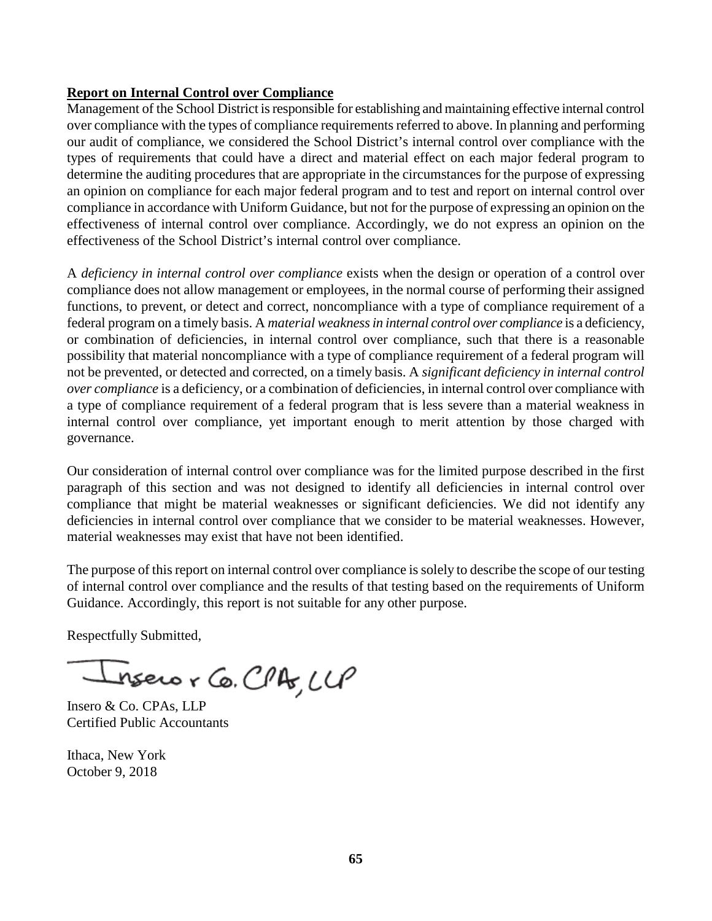**Report on Internal Control over Compliance**

Management of the School District is responsible for establishing and maintaining effective internal control over compliance with the types of compliance requirements referred to above. In planning and performing our audit of compliance, we considered the School District's internal control over compliance with the types of requirements that could have a direct and material effect on each major federal program to determine the auditing procedures that are appropriate in the circumstances for the purpose of expressing an opinion on compliance for each major federal program and to test and report on internal control over compliance in accordance with Uniform Guidance, but not for the purpose of expressing an opinion on the effectiveness of internal control over compliance. Accordingly, we do not express an opinion on the effectiveness of the School District's internal control over compliance.

A *deficiency in internal control over compliance* exists when the design or operation of a control over compliance does not allow management or employees, in the normal course of performing their assigned functions, to prevent, or detect and correct, noncompliance with a type of compliance requirement of a federal program on a timely basis. A *material weakness in internal control over compliance* is a deficiency, or combination of deficiencies, in internal control over compliance, such that there is a reasonable possibility that material noncompliance with a type of compliance requirement of a federal program will not be prevented, or detected and corrected, on a timely basis. A *significant deficiency in internal control over compliance* is a deficiency, or a combination of deficiencies, in internal control over compliance with a type of compliance requirement of a federal program that is less severe than a material weakness in internal control over compliance, yet important enough to merit attention by those charged with governance.

Our consideration of internal control over compliance was for the limited purpose described in the first paragraph of this section and was not designed to identify all deficiencies in internal control over compliance that might be material weaknesses or significant deficiencies. We did not identify any deficiencies in internal control over compliance that we consider to be material weaknesses. However, material weaknesses may exist that have not been identified.

The purpose of this report on internal control over compliance is solely to describe the scope of our testing of internal control over compliance and the results of that testing based on the requirements of Uniform Guidance. Accordingly, this report is not suitable for any other purpose.

Respectfully Submitted,

Insero & Co. CPAs, LLP

Insero & Co. CPAs, LLP
Certified Public Accountants

Ithaca, New York
October 9, 2018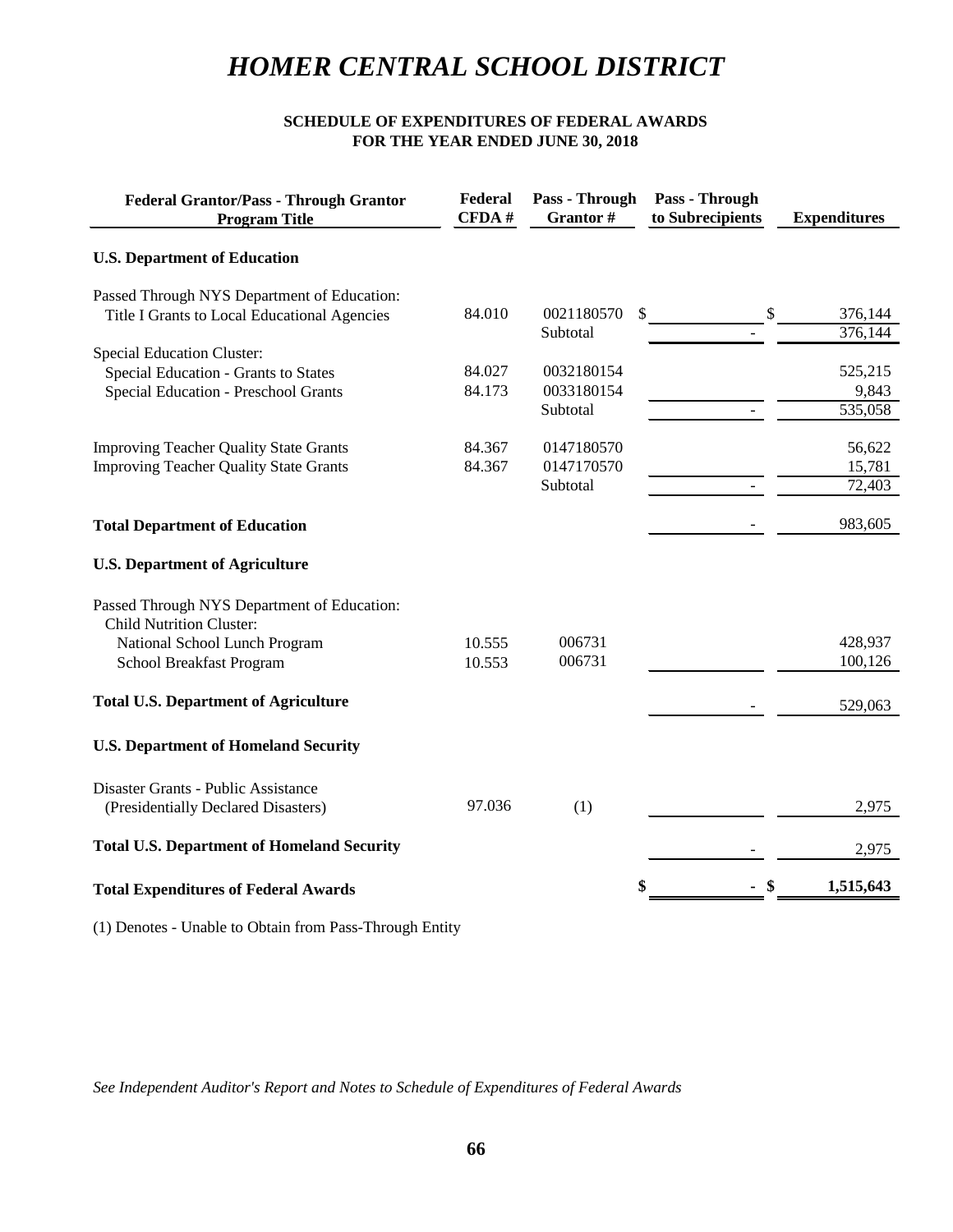# *HOMER CENTRAL SCHOOL DISTRICT*

**SCHEDULE OF EXPENDITURES OF FEDERAL AWARDS**
**FOR THE YEAR ENDED JUNE 30, 2018**

| Federal Grantor/Pass - Through Grantor Program Title | Federal CFDA # | Pass - Through Grantor # | Pass - Through to Subrecipients | Expenditures |
|---|---|---|---|---|
| **U.S. Department of Education** | | | | |
| Passed Through NYS Department of Education: | | | | |
| Title I Grants to Local Educational Agencies | 84.010 | 0021180570 | $ | $ 376,144 |
| | | Subtotal | - | 376,144 |
| Special Education Cluster: | | | | |
| Special Education - Grants to States | 84.027 | 0032180154 | | 525,215 |
| Special Education - Preschool Grants | 84.173 | 0033180154 | | 9,843 |
| | | Subtotal | - | 535,058 |
| Improving Teacher Quality State Grants | 84.367 | 0147180570 | | 56,622 |
| Improving Teacher Quality State Grants | 84.367 | 0147170570 | | 15,781 |
| | | Subtotal | - | 72,403 |
| **Total Department of Education** | | | - | 983,605 |
| **U.S. Department of Agriculture** | | | | |
| Passed Through NYS Department of Education: | | | | |
| Child Nutrition Cluster: | | | | |
| National School Lunch Program | 10.555 | 006731 | | 428,937 |
| School Breakfast Program | 10.553 | 006731 | | 100,126 |
| **Total U.S. Department of Agriculture** | | | - | 529,063 |
| **U.S. Department of Homeland Security** | | | | |
| Disaster Grants - Public Assistance (Presidentially Declared Disasters) | 97.036 | (1) | | 2,975 |
| **Total U.S. Department of Homeland Security** | | | - | 2,975 |
| **Total Expenditures of Federal Awards** | | | $ - | **$ 1,515,643** |

(1) Denotes - Unable to Obtain from Pass-Through Entity

*See Independent Auditor's Report and Notes to Schedule of Expenditures of Federal Awards*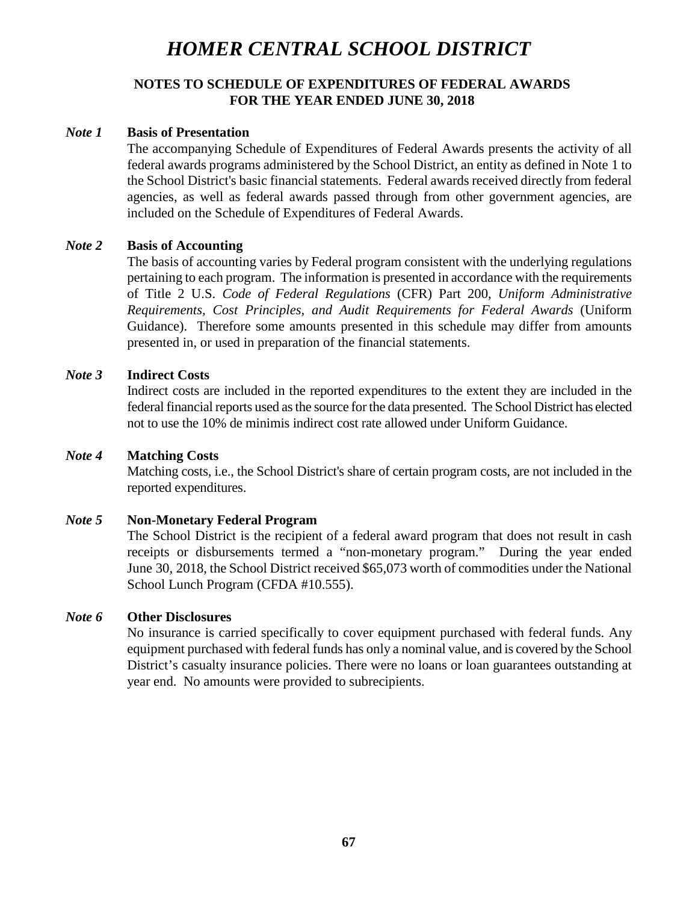# *HOMER CENTRAL SCHOOL DISTRICT*

**NOTES TO SCHEDULE OF EXPENDITURES OF FEDERAL AWARDS**
**FOR THE YEAR ENDED JUNE 30, 2018**

***Note 1*** **Basis of Presentation**

The accompanying Schedule of Expenditures of Federal Awards presents the activity of all federal awards programs administered by the School District, an entity as defined in Note 1 to the School District's basic financial statements. Federal awards received directly from federal agencies, as well as federal awards passed through from other government agencies, are included on the Schedule of Expenditures of Federal Awards.

***Note 2*** **Basis of Accounting**

The basis of accounting varies by Federal program consistent with the underlying regulations pertaining to each program. The information is presented in accordance with the requirements of Title 2 U.S. *Code of Federal Regulations* (CFR) Part 200, *Uniform Administrative Requirements, Cost Principles, and Audit Requirements for Federal Awards* (Uniform Guidance). Therefore some amounts presented in this schedule may differ from amounts presented in, or used in preparation of the financial statements.

***Note 3*** **Indirect Costs**

Indirect costs are included in the reported expenditures to the extent they are included in the federal financial reports used as the source for the data presented. The School District has elected not to use the 10% de minimis indirect cost rate allowed under Uniform Guidance.

***Note 4*** **Matching Costs**

Matching costs, i.e., the School District's share of certain program costs, are not included in the reported expenditures.

***Note 5*** **Non-Monetary Federal Program**

The School District is the recipient of a federal award program that does not result in cash receipts or disbursements termed a "non-monetary program." During the year ended June 30, 2018, the School District received $65,073 worth of commodities under the National School Lunch Program (CFDA #10.555).

***Note 6*** **Other Disclosures**

No insurance is carried specifically to cover equipment purchased with federal funds. Any equipment purchased with federal funds has only a nominal value, and is covered by the School District's casualty insurance policies. There were no loans or loan guarantees outstanding at year end. No amounts were provided to subrecipients.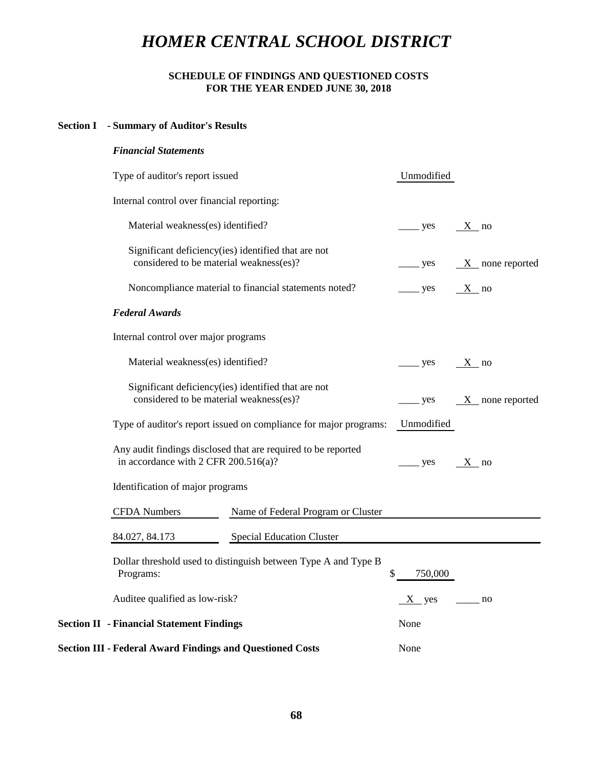# HOMER CENTRAL SCHOOL DISTRICT

**SCHEDULE OF FINDINGS AND QUESTIONED COSTS**
**FOR THE YEAR ENDED JUNE 30, 2018**

**Section I - Summary of Auditor's Results**

***Financial Statements***

Type of auditor's report issued: Unmodified

Internal control over financial reporting:

| | | |
|---|---|---|
| Material weakness(es) identified? | ____ yes | X no |
| Significant deficiency(ies) identified that are not considered to be material weakness(es)? | ____ yes | X none reported |
| Noncompliance material to financial statements noted? | ____ yes | X no |

***Federal Awards***

Internal control over major programs

| | | |
|---|---|---|
| Material weakness(es) identified? | ____ yes | X no |
| Significant deficiency(ies) identified that are not considered to be material weakness(es)? | ____ yes | X none reported |

Type of auditor's report issued on compliance for major programs: Unmodified

| | | |
|---|---|---|
| Any audit findings disclosed that are required to be reported in accordance with 2 CFR 200.516(a)? | ____ yes | X no |

Identification of major programs

| CFDA Numbers | Name of Federal Program or Cluster |
|---|---|
| 84.027, 84.173 | Special Education Cluster |

Dollar threshold used to distinguish between Type A and Type B Programs: $ 750,000

| | | |
|---|---|---|
| Auditee qualified as low-risk? | X yes | ____ no |

**Section II - Financial Statement Findings** None

**Section III - Federal Award Findings and Questioned Costs** None